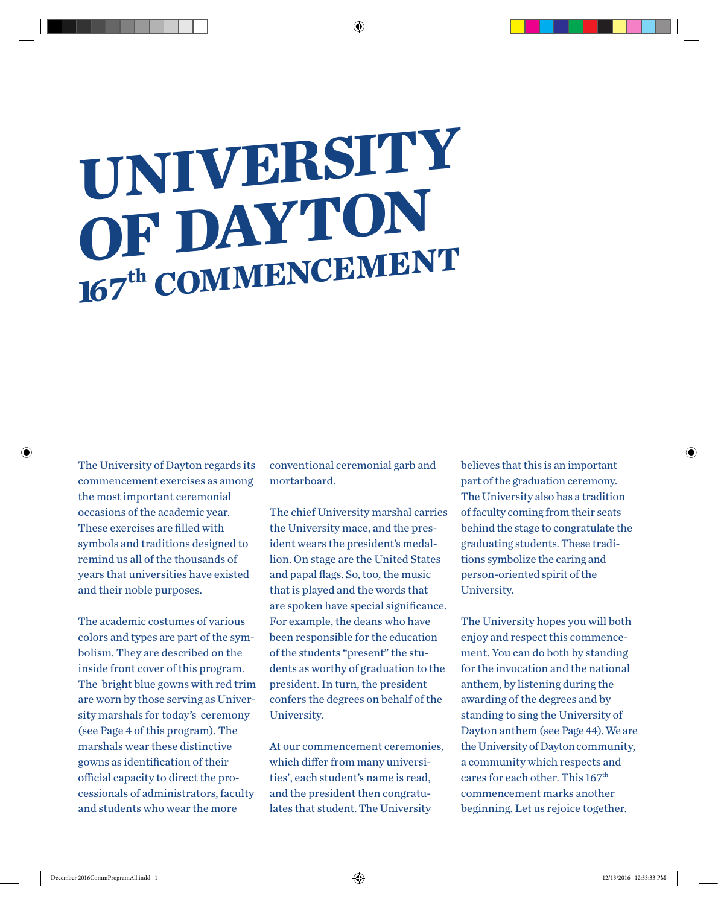# UNIVERSITY OF DAYTON

## 167th COMMENCEMENT

The University of Dayton regards its commencement exercises as among the most important ceremonial occasions of the academic year. These exercises are filled with symbols and traditions designed to remind us all of the thousands of years that universities have existed and their noble purposes.

The academic costumes of various colors and types are part of the symbolism. They are described on the inside front cover of this program. The bright blue gowns with red trim are worn by those serving as University marshals for today's ceremony (see Page 4 of this program). The marshals wear these distinctive gowns as identification of their official capacity to direct the processionals of administrators, faculty and students who wear the more conventional ceremonial garb and mortarboard.

The chief University marshal carries the University mace, and the president wears the president's medallion. On stage are the United States and papal flags. So, too, the music that is played and the words that are spoken have special significance. For example, the deans who have been responsible for the education of the students "present" the students as worthy of graduation to the president. In turn, the president confers the degrees on behalf of the University.

At our commencement ceremonies, which differ from many universities', each student's name is read, and the president then congratulates that student. The University believes that this is an important part of the graduation ceremony. The University also has a tradition of faculty coming from their seats behind the stage to congratulate the graduating students. These traditions symbolize the caring and person-oriented spirit of the University.

The University hopes you will both enjoy and respect this commencement. You can do both by standing for the invocation and the national anthem, by listening during the awarding of the degrees and by standing to sing the University of Dayton anthem (see Page 44). We are the University of Dayton community, a community which respects and cares for each other. This 167th commencement marks another beginning. Let us rejoice together.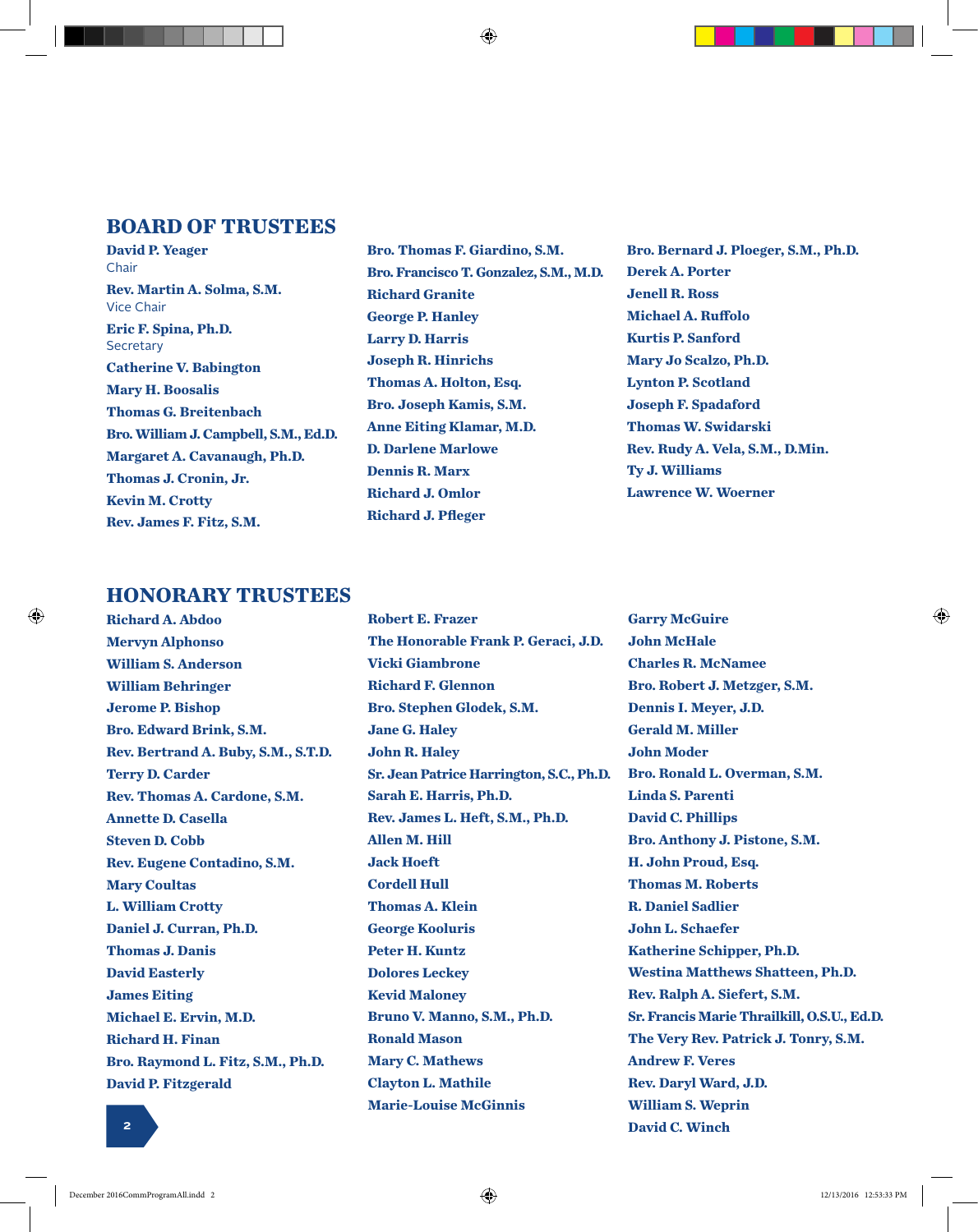## BOARD OF TRUSTEES

**David P. Yeager**
Chair

**Rev. Martin A. Solma, S.M.**
Vice Chair

**Eric F. Spina, Ph.D.**
Secretary

**Catherine V. Babington**
**Mary H. Boosalis**
**Thomas G. Breitenbach**
**Bro. William J. Campbell, S.M., Ed.D.**
**Margaret A. Cavanaugh, Ph.D.**
**Thomas J. Cronin, Jr.**
**Kevin M. Crotty**
**Rev. James F. Fitz, S.M.**
**Bro. Thomas F. Giardino, S.M.**
**Bro. Francisco T. Gonzalez, S.M., M.D.**
**Richard Granite**
**George P. Hanley**
**Larry D. Harris**
**Joseph R. Hinrichs**
**Thomas A. Holton, Esq.**
**Bro. Joseph Kamis, S.M.**
**Anne Eiting Klamar, M.D.**
**D. Darlene Marlowe**
**Dennis R. Marx**
**Richard J. Omlor**
**Richard J. Pfleger**
**Bro. Bernard J. Ploeger, S.M., Ph.D.**
**Derek A. Porter**
**Jenell R. Ross**
**Michael A. Ruffolo**
**Kurtis P. Sanford**
**Mary Jo Scalzo, Ph.D.**
**Lynton P. Scotland**
**Joseph F. Spadaford**
**Thomas W. Swidarski**
**Rev. Rudy A. Vela, S.M., D.Min.**
**Ty J. Williams**
**Lawrence W. Woerner**

## HONORARY TRUSTEES

**Richard A. Abdoo**
**Mervyn Alphonso**
**William S. Anderson**
**William Behringer**
**Jerome P. Bishop**
**Bro. Edward Brink, S.M.**
**Rev. Bertrand A. Buby, S.M., S.T.D.**
**Terry D. Carder**
**Rev. Thomas A. Cardone, S.M.**
**Annette D. Casella**
**Steven D. Cobb**
**Rev. Eugene Contadino, S.M.**
**Mary Coultas**
**L. William Crotty**
**Daniel J. Curran, Ph.D.**
**Thomas J. Danis**
**David Easterly**
**James Eiting**
**Michael E. Ervin, M.D.**
**Richard H. Finan**
**Bro. Raymond L. Fitz, S.M., Ph.D.**
**David P. Fitzgerald**
**Robert E. Frazer**
**The Honorable Frank P. Geraci, J.D.**
**Vicki Giambrone**
**Richard F. Glennon**
**Bro. Stephen Glodek, S.M.**
**Jane G. Haley**
**John R. Haley**
**Sr. Jean Patrice Harrington, S.C., Ph.D.**
**Sarah E. Harris, Ph.D.**
**Rev. James L. Heft, S.M., Ph.D.**
**Allen M. Hill**
**Jack Hoeft**
**Cordell Hull**
**Thomas A. Klein**
**George Kooluris**
**Peter H. Kuntz**
**Dolores Leckey**
**Kevid Maloney**
**Bruno V. Manno, S.M., Ph.D.**
**Ronald Mason**
**Mary C. Mathews**
**Clayton L. Mathile**
**Marie-Louise McGinnis**
**Garry McGuire**
**John McHale**
**Charles R. McNamee**
**Bro. Robert J. Metzger, S.M.**
**Dennis I. Meyer, J.D.**
**Gerald M. Miller**
**John Moder**
**Bro. Ronald L. Overman, S.M.**
**Linda S. Parenti**
**David C. Phillips**
**Bro. Anthony J. Pistone, S.M.**
**H. John Proud, Esq.**
**Thomas M. Roberts**
**R. Daniel Sadlier**
**John L. Schaefer**
**Katherine Schipper, Ph.D.**
**Westina Matthews Shatteen, Ph.D.**
**Rev. Ralph A. Siefert, S.M.**
**Sr. Francis Marie Thrailkill, O.S.U., Ed.D.**
**The Very Rev. Patrick J. Tonry, S.M.**
**Andrew F. Veres**
**Rev. Daryl Ward, J.D.**
**William S. Weprin**
**David C. Winch**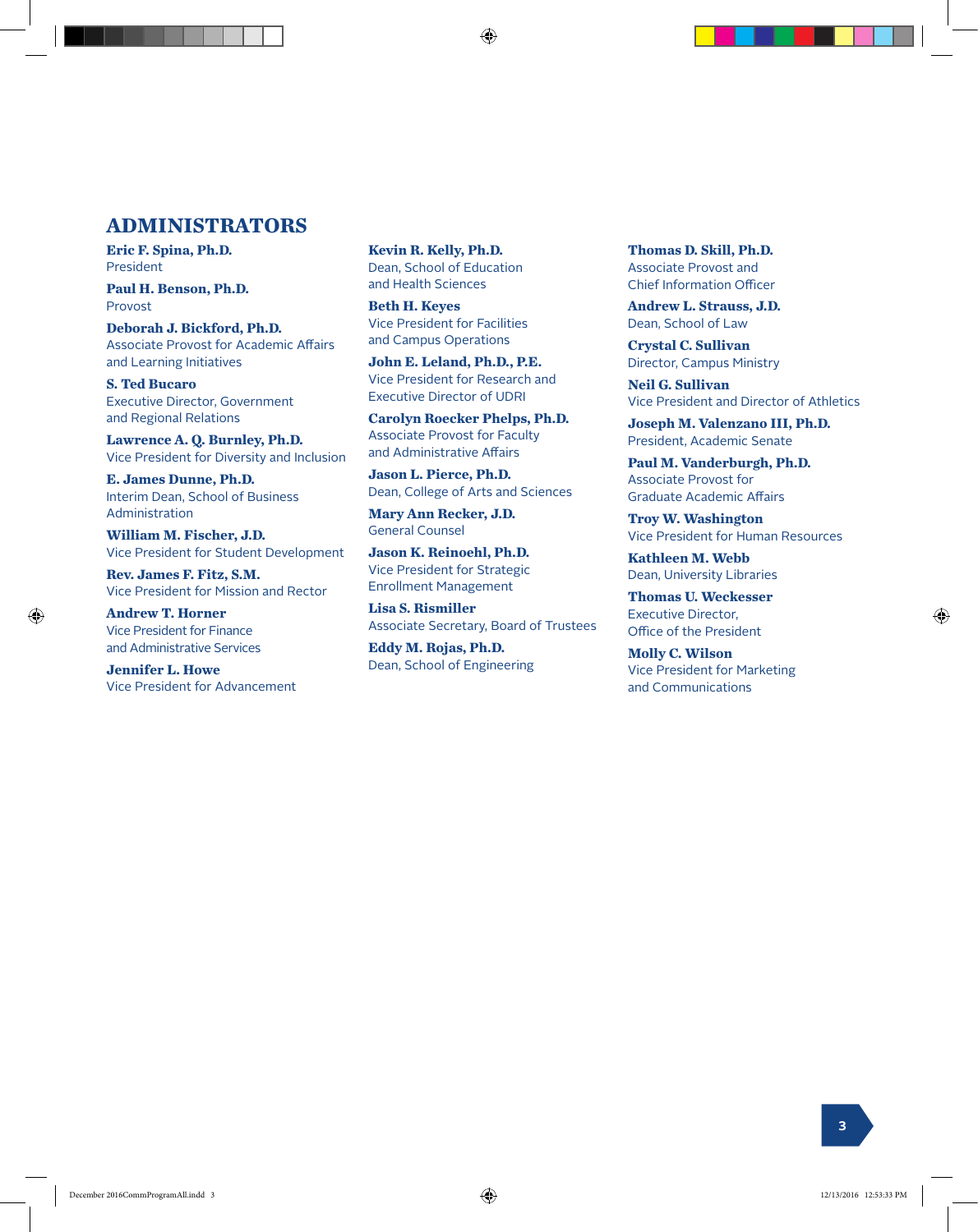# ADMINISTRATORS

**Eric F. Spina, Ph.D.**
President

**Paul H. Benson, Ph.D.**
Provost

**Deborah J. Bickford, Ph.D.**
Associate Provost for Academic Affairs and Learning Initiatives

**S. Ted Bucaro**
Executive Director, Government and Regional Relations

**Lawrence A. Q. Burnley, Ph.D.**
Vice President for Diversity and Inclusion

**E. James Dunne, Ph.D.**
Interim Dean, School of Business Administration

**William M. Fischer, J.D.**
Vice President for Student Development

**Rev. James F. Fitz, S.M.**
Vice President for Mission and Rector

**Andrew T. Horner**
Vice President for Finance and Administrative Services

**Jennifer L. Howe**
Vice President for Advancement

**Kevin R. Kelly, Ph.D.**
Dean, School of Education and Health Sciences

**Beth H. Keyes**
Vice President for Facilities and Campus Operations

**John E. Leland, Ph.D., P.E.**
Vice President for Research and Executive Director of UDRI

**Carolyn Roecker Phelps, Ph.D.**
Associate Provost for Faculty and Administrative Affairs

**Jason L. Pierce, Ph.D.**
Dean, College of Arts and Sciences

**Mary Ann Recker, J.D.**
General Counsel

**Jason K. Reinoehl, Ph.D.**
Vice President for Strategic Enrollment Management

**Lisa S. Rismiller**
Associate Secretary, Board of Trustees

**Eddy M. Rojas, Ph.D.**
Dean, School of Engineering

**Thomas D. Skill, Ph.D.**
Associate Provost and Chief Information Officer

**Andrew L. Strauss, J.D.**
Dean, School of Law

**Crystal C. Sullivan**
Director, Campus Ministry

**Neil G. Sullivan**
Vice President and Director of Athletics

**Joseph M. Valenzano III, Ph.D.**
President, Academic Senate

**Paul M. Vanderburgh, Ph.D.**
Associate Provost for Graduate Academic Affairs

**Troy W. Washington**
Vice President for Human Resources

**Kathleen M. Webb**
Dean, University Libraries

**Thomas U. Weckesser**
Executive Director, Office of the President

**Molly C. Wilson**
Vice President for Marketing and Communications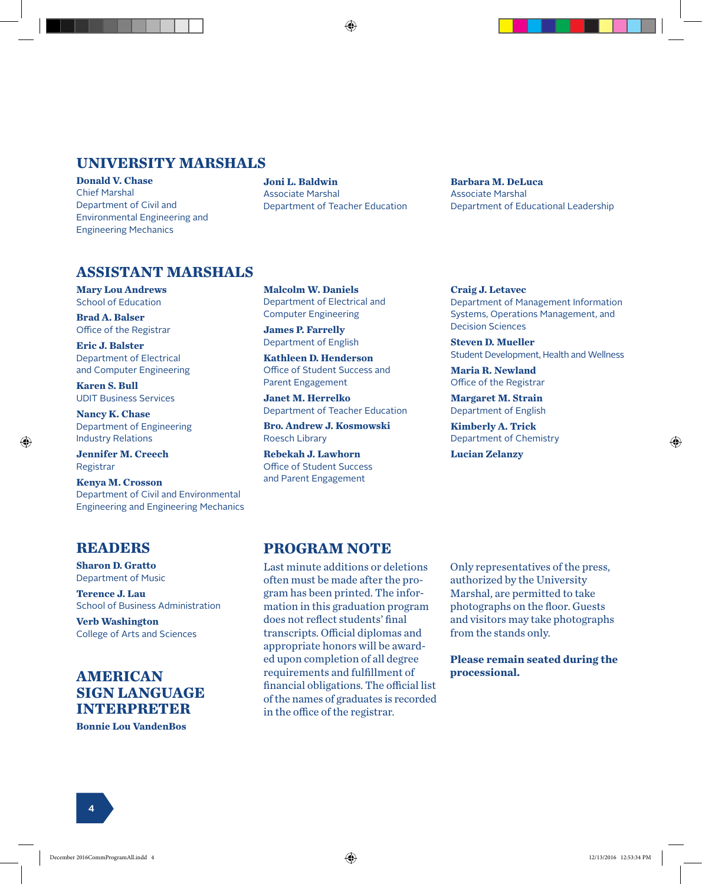## UNIVERSITY MARSHALS

**Donald V. Chase**
Chief Marshal
Department of Civil and Environmental Engineering and Engineering Mechanics

**Joni L. Baldwin**
Associate Marshal
Department of Teacher Education

**Barbara M. DeLuca**
Associate Marshal
Department of Educational Leadership

## ASSISTANT MARSHALS

**Mary Lou Andrews**
School of Education

**Brad A. Balser**
Office of the Registrar

**Eric J. Balster**
Department of Electrical and Computer Engineering

**Karen S. Bull**
UDIT Business Services

**Nancy K. Chase**
Department of Engineering Industry Relations

**Jennifer M. Creech**
Registrar

**Kenya M. Crosson**
Department of Civil and Environmental Engineering and Engineering Mechanics

**Malcolm W. Daniels**
Department of Electrical and Computer Engineering

**James P. Farrelly**
Department of English

**Kathleen D. Henderson**
Office of Student Success and Parent Engagement

**Janet M. Herrelko**
Department of Teacher Education

**Bro. Andrew J. Kosmowski**
Roesch Library

**Rebekah J. Lawhorn**
Office of Student Success and Parent Engagement

**Craig J. Letavec**
Department of Management Information Systems, Operations Management, and Decision Sciences

**Steven D. Mueller**
Student Development, Health and Wellness

**Maria R. Newland**
Office of the Registrar

**Margaret M. Strain**
Department of English

**Kimberly A. Trick**
Department of Chemistry

**Lucian Zelazny**

## READERS

**Sharon D. Gratto**
Department of Music

**Terence J. Lau**
School of Business Administration

**Verb Washington**
College of Arts and Sciences

## AMERICAN SIGN LANGUAGE INTERPRETER

**Bonnie Lou VandenBos**

## PROGRAM NOTE

Last minute additions or deletions often must be made after the program has been printed. The information in this graduation program does not reflect students' final transcripts. Official diplomas and appropriate honors will be awarded upon completion of all degree requirements and fulfillment of financial obligations. The official list of the names of graduates is recorded in the office of the registrar.

Only representatives of the press, authorized by the University Marshal, are permitted to take photographs on the floor. Guests and visitors may take photographs from the stands only.

**Please remain seated during the processional.**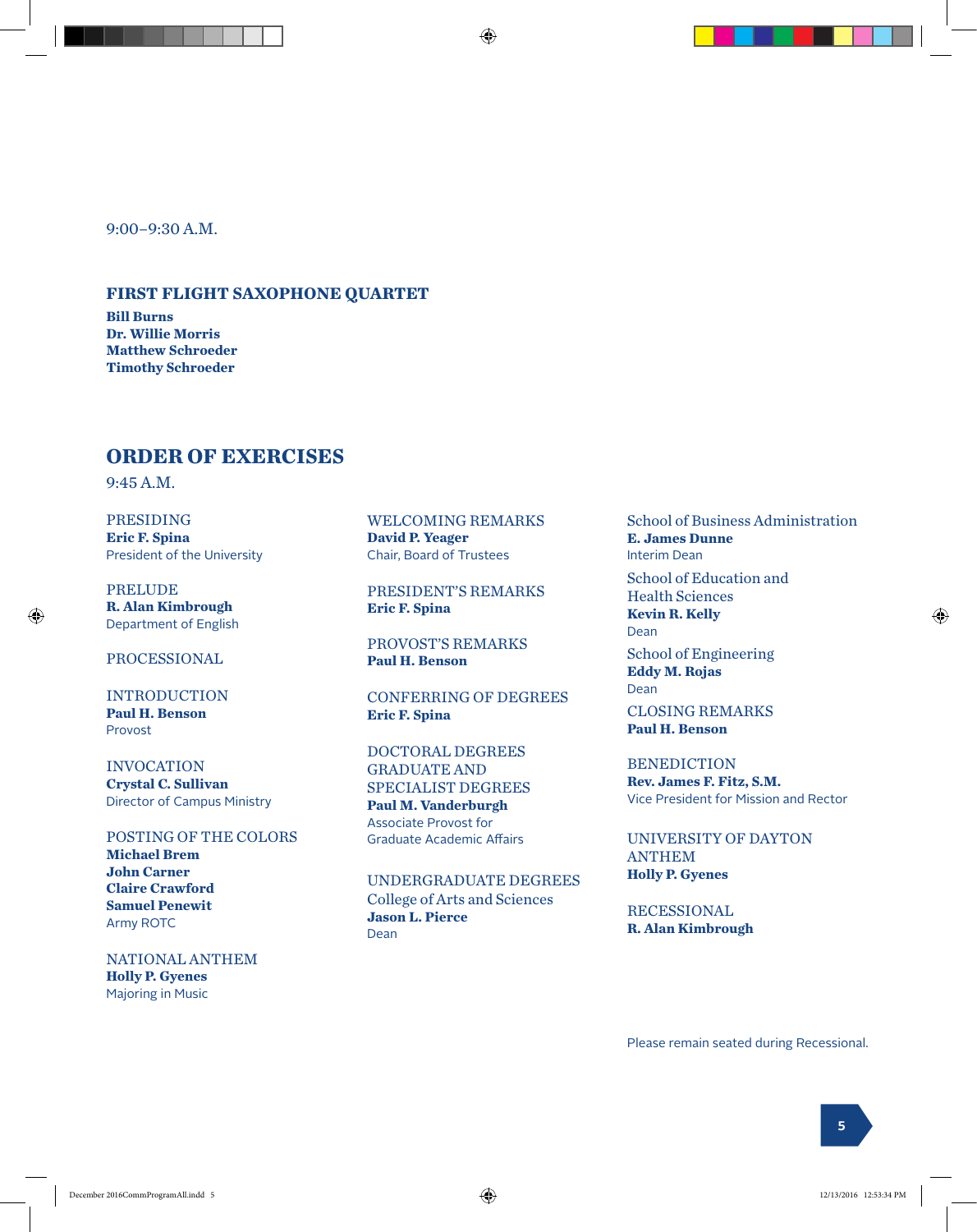9:00–9:30 A.M.

## FIRST FLIGHT SAXOPHONE QUARTET

**Bill Burns**
**Dr. Willie Morris**
**Matthew Schroeder**
**Timothy Schroeder**

## ORDER OF EXERCISES

9:45 A.M.

PRESIDING
**Eric F. Spina**
President of the University

PRELUDE
**R. Alan Kimbrough**
Department of English

PROCESSIONAL

INTRODUCTION
**Paul H. Benson**
Provost

INVOCATION
**Crystal C. Sullivan**
Director of Campus Ministry

POSTING OF THE COLORS
**Michael Brem**
**John Carner**
**Claire Crawford**
**Samuel Penewit**
Army ROTC

NATIONAL ANTHEM
**Holly P. Gyenes**
Majoring in Music

WELCOMING REMARKS
**David P. Yeager**
Chair, Board of Trustees

PRESIDENT'S REMARKS
**Eric F. Spina**

PROVOST'S REMARKS
**Paul H. Benson**

CONFERRING OF DEGREES
**Eric F. Spina**

DOCTORAL DEGREES
GRADUATE AND
SPECIALIST DEGREES
**Paul M. Vanderburgh**
Associate Provost for
Graduate Academic Affairs

UNDERGRADUATE DEGREES
College of Arts and Sciences
**Jason L. Pierce**
Dean

School of Business Administration
**E. James Dunne**
Interim Dean

School of Education and
Health Sciences
**Kevin R. Kelly**
Dean

School of Engineering
**Eddy M. Rojas**
Dean

CLOSING REMARKS
**Paul H. Benson**

BENEDICTION
**Rev. James F. Fitz, S.M.**
Vice President for Mission and Rector

UNIVERSITY OF DAYTON
ANTHEM
**Holly P. Gyenes**

RECESSIONAL
**R. Alan Kimbrough**

Please remain seated during Recessional.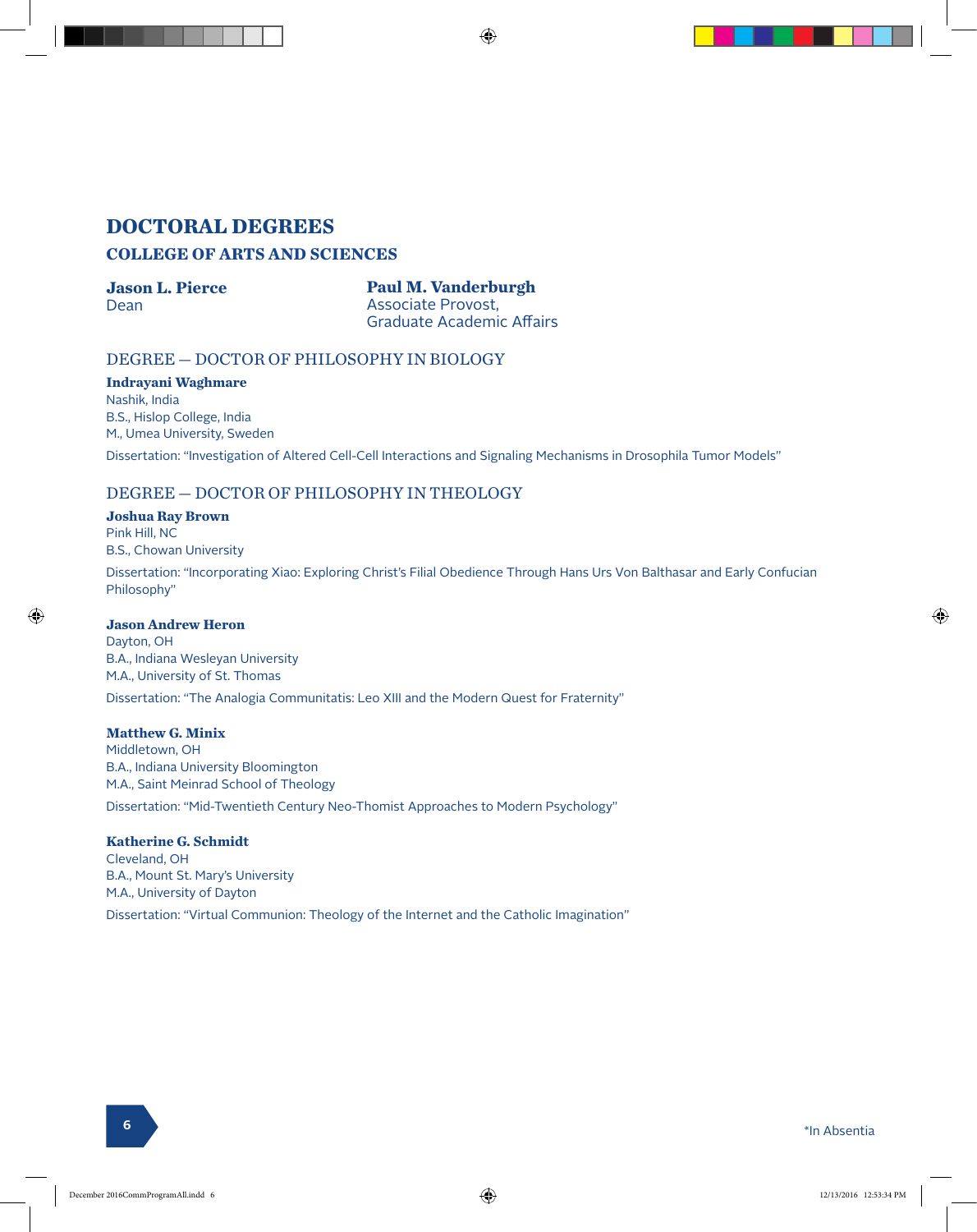# DOCTORAL DEGREES

## COLLEGE OF ARTS AND SCIENCES

**Jason L. Pierce**
Dean

**Paul M. Vanderburgh**
Associate Provost,
Graduate Academic Affairs

### DEGREE — DOCTOR OF PHILOSOPHY IN BIOLOGY

**Indrayani Waghmare**
Nashik, India
B.S., Hislop College, India
M., Umea University, Sweden

Dissertation: "Investigation of Altered Cell-Cell Interactions and Signaling Mechanisms in Drosophila Tumor Models"

### DEGREE — DOCTOR OF PHILOSOPHY IN THEOLOGY

**Joshua Ray Brown**
Pink Hill, NC
B.S., Chowan University

Dissertation: "Incorporating Xiao: Exploring Christ's Filial Obedience Through Hans Urs Von Balthasar and Early Confucian Philosophy"

**Jason Andrew Heron**
Dayton, OH
B.A., Indiana Wesleyan University
M.A., University of St. Thomas

Dissertation: "The Analogia Communitatis: Leo XIII and the Modern Quest for Fraternity"

**Matthew G. Minix**
Middletown, OH
B.A., Indiana University Bloomington
M.A., Saint Meinrad School of Theology

Dissertation: "Mid-Twentieth Century Neo-Thomist Approaches to Modern Psychology"

**Katherine G. Schmidt**
Cleveland, OH
B.A., Mount St. Mary's University
M.A., University of Dayton

Dissertation: "Virtual Communion: Theology of the Internet and the Catholic Imagination"

*In Absentia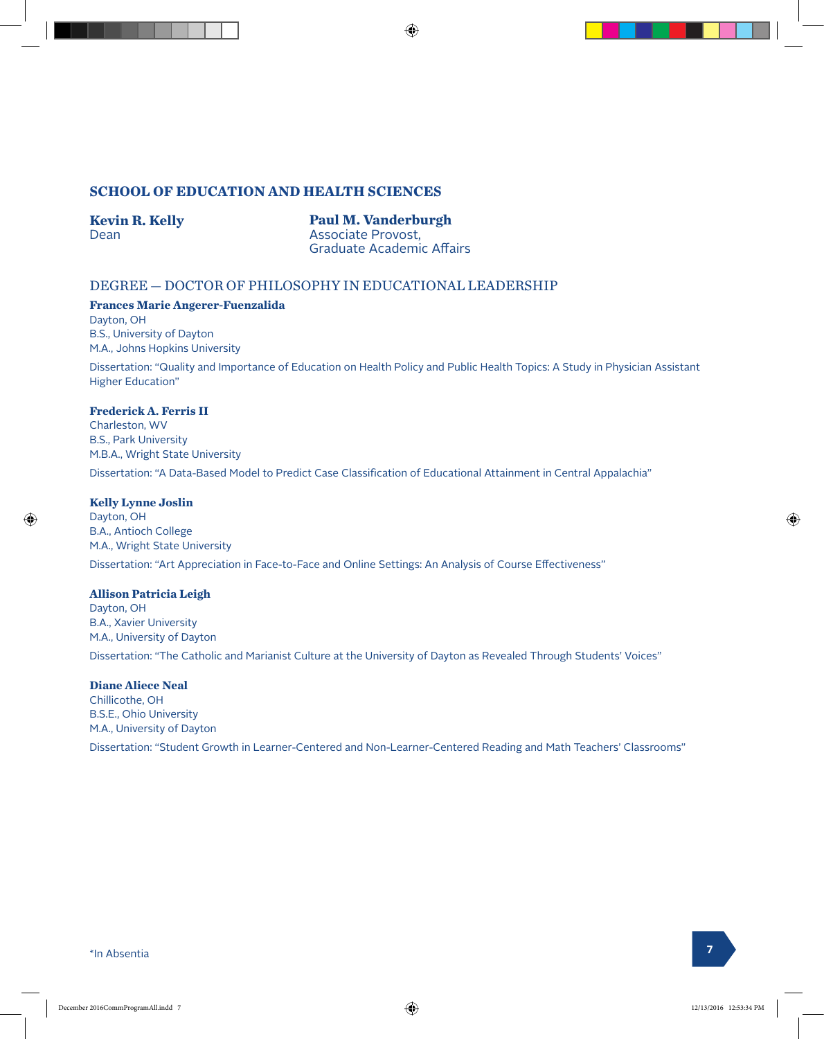## SCHOOL OF EDUCATION AND HEALTH SCIENCES

**Kevin R. Kelly**
Dean

**Paul M. Vanderburgh**
Associate Provost,
Graduate Academic Affairs

### DEGREE — DOCTOR OF PHILOSOPHY IN EDUCATIONAL LEADERSHIP

**Frances Marie Angerer-Fuenzalida**
Dayton, OH
B.S., University of Dayton
M.A., Johns Hopkins University

Dissertation: "Quality and Importance of Education on Health Policy and Public Health Topics: A Study in Physician Assistant Higher Education"

**Frederick A. Ferris II**
Charleston, WV
B.S., Park University
M.B.A., Wright State University

Dissertation: "A Data-Based Model to Predict Case Classification of Educational Attainment in Central Appalachia"

**Kelly Lynne Joslin**
Dayton, OH
B.A., Antioch College
M.A., Wright State University

Dissertation: "Art Appreciation in Face-to-Face and Online Settings: An Analysis of Course Effectiveness"

**Allison Patricia Leigh**
Dayton, OH
B.A., Xavier University
M.A., University of Dayton

Dissertation: "The Catholic and Marianist Culture at the University of Dayton as Revealed Through Students' Voices"

**Diane Aliece Neal**
Chillicothe, OH
B.S.E., Ohio University
M.A., University of Dayton

Dissertation: "Student Growth in Learner-Centered and Non-Learner-Centered Reading and Math Teachers' Classrooms"

*In Absentia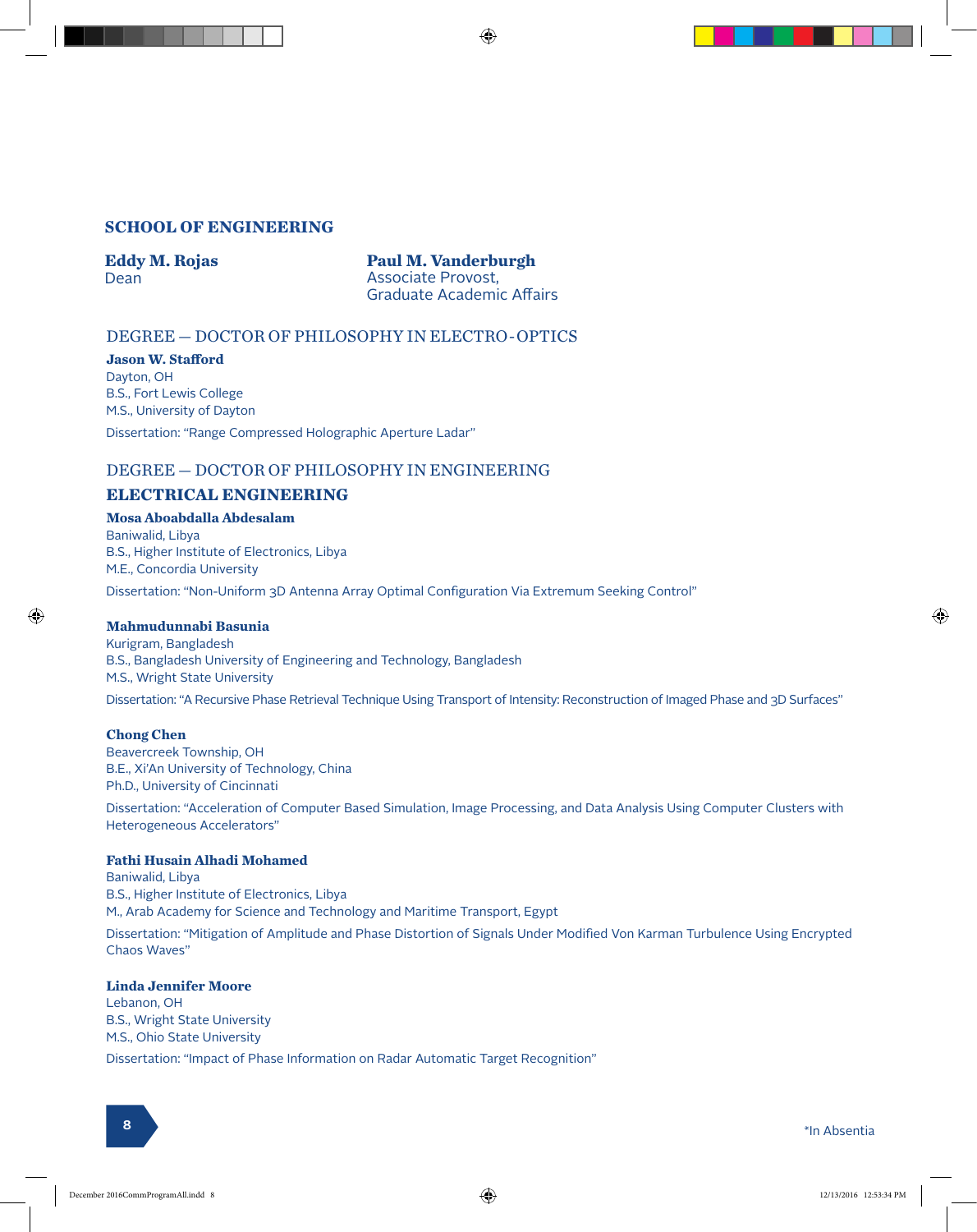## SCHOOL OF ENGINEERING

**Eddy M. Rojas**
Dean

**Paul M. Vanderburgh**
Associate Provost,
Graduate Academic Affairs

### DEGREE — DOCTOR OF PHILOSOPHY IN ELECTRO-OPTICS

**Jason W. Stafford**
Dayton, OH
B.S., Fort Lewis College
M.S., University of Dayton

Dissertation: "Range Compressed Holographic Aperture Ladar"

### DEGREE — DOCTOR OF PHILOSOPHY IN ENGINEERING

#### ELECTRICAL ENGINEERING

**Mosa Aboabdalla Abdesalam**
Baniwalid, Libya
B.S., Higher Institute of Electronics, Libya
M.E., Concordia University

Dissertation: "Non-Uniform 3D Antenna Array Optimal Configuration Via Extremum Seeking Control"

**Mahmudunnabi Basunia**
Kurigram, Bangladesh
B.S., Bangladesh University of Engineering and Technology, Bangladesh
M.S., Wright State University

Dissertation: "A Recursive Phase Retrieval Technique Using Transport of Intensity: Reconstruction of Imaged Phase and 3D Surfaces"

**Chong Chen**
Beavercreek Township, OH
B.E., Xi'An University of Technology, China
Ph.D., University of Cincinnati

Dissertation: "Acceleration of Computer Based Simulation, Image Processing, and Data Analysis Using Computer Clusters with Heterogeneous Accelerators"

**Fathi Husain Alhadi Mohamed**
Baniwalid, Libya
B.S., Higher Institute of Electronics, Libya
M., Arab Academy for Science and Technology and Maritime Transport, Egypt

Dissertation: "Mitigation of Amplitude and Phase Distortion of Signals Under Modified Von Karman Turbulence Using Encrypted Chaos Waves"

**Linda Jennifer Moore**
Lebanon, OH
B.S., Wright State University
M.S., Ohio State University

Dissertation: "Impact of Phase Information on Radar Automatic Target Recognition"

*In Absentia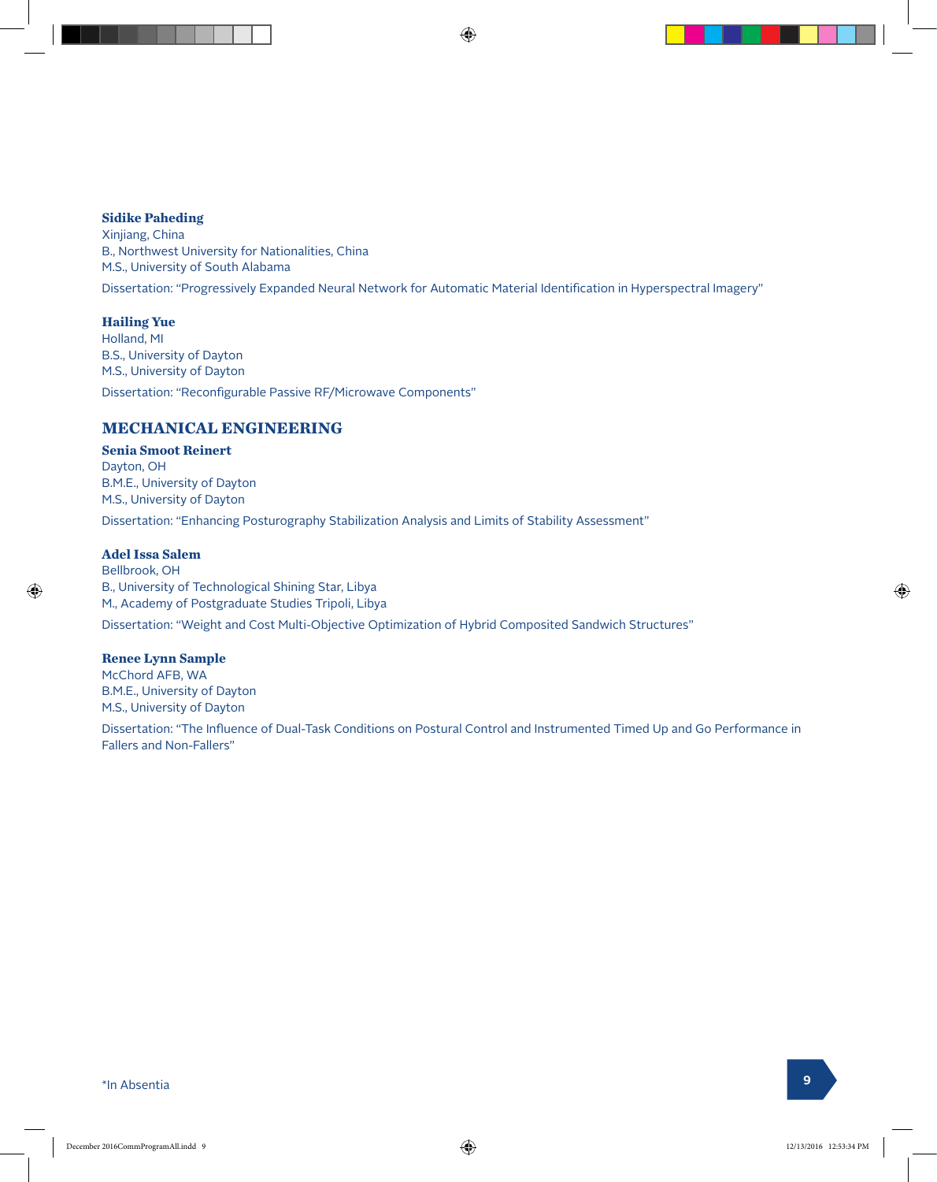**Sidike Paheding**
Xinjiang, China
B., Northwest University for Nationalities, China
M.S., University of South Alabama

Dissertation: "Progressively Expanded Neural Network for Automatic Material Identification in Hyperspectral Imagery"

**Hailing Yue**
Holland, MI
B.S., University of Dayton
M.S., University of Dayton

Dissertation: "Reconfigurable Passive RF/Microwave Components"

## MECHANICAL ENGINEERING

**Senia Smoot Reinert**
Dayton, OH
B.M.E., University of Dayton
M.S., University of Dayton

Dissertation: "Enhancing Posturography Stabilization Analysis and Limits of Stability Assessment"

**Adel Issa Salem**
Bellbrook, OH
B., University of Technological Shining Star, Libya
M., Academy of Postgraduate Studies Tripoli, Libya

Dissertation: "Weight and Cost Multi-Objective Optimization of Hybrid Composited Sandwich Structures"

**Renee Lynn Sample**
McChord AFB, WA
B.M.E., University of Dayton
M.S., University of Dayton

Dissertation: "The Influence of Dual-Task Conditions on Postural Control and Instrumented Timed Up and Go Performance in Fallers and Non-Fallers"

*In Absentia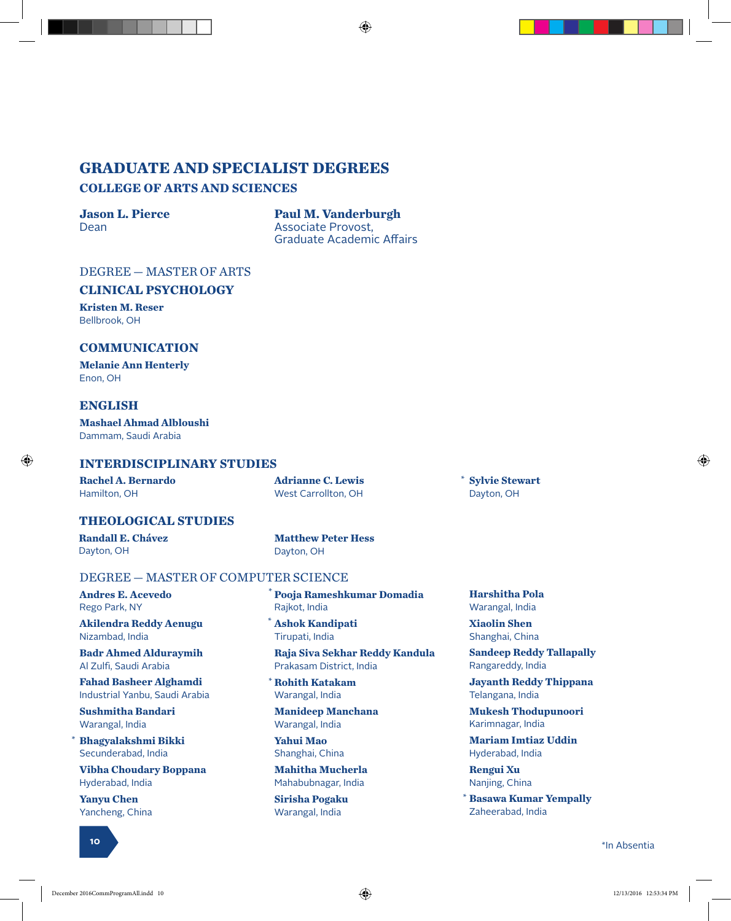# GRADUATE AND SPECIALIST DEGREES

## COLLEGE OF ARTS AND SCIENCES

**Jason L. Pierce**
Dean

**Paul M. Vanderburgh**
Associate Provost,
Graduate Academic Affairs

### DEGREE — MASTER OF ARTS

#### CLINICAL PSYCHOLOGY

**Kristen M. Reser**
Bellbrook, OH

#### COMMUNICATION

**Melanie Ann Henterly**
Enon, OH

#### ENGLISH

**Mashael Ahmad Alblooshi**
Dammam, Saudi Arabia

#### INTERDISCIPLINARY STUDIES

**Rachel A. Bernardo**
Hamilton, OH

**Adrianne C. Lewis**
West Carrollton, OH

* **Sylvie Stewart**
Dayton, OH

#### THEOLOGICAL STUDIES

**Randall E. Chávez**
Dayton, OH

**Matthew Peter Hess**
Dayton, OH

### DEGREE — MASTER OF COMPUTER SCIENCE

**Andres E. Acevedo**
Rego Park, NY

**Akilendra Reddy Aenugu**
Nizambad, India

**Badr Ahmed Alduraymih**
Al Zulfi, Saudi Arabia

**Fahad Basheer Alghamdi**
Industrial Yanbu, Saudi Arabia

**Sushmitha Bandari**
Warangal, India

* **Bhagyalakshmi Bikki**
Secunderabad, India

**Vibha Choudary Boppana**
Hyderabad, India

**Yanyu Chen**
Yancheng, China

* **Pooja Rameshkumar Domadia**
Rajkot, India

* **Ashok Kandipati**
Tirupati, India

**Raja Siva Sekhar Reddy Kandula**
Prakasam District, India

* **Rohith Katakam**
Warangal, India

**Manideep Manchana**
Warangal, India

**Yahui Mao**
Shanghai, China

**Mahitha Mucherla**
Mahabubnagar, India

**Sirisha Pogaku**
Warangal, India

**Harshitha Pola**
Warangal, India

**Xiaolin Shen**
Shanghai, China

**Sandeep Reddy Tallapally**
Rangareddy, India

**Jayanth Reddy Thippana**
Telangana, India

**Mukesh Thodupunoori**
Karimnagar, India

**Mariam Imtiaz Uddin**
Hyderabad, India

**Rengui Xu**
Nanjing, China

* **Basawa Kumar Yempally**
Zaheerabad, India

*In Absentia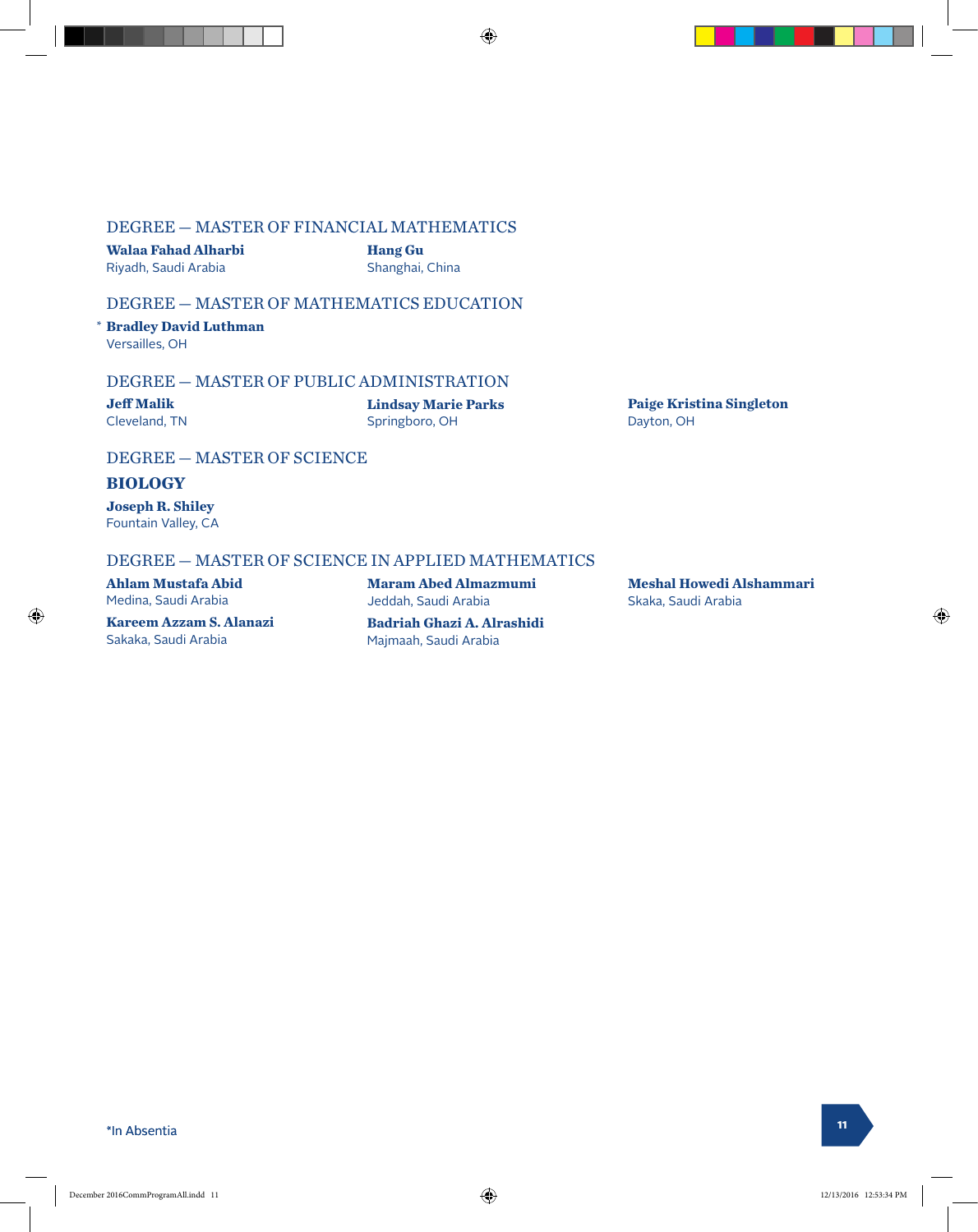## DEGREE — MASTER OF FINANCIAL MATHEMATICS

**Walaa Fahad Alharbi**
Riyadh, Saudi Arabia

**Hang Gu**
Shanghai, China

## DEGREE — MASTER OF MATHEMATICS EDUCATION

\* **Bradley David Luthman**
Versailles, OH

## DEGREE — MASTER OF PUBLIC ADMINISTRATION

**Jeff Malik**
Cleveland, TN

**Lindsay Marie Parks**
Springboro, OH

**Paige Kristina Singleton**
Dayton, OH

## DEGREE — MASTER OF SCIENCE

### BIOLOGY

**Joseph R. Shiley**
Fountain Valley, CA

## DEGREE — MASTER OF SCIENCE IN APPLIED MATHEMATICS

**Ahlam Mustafa Abid**
Medina, Saudi Arabia

**Kareem Azzam S. Alanazi**
Sakaka, Saudi Arabia

**Maram Abed Almazmumi**
Jeddah, Saudi Arabia

**Badriah Ghazi A. Alrashidi**
Majmaah, Saudi Arabia

**Meshal Howedi Alshammari**
Skaka, Saudi Arabia

*In Absentia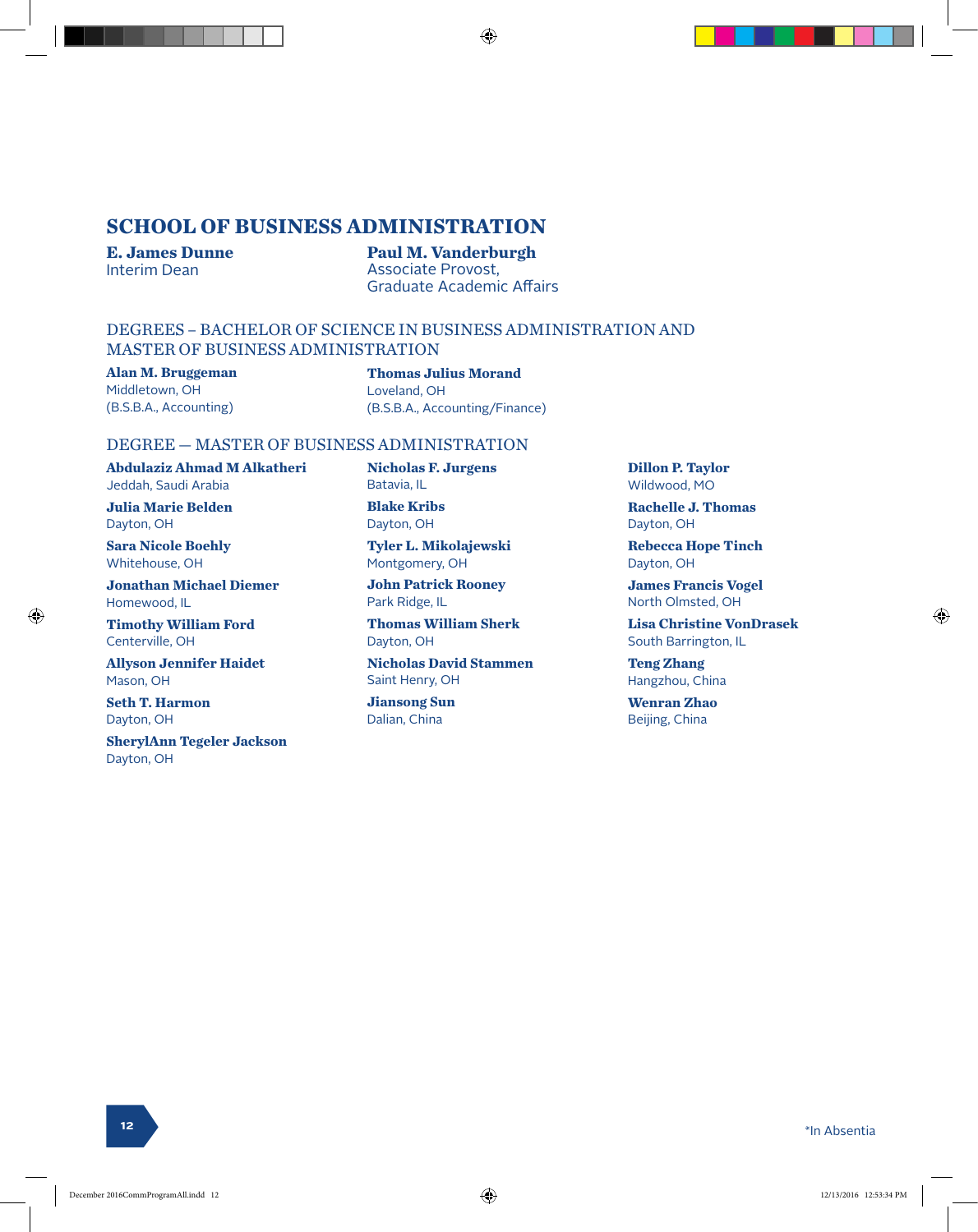## SCHOOL OF BUSINESS ADMINISTRATION

**E. James Dunne**
Interim Dean

**Paul M. Vanderburgh**
Associate Provost,
Graduate Academic Affairs

### DEGREES – BACHELOR OF SCIENCE IN BUSINESS ADMINISTRATION AND MASTER OF BUSINESS ADMINISTRATION

**Alan M. Bruggeman**
Middletown, OH
(B.S.B.A., Accounting)

**Thomas Julius Morand**
Loveland, OH
(B.S.B.A., Accounting/Finance)

### DEGREE — MASTER OF BUSINESS ADMINISTRATION

**Abdulaziz Ahmad M Alkatheri**
Jeddah, Saudi Arabia

**Julia Marie Belden**
Dayton, OH

**Sara Nicole Boehly**
Whitehouse, OH

**Jonathan Michael Diemer**
Homewood, IL

**Timothy William Ford**
Centerville, OH

**Allyson Jennifer Haidet**
Mason, OH

**Seth T. Harmon**
Dayton, OH

**SherylAnn Tegeler Jackson**
Dayton, OH

**Nicholas F. Jurgens**
Batavia, IL

**Blake Kribs**
Dayton, OH

**Tyler L. Mikolajewski**
Montgomery, OH

**John Patrick Rooney**
Park Ridge, IL

**Thomas William Sherk**
Dayton, OH

**Nicholas David Stammen**
Saint Henry, OH

**Jiansong Sun**
Dalian, China

**Dillon P. Taylor**
Wildwood, MO

**Rachelle J. Thomas**
Dayton, OH

**Rebecca Hope Tinch**
Dayton, OH

**James Francis Vogel**
North Olmsted, OH

**Lisa Christine VonDrasek**
South Barrington, IL

**Teng Zhang**
Hangzhou, China

**Wenran Zhao**
Beijing, China

*In Absentia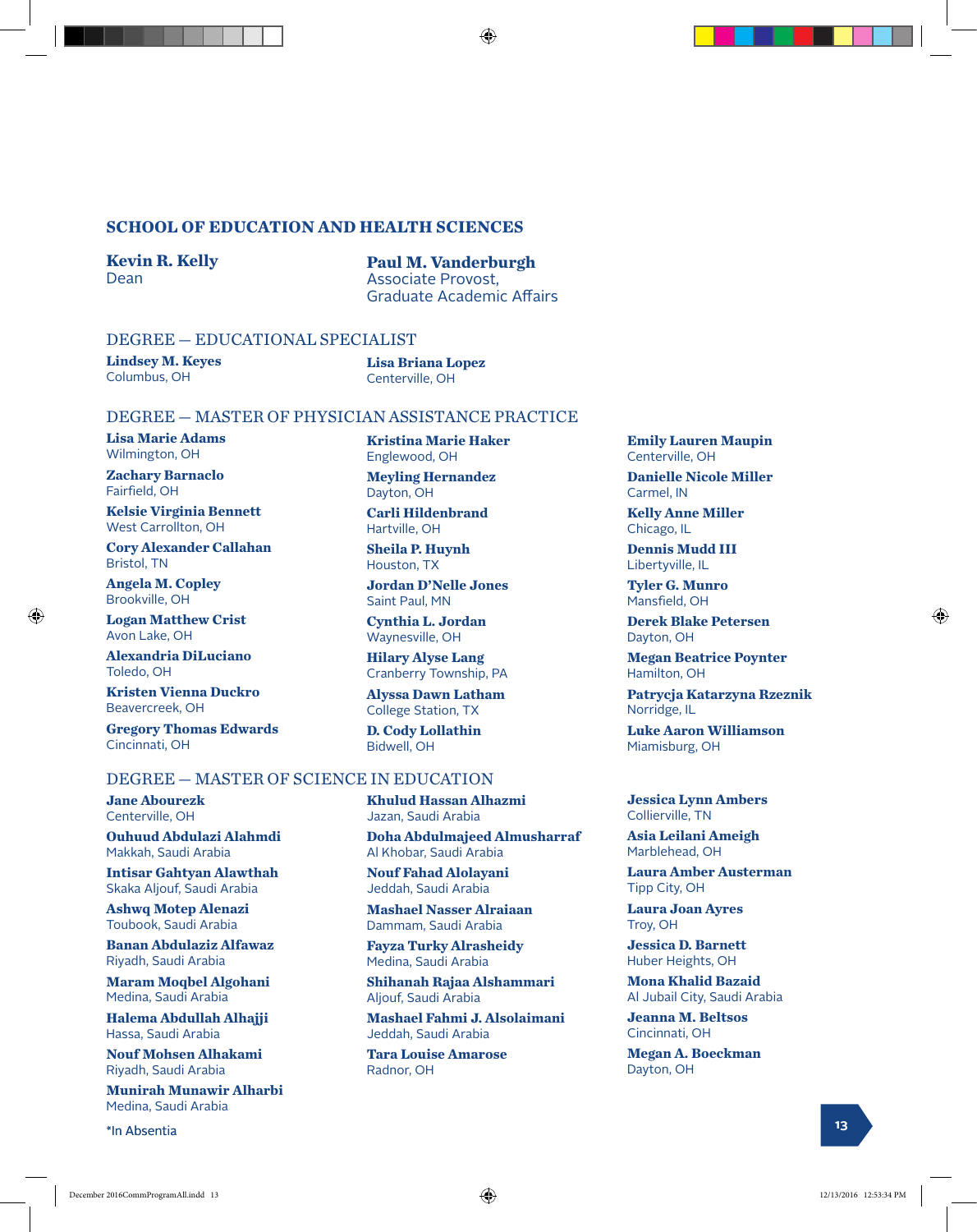## SCHOOL OF EDUCATION AND HEALTH SCIENCES

**Kevin R. Kelly**
Dean

**Paul M. Vanderburgh**
Associate Provost,
Graduate Academic Affairs

### DEGREE — EDUCATIONAL SPECIALIST

**Lindsey M. Keyes**
Columbus, OH

**Lisa Briana Lopez**
Centerville, OH

### DEGREE — MASTER OF PHYSICIAN ASSISTANCE PRACTICE

**Lisa Marie Adams**
Wilmington, OH

**Zachary Barnaclo**
Fairfield, OH

**Kelsie Virginia Bennett**
West Carrollton, OH

**Cory Alexander Callahan**
Bristol, TN

**Angela M. Copley**
Brookville, OH

**Logan Matthew Crist**
Avon Lake, OH

**Alexandria DiLuciano**
Toledo, OH

**Kristen Vienna Duckro**
Beavercreek, OH

**Gregory Thomas Edwards**
Cincinnati, OH

**Kristina Marie Haker**
Englewood, OH

**Meyling Hernandez**
Dayton, OH

**Carli Hildenbrand**
Hartville, OH

**Sheila P. Huynh**
Houston, TX

**Jordan D'Nelle Jones**
Saint Paul, MN

**Cynthia L. Jordan**
Waynesville, OH

**Hilary Alyse Lang**
Cranberry Township, PA

**Alyssa Dawn Latham**
College Station, TX

**D. Cody Lollathin**
Bidwell, OH

**Emily Lauren Maupin**
Centerville, OH

**Danielle Nicole Miller**
Carmel, IN

**Kelly Anne Miller**
Chicago, IL

**Dennis Mudd III**
Libertyville, IL

**Tyler G. Munro**
Mansfield, OH

**Derek Blake Petersen**
Dayton, OH

**Megan Beatrice Poynter**
Hamilton, OH

**Patrycja Katarzyna Rzeznik**
Norridge, IL

**Luke Aaron Williamson**
Miamisburg, OH

### DEGREE — MASTER OF SCIENCE IN EDUCATION

**Jane Abourezk**
Centerville, OH

**Ouhuud Abdulazi Alahmdi**
Makkah, Saudi Arabia

**Intisar Gahtyan Alawthah**
Skaka Aljouf, Saudi Arabia

**Ashwq Motep Alenazi**
Toubook, Saudi Arabia

**Banan Abdulaziz Alfawaz**
Riyadh, Saudi Arabia

**Maram Moqbel Algohani**
Medina, Saudi Arabia

**Halema Abdullah Alhajji**
Hassa, Saudi Arabia

**Nouf Mohsen Alhakami**
Riyadh, Saudi Arabia

**Munirah Munawir Alharbi**
Medina, Saudi Arabia

**Khulud Hassan Alhazmi**
Jazan, Saudi Arabia

**Doha Abdulmajeed Almusharraf**
Al Khobar, Saudi Arabia

**Nouf Fahad Alolayani**
Jeddah, Saudi Arabia

**Mashael Nasser Alraiaan**
Dammam, Saudi Arabia

**Fayza Turky Alrasheidy**
Medina, Saudi Arabia

**Shihanah Rajaa Alshammari**
Aljouf, Saudi Arabia

**Mashael Fahmi J. Alsolaimani**
Jeddah, Saudi Arabia

**Tara Louise Amarose**
Radnor, OH

**Jessica Lynn Ambers**
Collierville, TN

**Asia Leilani Ameigh**
Marblehead, OH

**Laura Amber Austerman**
Tipp City, OH

**Laura Joan Ayres**
Troy, OH

**Jessica D. Barnett**
Huber Heights, OH

**Mona Khalid Bazaid**
Al Jubail City, Saudi Arabia

**Jeanna M. Beltsos**
Cincinnati, OH

**Megan A. Boeckman**
Dayton, OH

*In Absentia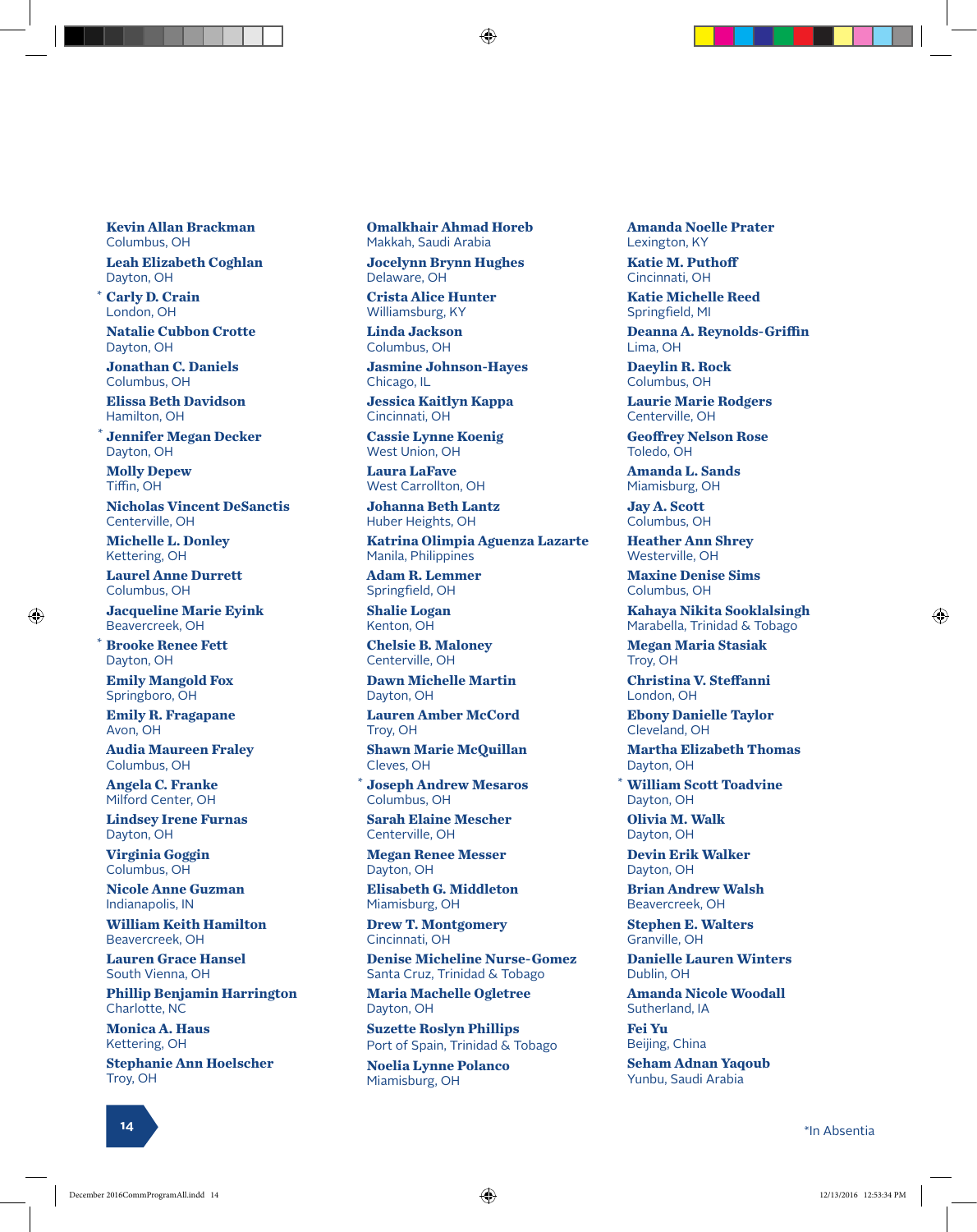**Kevin Allan Brackman**
Columbus, OH

**Leah Elizabeth Coghlan**
Dayton, OH

* **Carly D. Crain**
London, OH

**Natalie Cubbon Crotte**
Dayton, OH

**Jonathan C. Daniels**
Columbus, OH

**Elissa Beth Davidson**
Hamilton, OH

* **Jennifer Megan Decker**
Dayton, OH

**Molly Depew**
Tiffin, OH

**Nicholas Vincent DeSanctis**
Centerville, OH

**Michelle L. Donley**
Kettering, OH

**Laurel Anne Durrett**
Columbus, OH

**Jacqueline Marie Eyink**
Beavercreek, OH

* **Brooke Renee Fett**
Dayton, OH

**Emily Mangold Fox**
Springboro, OH

**Emily R. Fragapane**
Avon, OH

**Audia Maureen Fraley**
Columbus, OH

**Angela C. Franke**
Milford Center, OH

**Lindsey Irene Furnas**
Dayton, OH

**Virginia Goggin**
Columbus, OH

**Nicole Anne Guzman**
Indianapolis, IN

**William Keith Hamilton**
Beavercreek, OH

**Lauren Grace Hansel**
South Vienna, OH

**Phillip Benjamin Harrington**
Charlotte, NC

**Monica A. Haus**
Kettering, OH

**Stephanie Ann Hoelscher**
Troy, OH

**Omalkhair Ahmad Horeb**
Makkah, Saudi Arabia

**Jocelynn Brynn Hughes**
Delaware, OH

**Crista Alice Hunter**
Williamsburg, KY

**Linda Jackson**
Columbus, OH

**Jasmine Johnson-Hayes**
Chicago, IL

**Jessica Kaitlyn Kappa**
Cincinnati, OH

**Cassie Lynne Koenig**
West Union, OH

**Laura LaFave**
West Carrollton, OH

**Johanna Beth Lantz**
Huber Heights, OH

**Katrina Olimpia Aguenza Lazarte**
Manila, Philippines

**Adam R. Lemmer**
Springfield, OH

**Shalie Logan**
Kenton, OH

**Chelsie B. Maloney**
Centerville, OH

**Dawn Michelle Martin**
Dayton, OH

**Lauren Amber McCord**
Troy, OH

**Shawn Marie McQuillan**
Cleves, OH

* **Joseph Andrew Mesaros**
Columbus, OH

**Sarah Elaine Mescher**
Centerville, OH

**Megan Renee Messer**
Dayton, OH

**Elisabeth G. Middleton**
Miamisburg, OH

**Drew T. Montgomery**
Cincinnati, OH

**Denise Micheline Nurse-Gomez**
Santa Cruz, Trinidad & Tobago

**Maria Machelle Ogletree**
Dayton, OH

**Suzette Roslyn Phillips**
Port of Spain, Trinidad & Tobago

**Noelia Lynne Polanco**
Miamisburg, OH

**Amanda Noelle Prater**
Lexington, KY

**Katie M. Puthoff**
Cincinnati, OH

**Katie Michelle Reed**
Springfield, MI

**Deanna A. Reynolds-Griffin**
Lima, OH

**Daeylin R. Rock**
Columbus, OH

**Laurie Marie Rodgers**
Centerville, OH

**Geoffrey Nelson Rose**
Toledo, OH

**Amanda L. Sands**
Miamisburg, OH

**Jay A. Scott**
Columbus, OH

**Heather Ann Shrey**
Westerville, OH

**Maxine Denise Sims**
Columbus, OH

**Kahaya Nikita Sooklalsingh**
Marabella, Trinidad & Tobago

**Megan Maria Stasiak**
Troy, OH

**Christina V. Steffanni**
London, OH

**Ebony Danielle Taylor**
Cleveland, OH

**Martha Elizabeth Thomas**
Dayton, OH

* **William Scott Toadvine**
Dayton, OH

**Olivia M. Walk**
Dayton, OH

**Devin Erik Walker**
Dayton, OH

**Brian Andrew Walsh**
Beavercreek, OH

**Stephen E. Walters**
Granville, OH

**Danielle Lauren Winters**
Dublin, OH

**Amanda Nicole Woodall**
Sutherland, IA

**Fei Yu**
Beijing, China

**Seham Adnan Yaqoub**
Yunbu, Saudi Arabia

*In Absentia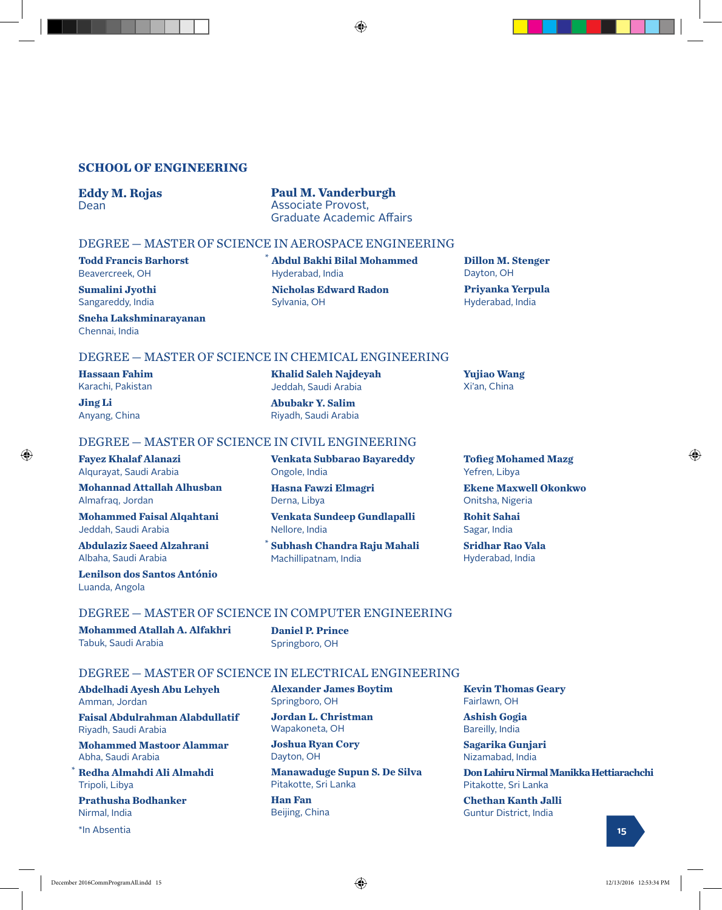## SCHOOL OF ENGINEERING

**Eddy M. Rojas**
Dean

**Paul M. Vanderburgh**
Associate Provost,
Graduate Academic Affairs

### DEGREE — MASTER OF SCIENCE IN AEROSPACE ENGINEERING

**Todd Francis Barhorst**
Beavercreek, OH

**Sumalini Jyothi**
Sangareddy, India

**Sneha Lakshminarayanan**
Chennai, India

* **Abdul Bakhi Bilal Mohammed**
Hyderabad, India

**Nicholas Edward Radon**
Sylvania, OH

**Dillon M. Stenger**
Dayton, OH

**Priyanka Yerpula**
Hyderabad, India

### DEGREE — MASTER OF SCIENCE IN CHEMICAL ENGINEERING

**Hassaan Fahim**
Karachi, Pakistan

**Jing Li**
Anyang, China

**Khalid Saleh Najdeyah**
Jeddah, Saudi Arabia

**Abubakr Y. Salim**
Riyadh, Saudi Arabia

**Yujiao Wang**
Xi'an, China

### DEGREE — MASTER OF SCIENCE IN CIVIL ENGINEERING

**Fayez Khalaf Alanazi**
Alqurayat, Saudi Arabia

**Mohannad Attallah Alhusban**
Almafraq, Jordan

**Mohammed Faisal Alqahtani**
Jeddah, Saudi Arabia

**Abdulaziz Saeed Alzahrani**
Albaha, Saudi Arabia

**Lenilson dos Santos António**
Luanda, Angola

**Venkata Subbarao Bayareddy**
Ongole, India

**Hasna Fawzi Elmagri**
Derna, Libya

**Venkata Sundeep Gundlapalli**
Nellore, India

* **Subhash Chandra Raju Mahali**
Machillipatnam, India

**Tofieg Mohamed Mazg**
Yefren, Libya

**Ekene Maxwell Okonkwo**
Onitsha, Nigeria

**Rohit Sahai**
Sagar, India

**Sridhar Rao Vala**
Hyderabad, India

### DEGREE — MASTER OF SCIENCE IN COMPUTER ENGINEERING

**Mohammed Atallah A. Alfakhri**
Tabuk, Saudi Arabia

**Daniel P. Prince**
Springboro, OH

### DEGREE — MASTER OF SCIENCE IN ELECTRICAL ENGINEERING

**Abdelhadi Ayesh Abu Lehyeh**
Amman, Jordan

**Faisal Abdulrahman Alabdullatif**
Riyadh, Saudi Arabia

**Mohammed Mastoor Alammar**
Abha, Saudi Arabia

* **Redha Almahdi Ali Almahdi**
Tripoli, Libya

**Prathusha Bodhanker**
Nirmal, India

**Alexander James Boytim**
Springboro, OH

**Jordan L. Christman**
Wapakoneta, OH

**Joshua Ryan Cory**
Dayton, OH

**Manawaduge Supun S. De Silva**
Pitakotte, Sri Lanka

**Han Fan**
Beijing, China

**Kevin Thomas Geary**
Fairlawn, OH

**Ashish Gogia**
Bareilly, India

**Sagarika Gunjari**
Nizamabad, India

**Don Lahiru Nirmal Manikka Hettiarachchi**
Pitakotte, Sri Lanka

**Chethan Kanth Jalli**
Guntur District, India

*In Absentia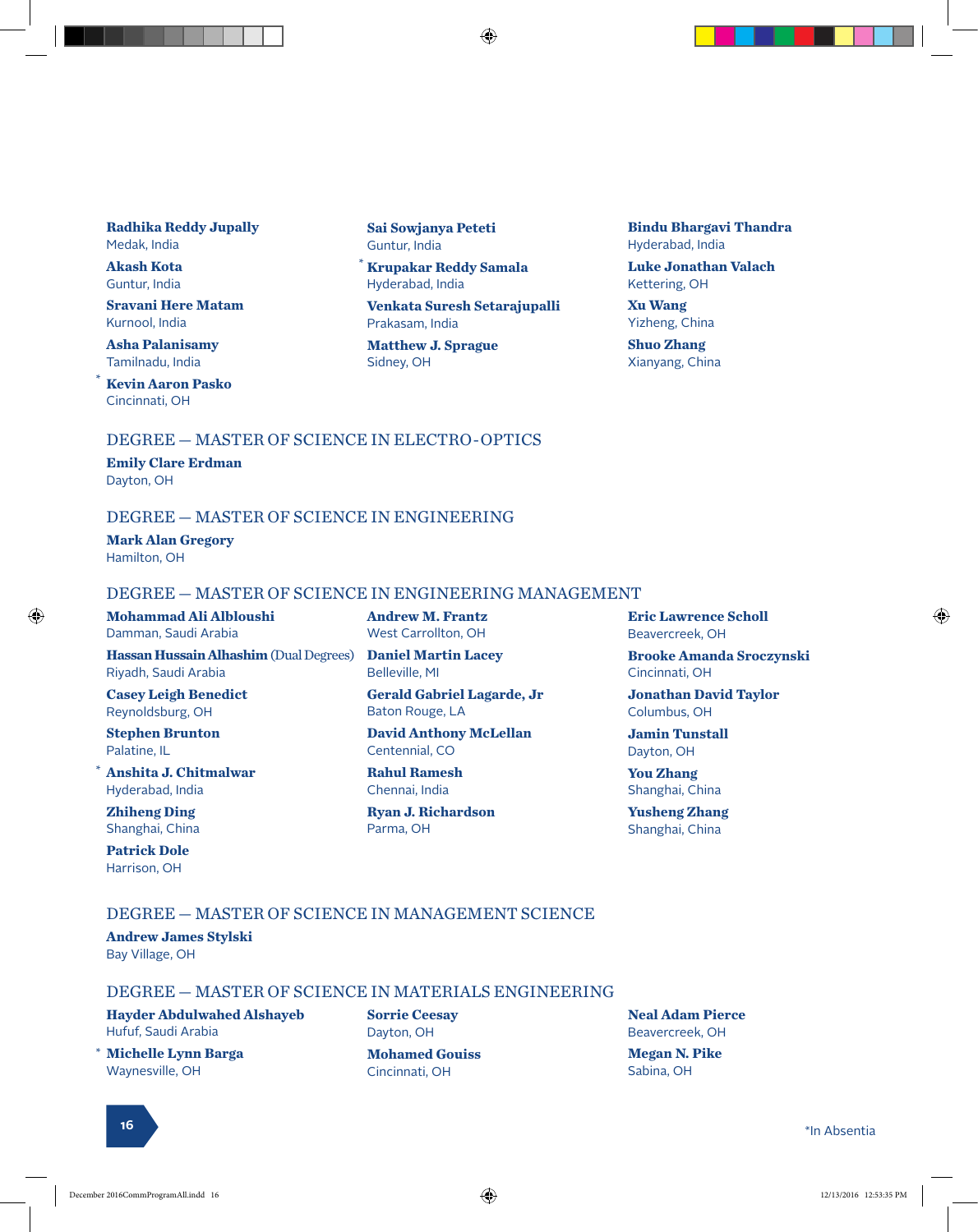**Radhika Reddy Jupally**
Medak, India

**Akash Kota**
Guntur, India

**Sravani Here Matam**
Kurnool, India

**Asha Palanisamy**
Tamilnadu, India

* **Kevin Aaron Pasko**
Cincinnati, OH

**Sai Sowjanya Peteti**
Guntur, India

* **Krupakar Reddy Samala**
Hyderabad, India

**Venkata Suresh Setarajupalli**
Prakasam, India

**Matthew J. Sprague**
Sidney, OH

**Bindu Bhargavi Thandra**
Hyderabad, India

**Luke Jonathan Valach**
Kettering, OH

**Xu Wang**
Yizheng, China

**Shuo Zhang**
Xianyang, China

## DEGREE — MASTER OF SCIENCE IN ELECTRO-OPTICS

**Emily Clare Erdman**
Dayton, OH

## DEGREE — MASTER OF SCIENCE IN ENGINEERING

**Mark Alan Gregory**
Hamilton, OH

## DEGREE — MASTER OF SCIENCE IN ENGINEERING MANAGEMENT

**Mohammad Ali Albloushi**
Damman, Saudi Arabia

**Hassan Hussain Alhashim** (Dual Degrees)
Riyadh, Saudi Arabia

**Casey Leigh Benedict**
Reynoldsburg, OH

**Stephen Brunton**
Palatine, IL

* **Anshita J. Chitmalwar**
Hyderabad, India

**Zhiheng Ding**
Shanghai, China

**Patrick Dole**
Harrison, OH

**Andrew M. Frantz**
West Carrollton, OH

**Daniel Martin Lacey**
Belleville, MI

**Gerald Gabriel Lagarde, Jr**
Baton Rouge, LA

**David Anthony McLellan**
Centennial, CO

**Rahul Ramesh**
Chennai, India

**Ryan J. Richardson**
Parma, OH

**Eric Lawrence Scholl**
Beavercreek, OH

**Brooke Amanda Sroczynski**
Cincinnati, OH

**Jonathan David Taylor**
Columbus, OH

**Jamin Tunstall**
Dayton, OH

**You Zhang**
Shanghai, China

**Yusheng Zhang**
Shanghai, China

## DEGREE — MASTER OF SCIENCE IN MANAGEMENT SCIENCE

**Andrew James Stylski**
Bay Village, OH

## DEGREE — MASTER OF SCIENCE IN MATERIALS ENGINEERING

**Hayder Abdulwahed Alshayeb**
Hufuf, Saudi Arabia

* **Michelle Lynn Barga**
Waynesville, OH

**Sorrie Ceesay**
Dayton, OH

**Mohamed Gouiss**
Cincinnati, OH

**Neal Adam Pierce**
Beavercreek, OH

**Megan N. Pike**
Sabina, OH

*In Absentia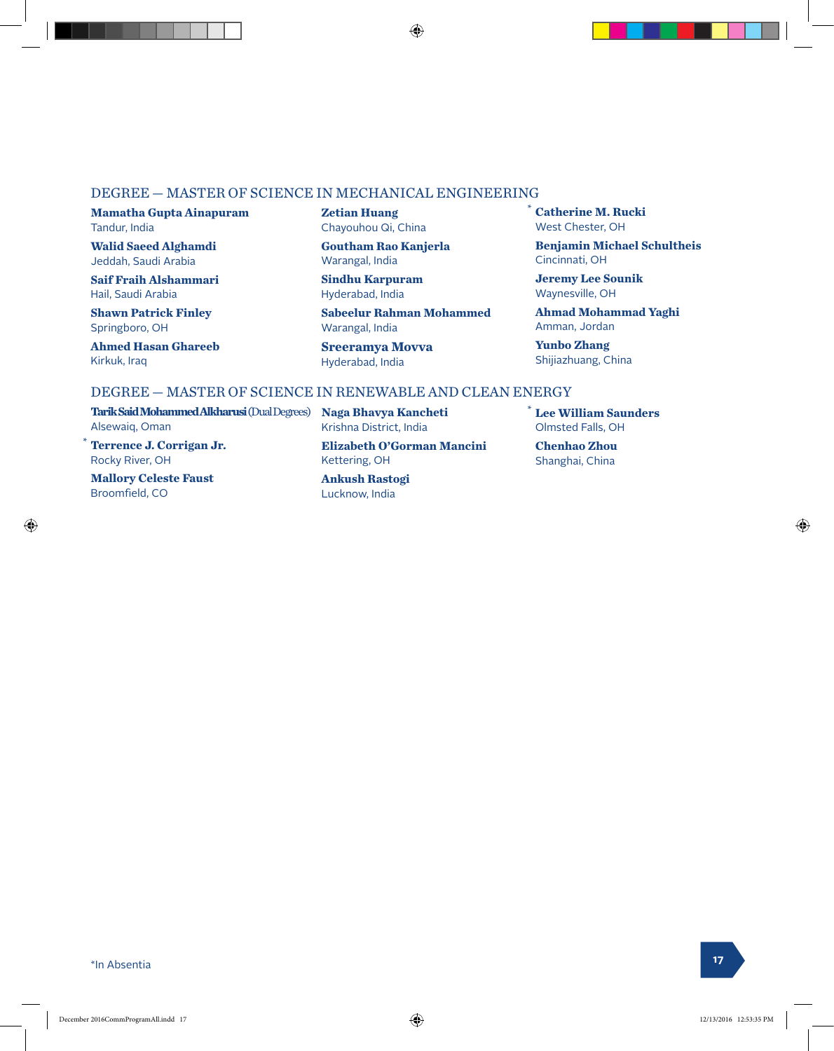## DEGREE — MASTER OF SCIENCE IN MECHANICAL ENGINEERING

**Mamatha Gupta Ainapuram**
Tandur, India

**Walid Saeed Alghamdi**
Jeddah, Saudi Arabia

**Saif Fraih Alshammari**
Hail, Saudi Arabia

**Shawn Patrick Finley**
Springboro, OH

**Ahmed Hasan Ghareeb**
Kirkuk, Iraq

**Zetian Huang**
Chayouhou Qi, China

**Goutham Rao Kanjerla**
Warangal, India

**Sindhu Karpuram**
Hyderabad, India

**Sabeelur Rahman Mohammed**
Warangal, India

**Sreeramya Movva**
Hyderabad, India

* **Catherine M. Rucki**
West Chester, OH

**Benjamin Michael Schultheis**
Cincinnati, OH

**Jeremy Lee Sounik**
Waynesville, OH

**Ahmad Mohammad Yaghi**
Amman, Jordan

**Yunbo Zhang**
Shijiazhuang, China

## DEGREE — MASTER OF SCIENCE IN RENEWABLE AND CLEAN ENERGY

**Tarik Said Mohammed Alkharusi** (Dual Degrees)
Alsewaiq, Oman

* **Terrence J. Corrigan Jr.**
Rocky River, OH

**Mallory Celeste Faust**
Broomfield, CO

**Naga Bhavya Kancheti**
Krishna District, India

**Elizabeth O'Gorman Mancini**
Kettering, OH

**Ankush Rastogi**
Lucknow, India

* **Lee William Saunders**
Olmsted Falls, OH

**Chenhao Zhou**
Shanghai, China

*In Absentia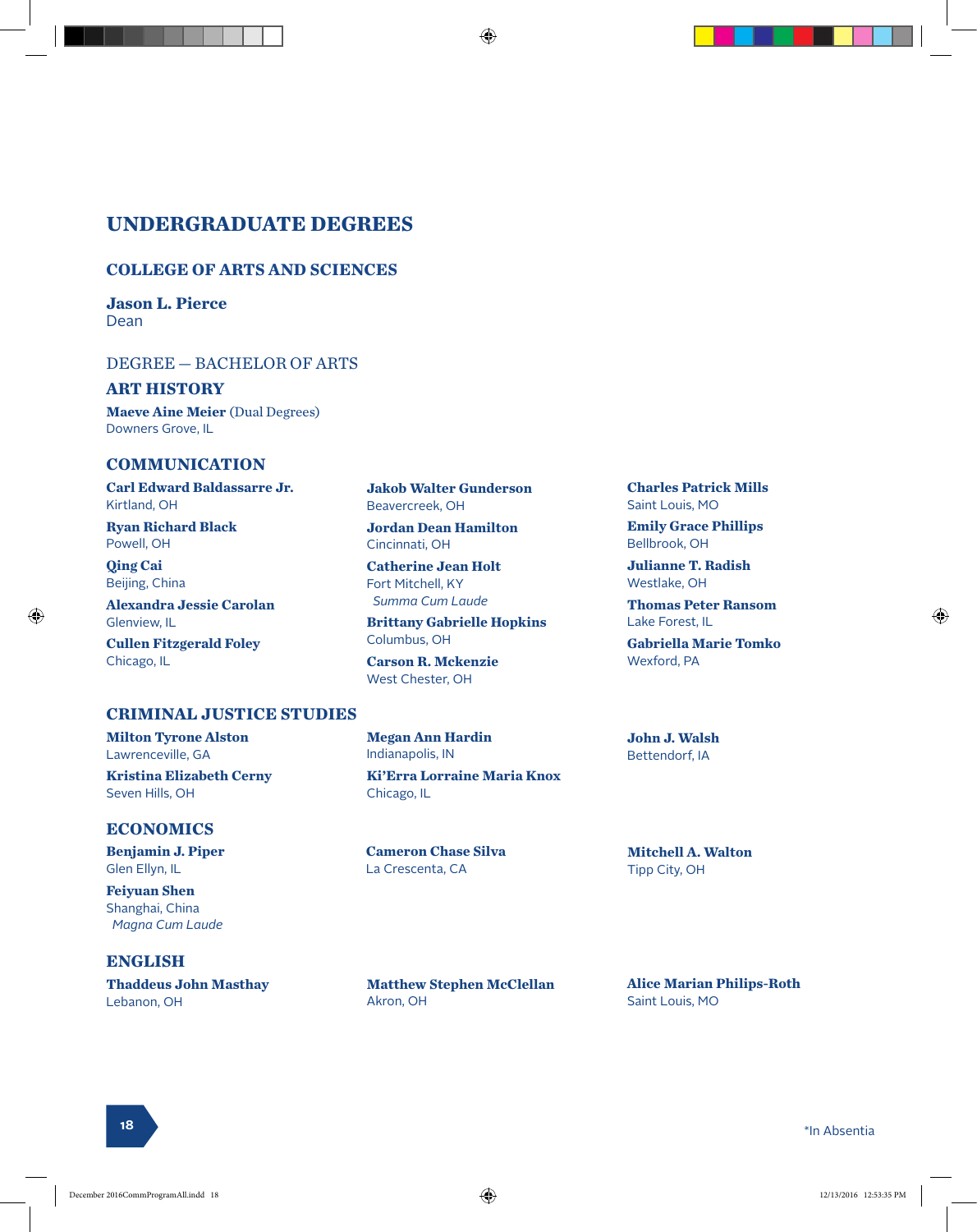# UNDERGRADUATE DEGREES

## COLLEGE OF ARTS AND SCIENCES

**Jason L. Pierce**
Dean

DEGREE — BACHELOR OF ARTS

### ART HISTORY

**Maeve Aine Meier** (Dual Degrees)
Downers Grove, IL

### COMMUNICATION

**Carl Edward Baldassarre Jr.**
Kirtland, OH

**Ryan Richard Black**
Powell, OH

**Qing Cai**
Beijing, China

**Alexandra Jessie Carolan**
Glenview, IL

**Cullen Fitzgerald Foley**
Chicago, IL

**Jakob Walter Gunderson**
Beavercreek, OH

**Jordan Dean Hamilton**
Cincinnati, OH

**Catherine Jean Holt**
Fort Mitchell, KY
*Summa Cum Laude*

**Brittany Gabrielle Hopkins**
Columbus, OH

**Carson R. Mckenzie**
West Chester, OH

**Charles Patrick Mills**
Saint Louis, MO

**Emily Grace Phillips**
Bellbrook, OH

**Julianne T. Radish**
Westlake, OH

**Thomas Peter Ransom**
Lake Forest, IL

**Gabriella Marie Tomko**
Wexford, PA

### CRIMINAL JUSTICE STUDIES

**Milton Tyrone Alston**
Lawrenceville, GA

**Kristina Elizabeth Cerny**
Seven Hills, OH

**Megan Ann Hardin**
Indianapolis, IN

**Ki'Erra Lorraine Maria Knox**
Chicago, IL

**John J. Walsh**
Bettendorf, IA

### ECONOMICS

**Benjamin J. Piper**
Glen Ellyn, IL

**Feiyuan Shen**
Shanghai, China
*Magna Cum Laude*

**Cameron Chase Silva**
La Crescenta, CA

**Mitchell A. Walton**
Tipp City, OH

### ENGLISH

**Thaddeus John Masthay**
Lebanon, OH

**Matthew Stephen McClellan**
Akron, OH

**Alice Marian Philips-Roth**
Saint Louis, MO

*In Absentia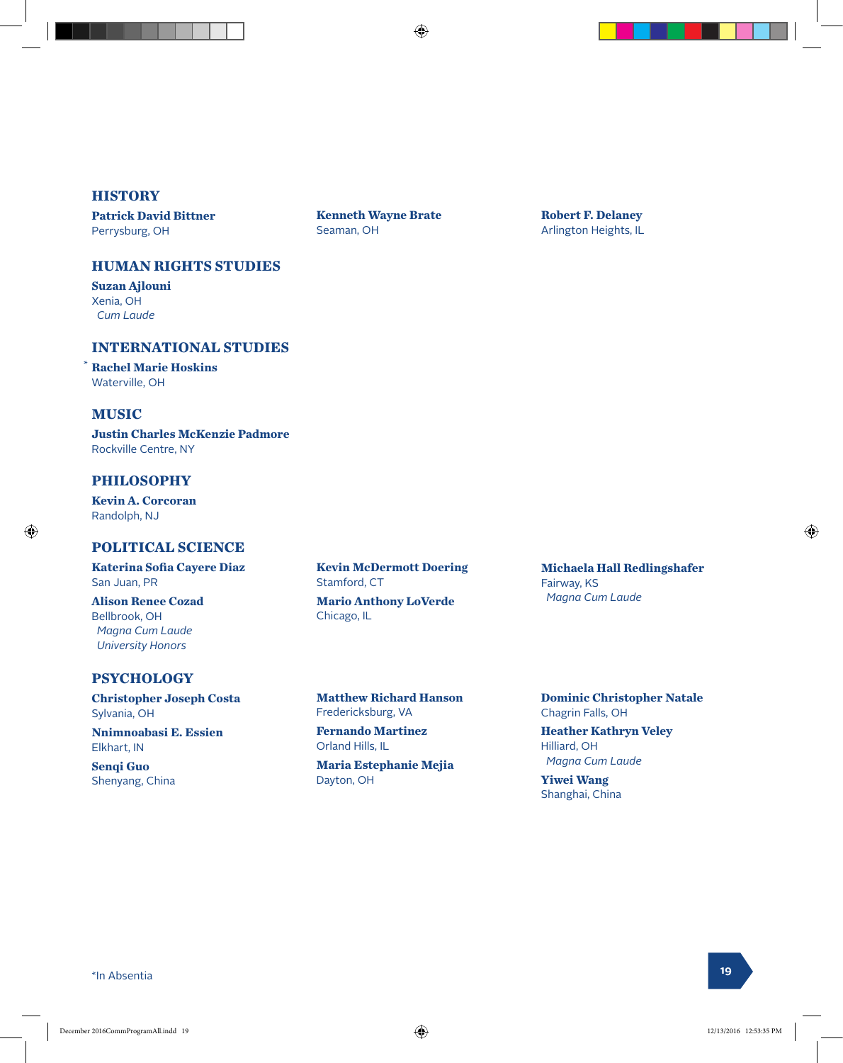## HISTORY

**Patrick David Bittner**
Perrysburg, OH

**Kenneth Wayne Brate**
Seaman, OH

**Robert F. Delaney**
Arlington Heights, IL

## HUMAN RIGHTS STUDIES

**Suzan Ajlouni**
Xenia, OH
*Cum Laude*

## INTERNATIONAL STUDIES

* **Rachel Marie Hoskins**
Waterville, OH

## MUSIC

**Justin Charles McKenzie Padmore**
Rockville Centre, NY

## PHILOSOPHY

**Kevin A. Corcoran**
Randolph, NJ

## POLITICAL SCIENCE

**Katerina Sofia Cayere Diaz**
San Juan, PR

**Alison Renee Cozad**
Bellbrook, OH
*Magna Cum Laude*
*University Honors*

**Kevin McDermott Doering**
Stamford, CT

**Mario Anthony LoVerde**
Chicago, IL

**Michaela Hall Redlingshafer**
Fairway, KS
*Magna Cum Laude*

## PSYCHOLOGY

**Christopher Joseph Costa**
Sylvania, OH

**Nnimnoabasi E. Essien**
Elkhart, IN

**Senqi Guo**
Shenyang, China

**Matthew Richard Hanson**
Fredericksburg, VA

**Fernando Martinez**
Orland Hills, IL

**Maria Estephanie Mejia**
Dayton, OH

**Dominic Christopher Natale**
Chagrin Falls, OH

**Heather Kathryn Veley**
Hilliard, OH
*Magna Cum Laude*

**Yiwei Wang**
Shanghai, China

*In Absentia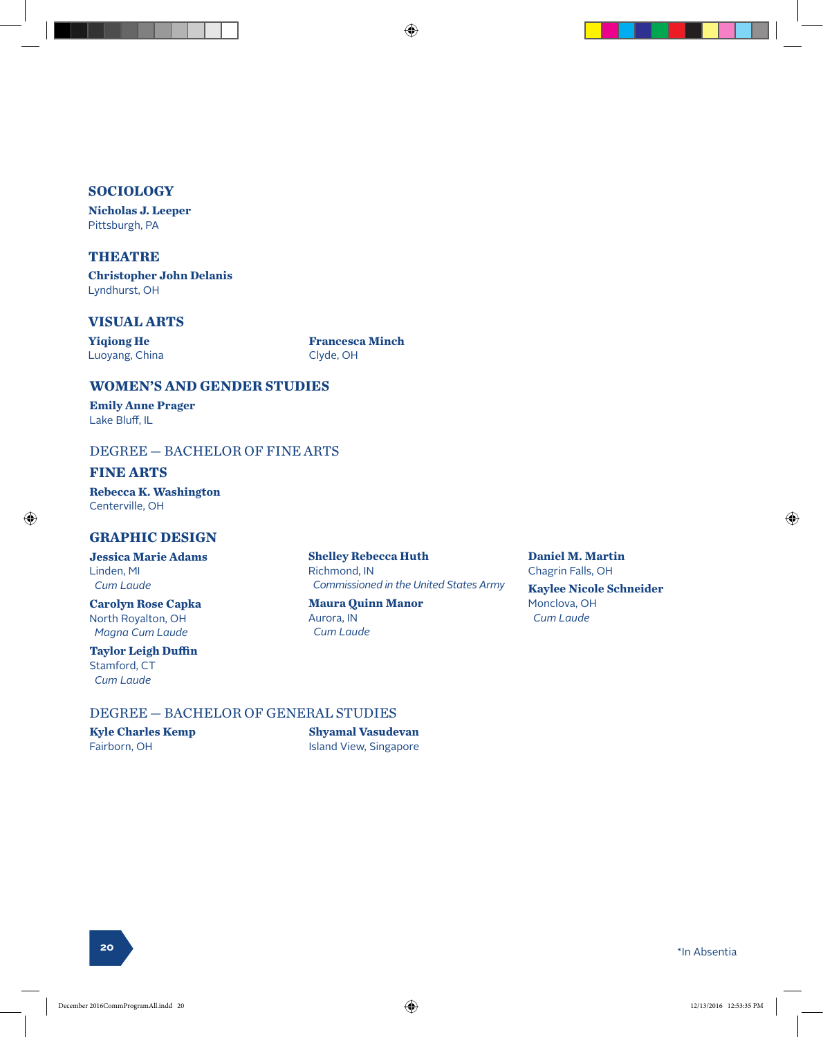## SOCIOLOGY

**Nicholas J. Leeper**
Pittsburgh, PA

## THEATRE

**Christopher John Delanis**
Lyndhurst, OH

## VISUAL ARTS

**Yiqiong He**
Luoyang, China

**Francesca Minch**
Clyde, OH

## WOMEN'S AND GENDER STUDIES

**Emily Anne Prager**
Lake Bluff, IL

# DEGREE — BACHELOR OF FINE ARTS

## FINE ARTS

**Rebecca K. Washington**
Centerville, OH

## GRAPHIC DESIGN

**Jessica Marie Adams**
Linden, MI
*Cum Laude*

**Carolyn Rose Capka**
North Royalton, OH
*Magna Cum Laude*

**Taylor Leigh Duffin**
Stamford, CT
*Cum Laude*

**Shelley Rebecca Huth**
Richmond, IN
*Commissioned in the United States Army*

**Maura Quinn Manor**
Aurora, IN
*Cum Laude*

**Daniel M. Martin**
Chagrin Falls, OH

**Kaylee Nicole Schneider**
Monclova, OH
*Cum Laude*

# DEGREE — BACHELOR OF GENERAL STUDIES

**Kyle Charles Kemp**
Fairborn, OH

**Shyamal Vasudevan**
Island View, Singapore

*In Absentia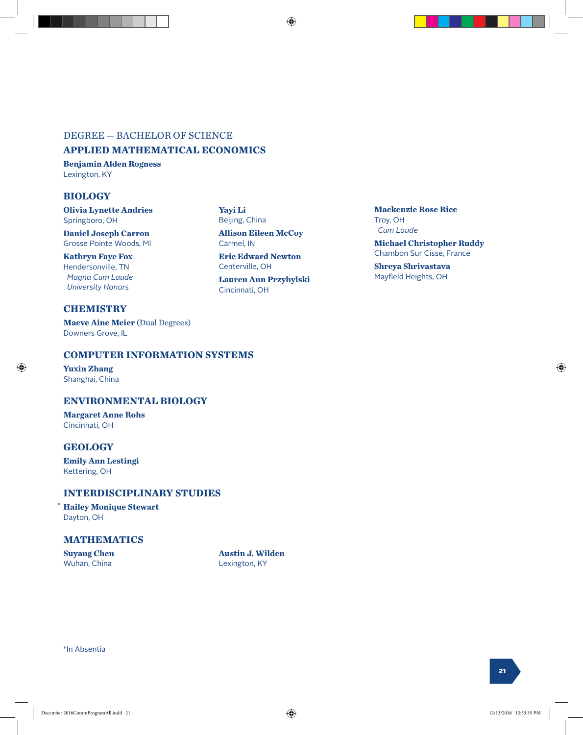DEGREE — BACHELOR OF SCIENCE

## APPLIED MATHEMATICAL ECONOMICS

**Benjamin Alden Rogness**
Lexington, KY

## BIOLOGY

**Olivia Lynette Andries**
Springboro, OH

**Daniel Joseph Carron**
Grosse Pointe Woods, MI

**Kathryn Faye Fox**
Hendersonville, TN
*Magna Cum Laude*
*University Honors*

**Yayi Li**
Beijing, China

**Allison Eileen McCoy**
Carmel, IN

**Eric Edward Newton**
Centerville, OH

**Lauren Ann Przybylski**
Cincinnati, OH

**Mackenzie Rose Rice**
Troy, OH
*Cum Laude*

**Michael Christopher Ruddy**
Chambon Sur Cisse, France

**Shreya Shrivastava**
Mayfield Heights, OH

## CHEMISTRY

**Maeve Aine Meier** (Dual Degrees)
Downers Grove, IL

## COMPUTER INFORMATION SYSTEMS

**Yuxin Zhang**
Shanghai, China

## ENVIRONMENTAL BIOLOGY

**Margaret Anne Rohs**
Cincinnati, OH

## GEOLOGY

**Emily Ann Lestingi**
Kettering, OH

## INTERDISCIPLINARY STUDIES

\* **Hailey Monique Stewart**
Dayton, OH

## MATHEMATICS

**Suyang Chen**
Wuhan, China

**Austin J. Wilden**
Lexington, KY

*In Absentia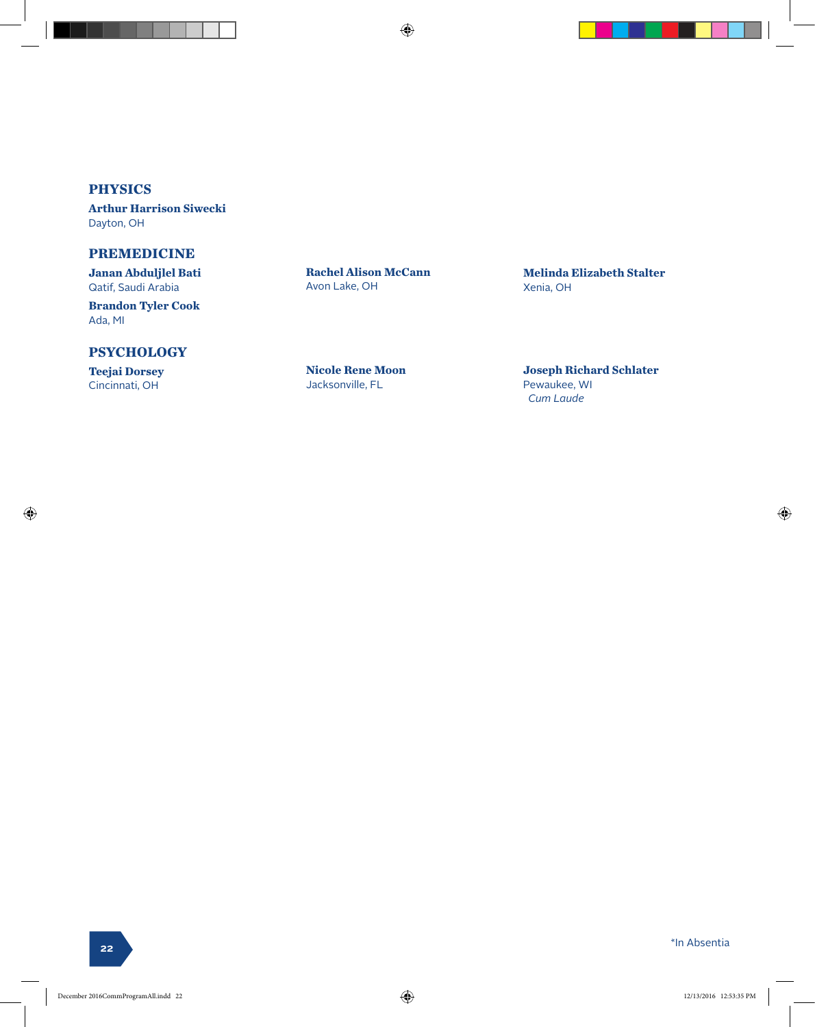## PHYSICS

**Arthur Harrison Siwecki**
Dayton, OH

## PREMEDICINE

**Janan Abduljlel Bati**
Qatif, Saudi Arabia

**Brandon Tyler Cook**
Ada, MI

**Rachel Alison McCann**
Avon Lake, OH

**Melinda Elizabeth Stalter**
Xenia, OH

## PSYCHOLOGY

**Teejai Dorsey**
Cincinnati, OH

**Nicole Rene Moon**
Jacksonville, FL

**Joseph Richard Schlater**
Pewaukee, WI
*Cum Laude*

*In Absentia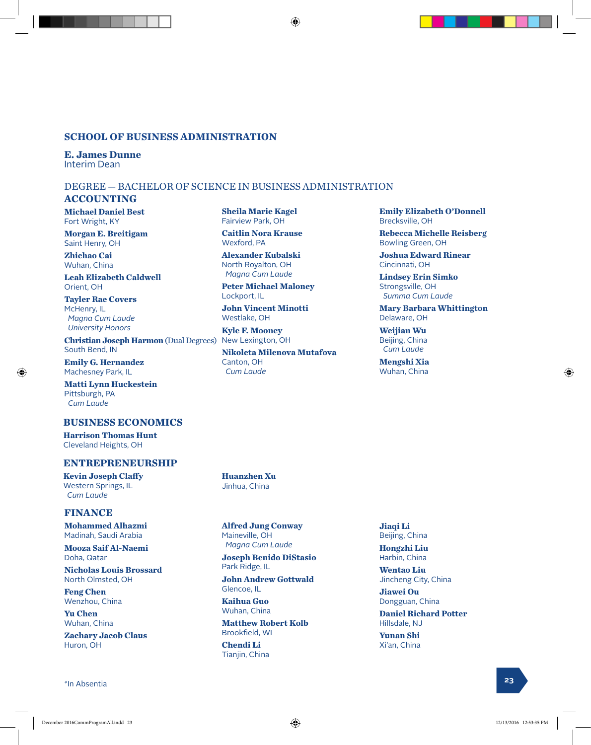## SCHOOL OF BUSINESS ADMINISTRATION

**E. James Dunne**
Interim Dean

DEGREE — BACHELOR OF SCIENCE IN BUSINESS ADMINISTRATION

### ACCOUNTING

**Michael Daniel Best**
Fort Wright, KY

**Morgan E. Breitigam**
Saint Henry, OH

**Zhichao Cai**
Wuhan, China

**Leah Elizabeth Caldwell**
Orient, OH

**Tayler Rae Covers**
McHenry, IL
*Magna Cum Laude*
*University Honors*

**Christian Joseph Harmon** (Dual Degrees)
South Bend, IN

**Emily G. Hernandez**
Machesney Park, IL

**Matti Lynn Huckestein**
Pittsburgh, PA
*Cum Laude*

**Sheila Marie Kagel**
Fairview Park, OH

**Caitlin Nora Krause**
Wexford, PA

**Alexander Kubalski**
North Royalton, OH
*Magna Cum Laude*

**Peter Michael Maloney**
Lockport, IL

**John Vincent Minotti**
Westlake, OH

**Kyle F. Mooney**
New Lexington, OH

**Nikoleta Milenova Mutafova**
Canton, OH
*Cum Laude*

**Emily Elizabeth O'Donnell**
Brecksville, OH

**Rebecca Michelle Reisberg**
Bowling Green, OH

**Joshua Edward Rinear**
Cincinnati, OH

**Lindsey Erin Simko**
Strongsville, OH
*Summa Cum Laude*

**Mary Barbara Whittington**
Delaware, OH

**Weijian Wu**
Beijing, China
*Cum Laude*

**Mengshi Xia**
Wuhan, China

### BUSINESS ECONOMICS

**Harrison Thomas Hunt**
Cleveland Heights, OH

### ENTREPRENEURSHIP

**Kevin Joseph Claffy**
Western Springs, IL
*Cum Laude*

**Huanzhen Xu**
Jinhua, China

### FINANCE

**Mohammed Alhazmi**
Madinah, Saudi Arabia

**Mooza Saif Al-Naemi**
Doha, Qatar

**Nicholas Louis Brossard**
North Olmsted, OH

**Feng Chen**
Wenzhou, China

**Yu Chen**
Wuhan, China

**Zachary Jacob Claus**
Huron, OH

**Alfred Jung Conway**
Maineville, OH
*Magna Cum Laude*

**Joseph Benido DiStasio**
Park Ridge, IL

**John Andrew Gottwald**
Glencoe, IL

**Kaihua Guo**
Wuhan, China

**Matthew Robert Kolb**
Brookfield, WI

**Chendi Li**
Tianjin, China

**Jiaqi Li**
Beijing, China

**Hongzhi Liu**
Harbin, China

**Wentao Liu**
Jincheng City, China

**Jiawei Ou**
Dongguan, China

**Daniel Richard Potter**
Hillsdale, NJ

**Yunan Shi**
Xi'an, China

*In Absentia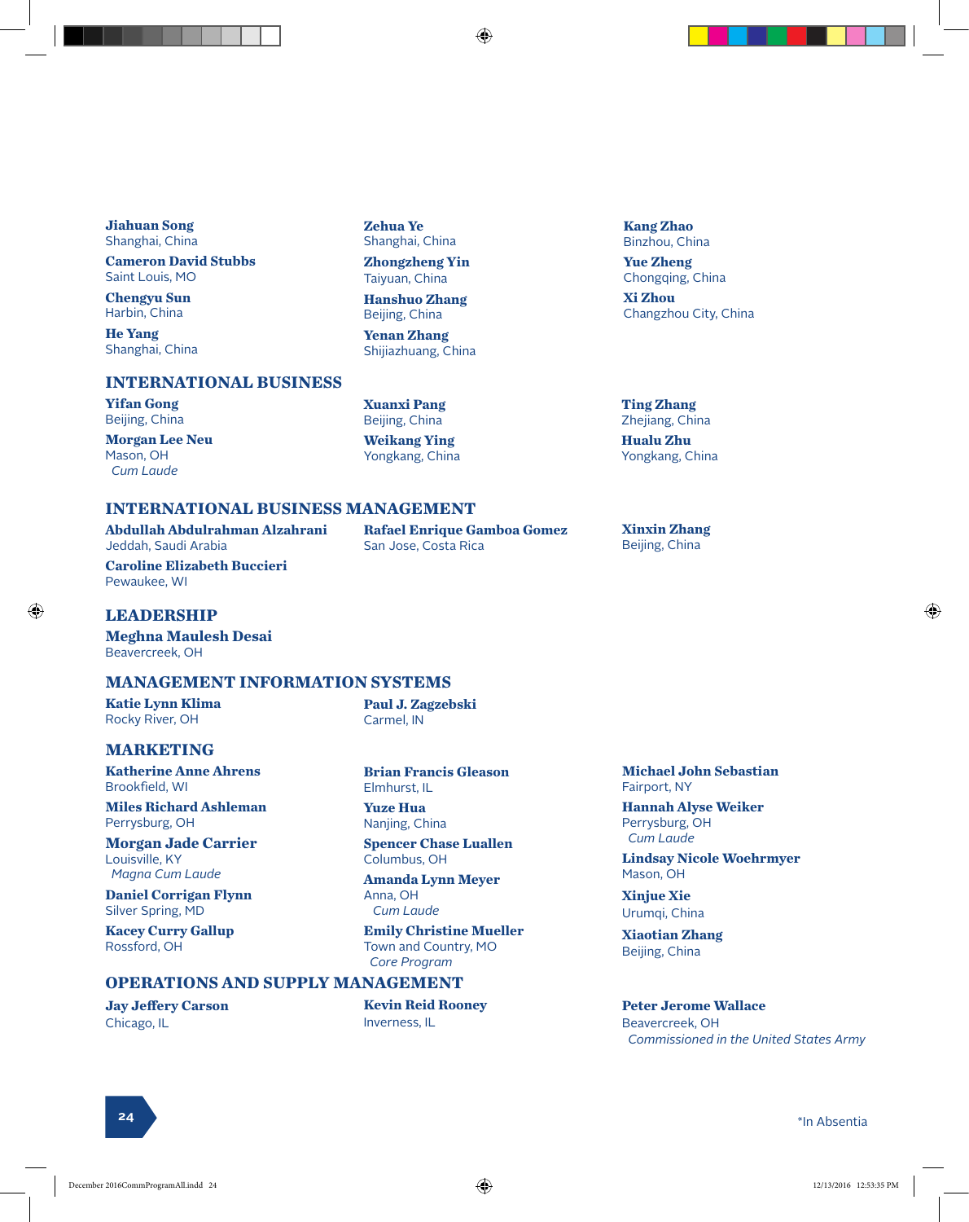**Jiahuan Song**
Shanghai, China

**Cameron David Stubbs**
Saint Louis, MO

**Chengyu Sun**
Harbin, China

**He Yang**
Shanghai, China

**Zehua Ye**
Shanghai, China

**Zhongzheng Yin**
Taiyuan, China

**Hanshuo Zhang**
Beijing, China

**Yenan Zhang**
Shijiazhuang, China

**Kang Zhao**
Binzhou, China

**Yue Zheng**
Chongqing, China

**Xi Zhou**
Changzhou City, China

## INTERNATIONAL BUSINESS

**Yifan Gong**
Beijing, China

**Morgan Lee Neu**
Mason, OH
*Cum Laude*

**Xuanxi Pang**
Beijing, China

**Weikang Ying**
Yongkang, China

**Ting Zhang**
Zhejiang, China

**Hualu Zhu**
Yongkang, China

## INTERNATIONAL BUSINESS MANAGEMENT

**Abdullah Abdulrahman Alzahrani**
Jeddah, Saudi Arabia

**Caroline Elizabeth Buccieri**
Pewaukee, WI

**Rafael Enrique Gamboa Gomez**
San Jose, Costa Rica

**Xinxin Zhang**
Beijing, China

## LEADERSHIP

**Meghna Maulesh Desai**
Beavercreek, OH

## MANAGEMENT INFORMATION SYSTEMS

**Katie Lynn Klima**
Rocky River, OH

**Paul J. Zagzebski**
Carmel, IN

## MARKETING

**Katherine Anne Ahrens**
Brookfield, WI

**Miles Richard Ashleman**
Perrysburg, OH

**Morgan Jade Carrier**
Louisville, KY
*Magna Cum Laude*

**Daniel Corrigan Flynn**
Silver Spring, MD

**Kacey Curry Gallup**
Rossford, OH

**Brian Francis Gleason**
Elmhurst, IL

**Yuze Hua**
Nanjing, China

**Spencer Chase Luallen**
Columbus, OH

**Amanda Lynn Meyer**
Anna, OH
*Cum Laude*

**Emily Christine Mueller**
Town and Country, MO
*Core Program*

**Michael John Sebastian**
Fairport, NY

**Hannah Alyse Weiker**
Perrysburg, OH
*Cum Laude*

**Lindsay Nicole Woehrmyer**
Mason, OH

**Xinjue Xie**
Urumqi, China

**Xiaotian Zhang**
Beijing, China

## OPERATIONS AND SUPPLY MANAGEMENT

**Jay Jeffery Carson**
Chicago, IL

**Kevin Reid Rooney**
Inverness, IL

**Peter Jerome Wallace**
Beavercreek, OH
*Commissioned in the United States Army*

*In Absentia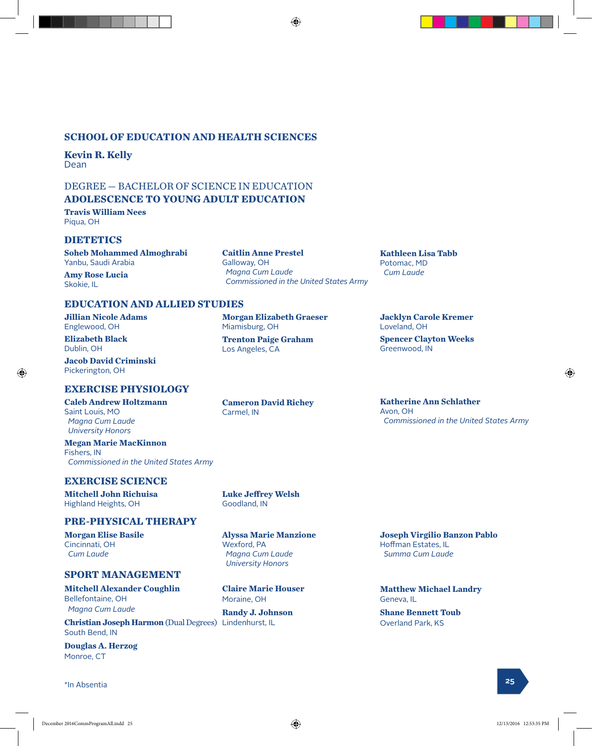## SCHOOL OF EDUCATION AND HEALTH SCIENCES

**Kevin R. Kelly**
Dean

DEGREE — BACHELOR OF SCIENCE IN EDUCATION

### ADOLESCENCE TO YOUNG ADULT EDUCATION

**Travis William Nees**
Piqua, OH

### DIETETICS

**Soheb Mohammed Almoghrabi**
Yanbu, Saudi Arabia

**Amy Rose Lucia**
Skokie, IL

**Caitlin Anne Prestel**
Galloway, OH
*Magna Cum Laude*
*Commissioned in the United States Army*

**Kathleen Lisa Tabb**
Potomac, MD
*Cum Laude*

### EDUCATION AND ALLIED STUDIES

**Jillian Nicole Adams**
Englewood, OH

**Elizabeth Black**
Dublin, OH

**Jacob David Criminski**
Pickerington, OH

**Morgan Elizabeth Graeser**
Miamisburg, OH

**Trenton Paige Graham**
Los Angeles, CA

**Jacklyn Carole Kremer**
Loveland, OH

**Spencer Clayton Weeks**
Greenwood, IN

### EXERCISE PHYSIOLOGY

**Caleb Andrew Holtzmann**
Saint Louis, MO
*Magna Cum Laude*
*University Honors*

**Megan Marie MacKinnon**
Fishers, IN
*Commissioned in the United States Army*

**Cameron David Richey**
Carmel, IN

**Katherine Ann Schlather**
Avon, OH
*Commissioned in the United States Army*

### EXERCISE SCIENCE

**Mitchell John Richuisa**
Highland Heights, OH

**Luke Jeffrey Welsh**
Goodland, IN

### PRE-PHYSICAL THERAPY

**Morgan Elise Basile**
Cincinnati, OH
*Cum Laude*

**Alyssa Marie Manzione**
Wexford, PA
*Magna Cum Laude*
*University Honors*

**Joseph Virgilio Banzon Pablo**
Hoffman Estates, IL
*Summa Cum Laude*

### SPORT MANAGEMENT

**Mitchell Alexander Coughlin**
Bellefontaine, OH
*Magna Cum Laude*

**Christian Joseph Harmon** (Dual Degrees)
South Bend, IN

**Douglas A. Herzog**
Monroe, CT

**Claire Marie Houser**
Moraine, OH

**Randy J. Johnson**
Lindenhurst, IL

**Matthew Michael Landry**
Geneva, IL

**Shane Bennett Toub**
Overland Park, KS

*In Absentia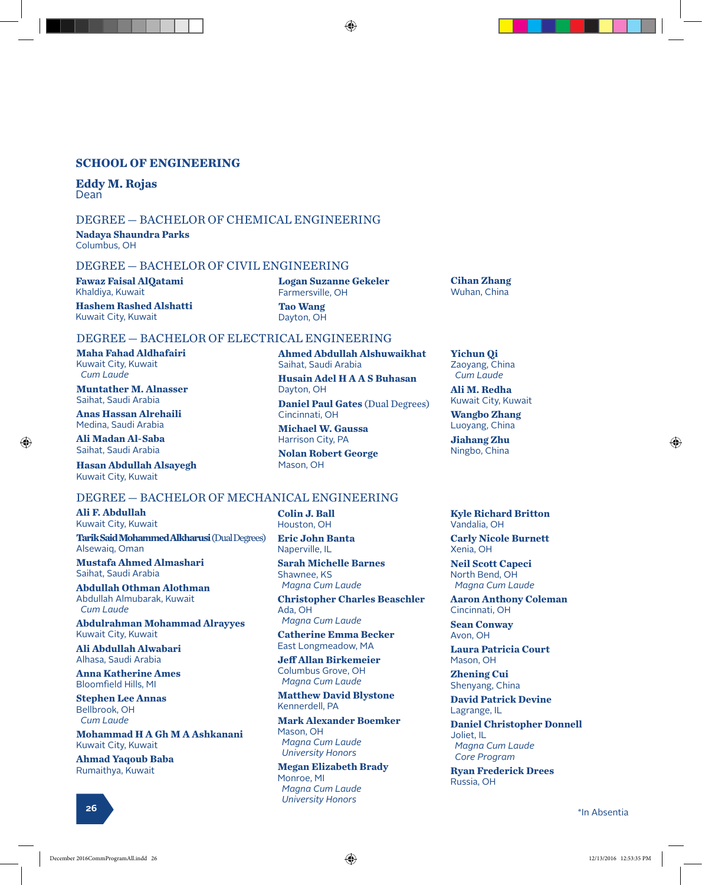## SCHOOL OF ENGINEERING

**Eddy M. Rojas**
Dean

### DEGREE — BACHELOR OF CHEMICAL ENGINEERING

**Nadaya Shaundra Parks**
Columbus, OH

### DEGREE — BACHELOR OF CIVIL ENGINEERING

**Fawaz Faisal AlQatami**
Khaldiya, Kuwait

**Hashem Rashed Alshatti**
Kuwait City, Kuwait

**Logan Suzanne Gekeler**
Farmersville, OH

**Tao Wang**
Dayton, OH

**Cihan Zhang**
Wuhan, China

### DEGREE — BACHELOR OF ELECTRICAL ENGINEERING

**Maha Fahad Aldhafairi**
Kuwait City, Kuwait
*Cum Laude*

**Muntather M. Alnasser**
Saihat, Saudi Arabia

**Anas Hassan Alrehaili**
Medina, Saudi Arabia

**Ali Madan Al-Saba**
Saihat, Saudi Arabia

**Hasan Abdullah Alsayegh**
Kuwait City, Kuwait

**Ahmed Abdullah Alshuwaikhat**
Saihat, Saudi Arabia

**Husain Adel H A A S Buhasan**
Dayton, OH

**Daniel Paul Gates** (Dual Degrees)
Cincinnati, OH

**Michael W. Gaussa**
Harrison City, PA

**Nolan Robert George**
Mason, OH

**Yichun Qi**
Zaoyang, China
*Cum Laude*

**Ali M. Redha**
Kuwait City, Kuwait

**Wangbo Zhang**
Luoyang, China

**Jiahang Zhu**
Ningbo, China

### DEGREE — BACHELOR OF MECHANICAL ENGINEERING

**Ali F. Abdullah**
Kuwait City, Kuwait

**Tarik Said Mohammed Alkharusi** (Dual Degrees)
Alsewaiq, Oman

**Mustafa Ahmed Almashari**
Saihat, Saudi Arabia

**Abdullah Othman Alothman**
Abdullah Almubarak, Kuwait
*Cum Laude*

**Abdulrahman Mohammad Alrayyes**
Kuwait City, Kuwait

**Ali Abdullah Alwabari**
Alhasa, Saudi Arabia

**Anna Katherine Ames**
Bloomfield Hills, MI

**Stephen Lee Annas**
Bellbrook, OH
*Cum Laude*

**Mohammad H A Gh M A Ashkanani**
Kuwait City, Kuwait

**Ahmad Yaqoub Baba**
Rumaithya, Kuwait

**Colin J. Ball**
Houston, OH

**Eric John Banta**
Naperville, IL

**Sarah Michelle Barnes**
Shawnee, KS
*Magna Cum Laude*

**Christopher Charles Beaschler**
Ada, OH
*Magna Cum Laude*

**Catherine Emma Becker**
East Longmeadow, MA

**Jeff Allan Birkemeier**
Columbus Grove, OH
*Magna Cum Laude*

**Matthew David Blystone**
Kennerdell, PA

**Mark Alexander Boemker**
Mason, OH
*Magna Cum Laude*
*University Honors*

**Megan Elizabeth Brady**
Monroe, MI
*Magna Cum Laude*
*University Honors*

**Kyle Richard Britton**
Vandalia, OH

**Carly Nicole Burnett**
Xenia, OH

**Neil Scott Capeci**
North Bend, OH
*Magna Cum Laude*

**Aaron Anthony Coleman**
Cincinnati, OH

**Sean Conway**
Avon, OH

**Laura Patricia Court**
Mason, OH

**Zhening Cui**
Shenyang, China

**David Patrick Devine**
Lagrange, IL

**Daniel Christopher Donnell**
Joliet, IL
*Magna Cum Laude*
*Core Program*

**Ryan Frederick Drees**
Russia, OH

*In Absentia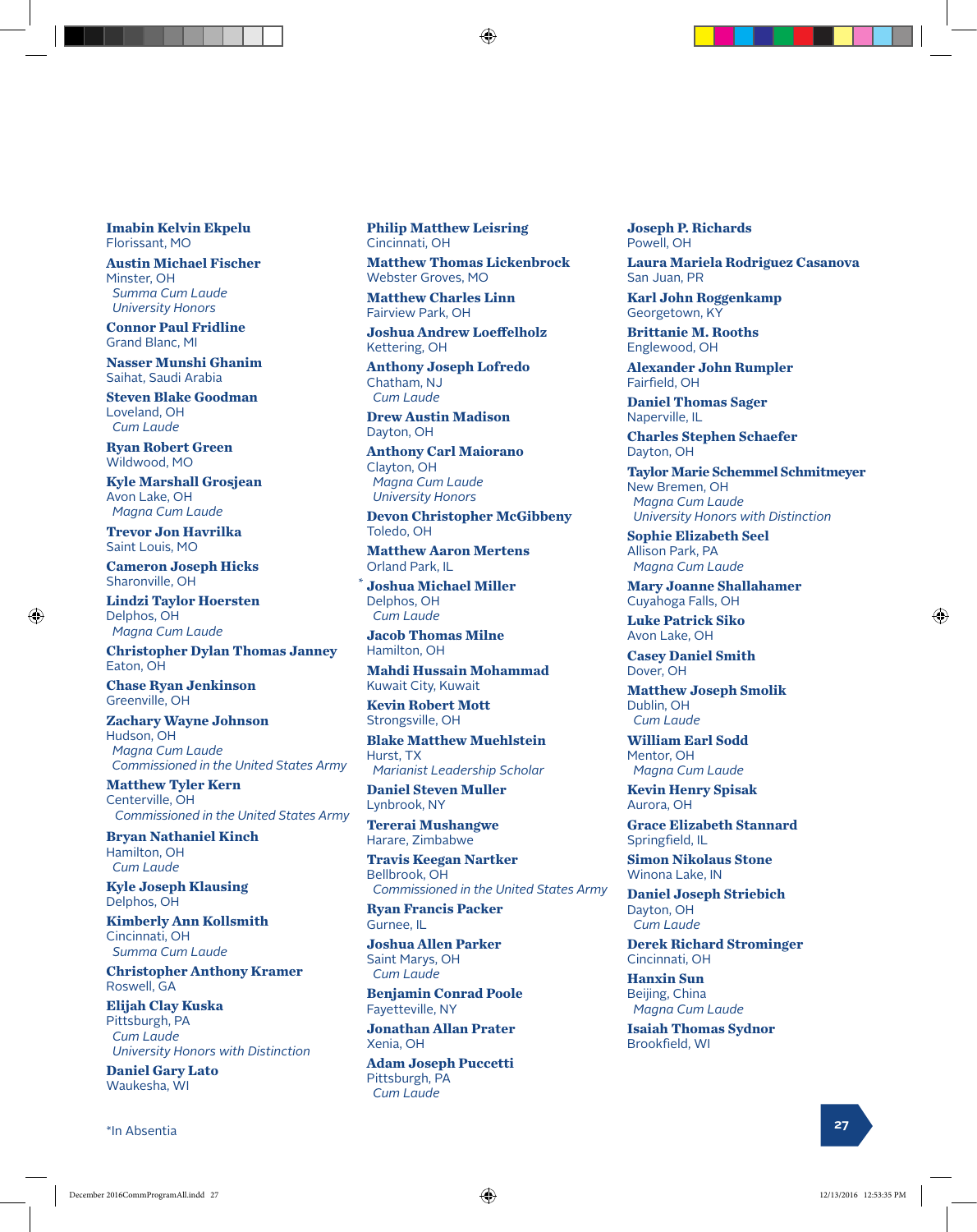**Imabin Kelvin Ekpelu**
Florissant, MO

**Austin Michael Fischer**
Minster, OH
*Summa Cum Laude*
*University Honors*

**Connor Paul Fridline**
Grand Blanc, MI

**Nasser Munshi Ghanim**
Saihat, Saudi Arabia

**Steven Blake Goodman**
Loveland, OH
*Cum Laude*

**Ryan Robert Green**
Wildwood, MO

**Kyle Marshall Grosjean**
Avon Lake, OH
*Magna Cum Laude*

**Trevor Jon Havrilka**
Saint Louis, MO

**Cameron Joseph Hicks**
Sharonville, OH

**Lindzi Taylor Hoersten**
Delphos, OH
*Magna Cum Laude*

**Christopher Dylan Thomas Janney**
Eaton, OH

**Chase Ryan Jenkinson**
Greenville, OH

**Zachary Wayne Johnson**
Hudson, OH
*Magna Cum Laude*
*Commissioned in the United States Army*

**Matthew Tyler Kern**
Centerville, OH
*Commissioned in the United States Army*

**Bryan Nathaniel Kinch**
Hamilton, OH
*Cum Laude*

**Kyle Joseph Klausing**
Delphos, OH

**Kimberly Ann Kollsmith**
Cincinnati, OH
*Summa Cum Laude*

**Christopher Anthony Kramer**
Roswell, GA

**Elijah Clay Kuska**
Pittsburgh, PA
*Cum Laude*
*University Honors with Distinction*

**Daniel Gary Lato**
Waukesha, WI

**Philip Matthew Leisring**
Cincinnati, OH

**Matthew Thomas Lickenbrock**
Webster Groves, MO

**Matthew Charles Linn**
Fairview Park, OH

**Joshua Andrew Loeffelholz**
Kettering, OH

**Anthony Joseph Lofredo**
Chatham, NJ
*Cum Laude*

**Drew Austin Madison**
Dayton, OH

**Anthony Carl Maiorano**
Clayton, OH
*Magna Cum Laude*
*University Honors*

**Devon Christopher McGibbeny**
Toledo, OH

**Matthew Aaron Mertens**
Orland Park, IL

* **Joshua Michael Miller**
Delphos, OH
*Cum Laude*

**Jacob Thomas Milne**
Hamilton, OH

**Mahdi Hussain Mohammad**
Kuwait City, Kuwait

**Kevin Robert Mott**
Strongsville, OH

**Blake Matthew Muehlstein**
Hurst, TX
*Marianist Leadership Scholar*

**Daniel Steven Muller**
Lynbrook, NY

**Tererai Mushangwe**
Harare, Zimbabwe

**Travis Keegan Nartker**
Bellbrook, OH
*Commissioned in the United States Army*

**Ryan Francis Packer**
Gurnee, IL

**Joshua Allen Parker**
Saint Marys, OH
*Cum Laude*

**Benjamin Conrad Poole**
Fayetteville, NY

**Jonathan Allan Prater**
Xenia, OH

**Adam Joseph Puccetti**
Pittsburgh, PA
*Cum Laude*

**Joseph P. Richards**
Powell, OH

**Laura Mariela Rodriguez Casanova**
San Juan, PR

**Karl John Roggenkamp**
Georgetown, KY

**Brittanie M. Rooths**
Englewood, OH

**Alexander John Rumpler**
Fairfield, OH

**Daniel Thomas Sager**
Naperville, IL

**Charles Stephen Schaefer**
Dayton, OH

**Taylor Marie Schemmel Schmitmeyer**
New Bremen, OH
*Magna Cum Laude*
*University Honors with Distinction*

**Sophie Elizabeth Seel**
Allison Park, PA
*Magna Cum Laude*

**Mary Joanne Shallahamer**
Cuyahoga Falls, OH

**Luke Patrick Siko**
Avon Lake, OH

**Casey Daniel Smith**
Dover, OH

**Matthew Joseph Smolik**
Dublin, OH
*Cum Laude*

**William Earl Sodd**
Mentor, OH
*Magna Cum Laude*

**Kevin Henry Spisak**
Aurora, OH

**Grace Elizabeth Stannard**
Springfield, IL

**Simon Nikolaus Stone**
Winona Lake, IN

**Daniel Joseph Striebich**
Dayton, OH
*Cum Laude*

**Derek Richard Strominger**
Cincinnati, OH

**Hanxin Sun**
Beijing, China
*Magna Cum Laude*

**Isaiah Thomas Sydnor**
Brookfield, WI

*In Absentia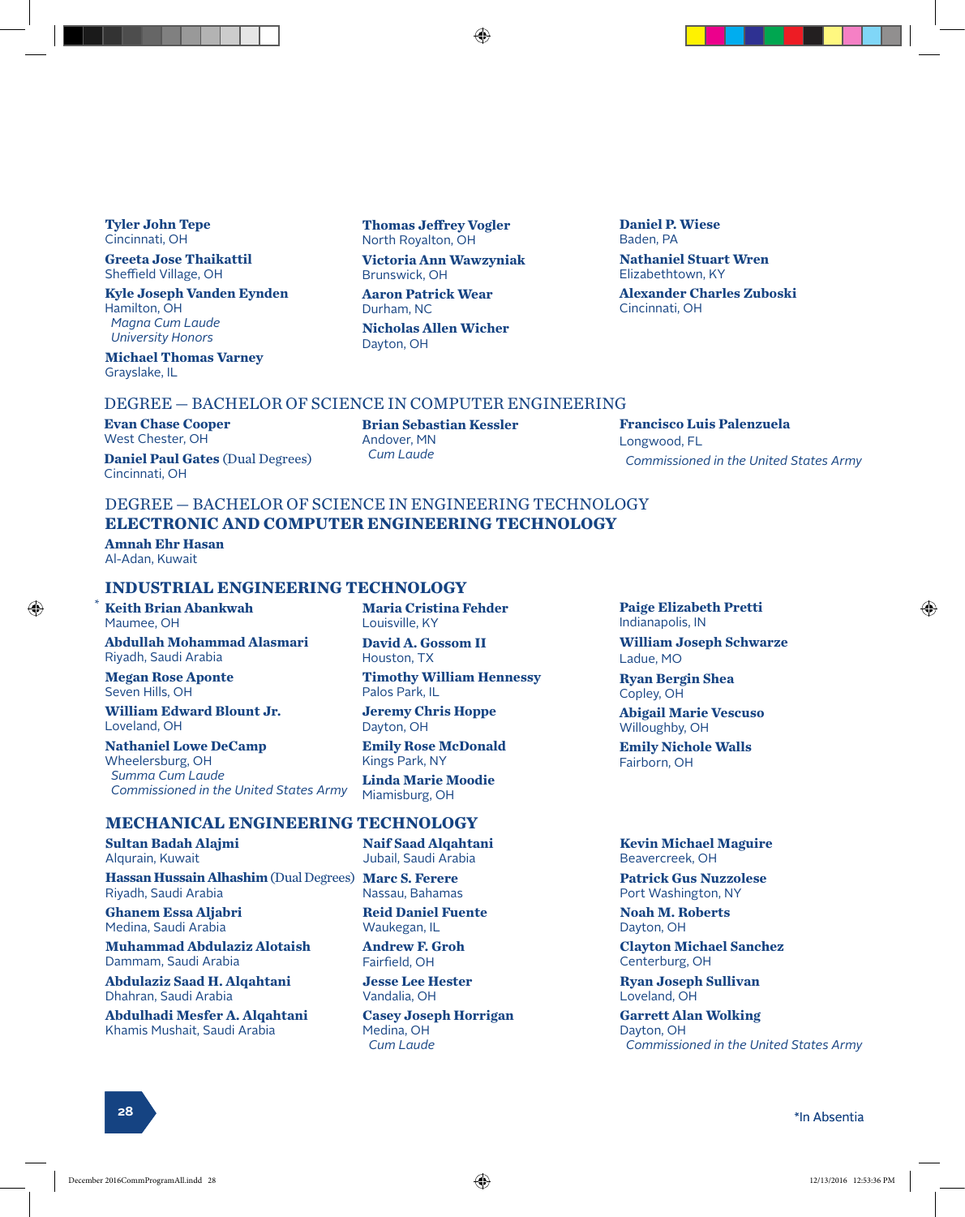**Tyler John Tepe**
Cincinnati, OH

**Greeta Jose Thaikattil**
Sheffield Village, OH

**Kyle Joseph Vanden Eynden**
Hamilton, OH
*Magna Cum Laude*
*University Honors*

**Michael Thomas Varney**
Grayslake, IL

**Thomas Jeffrey Vogler**
North Royalton, OH

**Victoria Ann Wawzyniak**
Brunswick, OH

**Aaron Patrick Wear**
Durham, NC

**Nicholas Allen Wicher**
Dayton, OH

**Daniel P. Wiese**
Baden, PA

**Nathaniel Stuart Wren**
Elizabethtown, KY

**Alexander Charles Zuboski**
Cincinnati, OH

## DEGREE — BACHELOR OF SCIENCE IN COMPUTER ENGINEERING

**Evan Chase Cooper**
West Chester, OH

**Daniel Paul Gates** (Dual Degrees)
Cincinnati, OH

**Brian Sebastian Kessler**
Andover, MN
*Cum Laude*

**Francisco Luis Palenzuela**
Longwood, FL
*Commissioned in the United States Army*

## DEGREE — BACHELOR OF SCIENCE IN ENGINEERING TECHNOLOGY

### ELECTRONIC AND COMPUTER ENGINEERING TECHNOLOGY

**Amnah Ehr Hasan**
Al-Adan, Kuwait

### INDUSTRIAL ENGINEERING TECHNOLOGY

***Keith Brian Abankwah**
Maumee, OH

**Abdullah Mohammad Alasmari**
Riyadh, Saudi Arabia

**Megan Rose Aponte**
Seven Hills, OH

**William Edward Blount Jr.**
Loveland, OH

**Nathaniel Lowe DeCamp**
Wheelersburg, OH
*Summa Cum Laude*
*Commissioned in the United States Army*

**Maria Cristina Fehder**
Louisville, KY

**David A. Gossom II**
Houston, TX

**Timothy William Hennessy**
Palos Park, IL

**Jeremy Chris Hoppe**
Dayton, OH

**Emily Rose McDonald**
Kings Park, NY

**Linda Marie Moodie**
Miamisburg, OH

**Paige Elizabeth Pretti**
Indianapolis, IN

**William Joseph Schwarze**
Ladue, MO

**Ryan Bergin Shea**
Copley, OH

**Abigail Marie Vescuso**
Willoughby, OH

**Emily Nichole Walls**
Fairborn, OH

### MECHANICAL ENGINEERING TECHNOLOGY

**Sultan Badah Alajmi**
Alqurain, Kuwait

**Hassan Hussain Alhashim** (Dual Degrees)
Riyadh, Saudi Arabia

**Ghanem Essa Aljabri**
Medina, Saudi Arabia

**Muhammad Abdulaziz Alotaish**
Dammam, Saudi Arabia

**Abdulaziz Saad H. Alqahtani**
Dhahran, Saudi Arabia

**Abdulhadi Mesfer A. Alqahtani**
Khamis Mushait, Saudi Arabia

**Naif Saad Alqahtani**
Jubail, Saudi Arabia

**Marc S. Ferere**
Nassau, Bahamas

**Reid Daniel Fuente**
Waukegan, IL

**Andrew F. Groh**
Fairfield, OH

**Jesse Lee Hester**
Vandalia, OH

**Casey Joseph Horrigan**
Medina, OH
*Cum Laude*

**Kevin Michael Maguire**
Beavercreek, OH

**Patrick Gus Nuzzolese**
Port Washington, NY

**Noah M. Roberts**
Dayton, OH

**Clayton Michael Sanchez**
Centerburg, OH

**Ryan Joseph Sullivan**
Loveland, OH

**Garrett Alan Wolking**
Dayton, OH
*Commissioned in the United States Army*

*In Absentia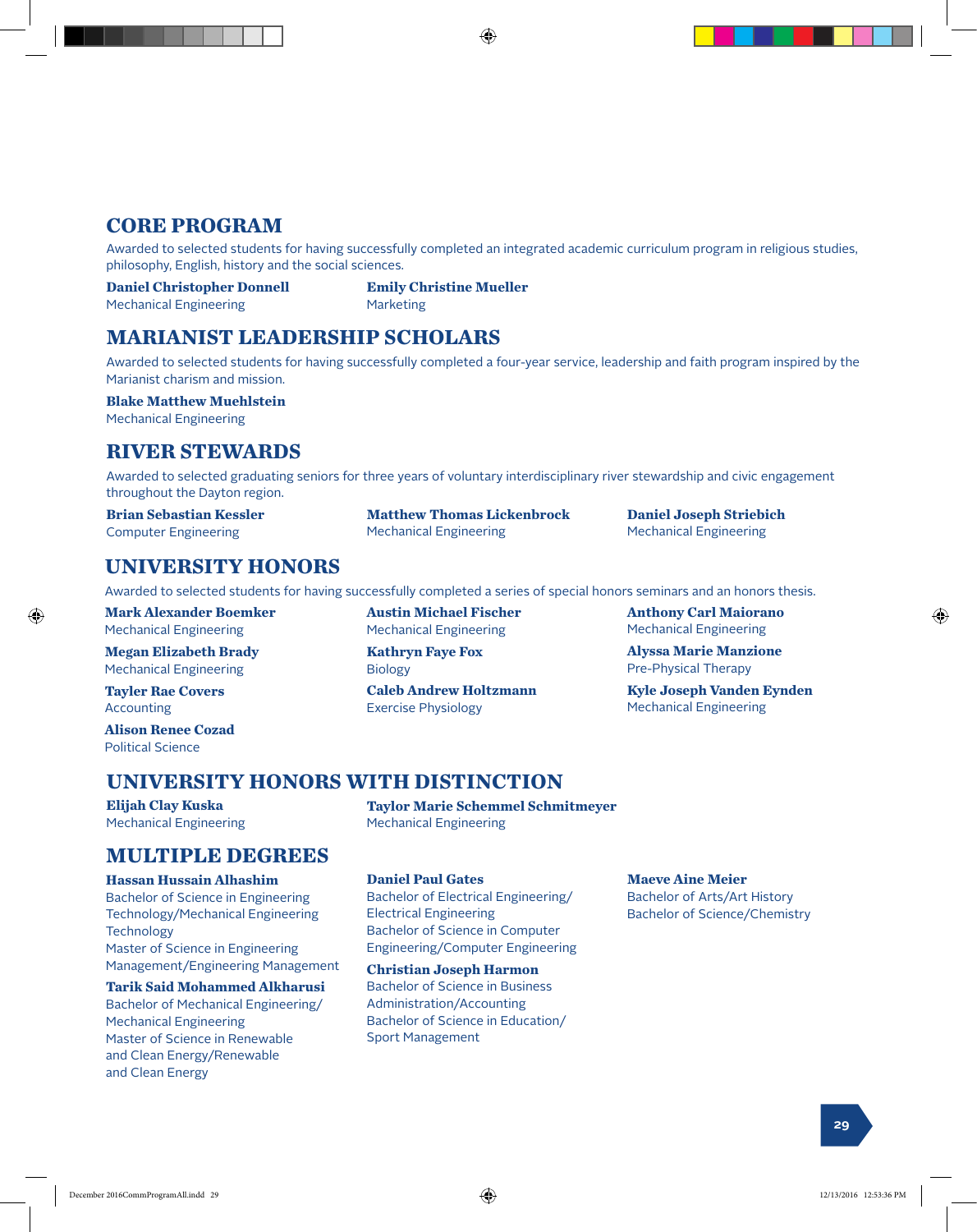## CORE PROGRAM

Awarded to selected students for having successfully completed an integrated academic curriculum program in religious studies, philosophy, English, history and the social sciences.

**Daniel Christopher Donnell**
Mechanical Engineering

**Emily Christine Mueller**
Marketing

## MARIANIST LEADERSHIP SCHOLARS

Awarded to selected students for having successfully completed a four-year service, leadership and faith program inspired by the Marianist charism and mission.

**Blake Matthew Muehlstein**
Mechanical Engineering

## RIVER STEWARDS

Awarded to selected graduating seniors for three years of voluntary interdisciplinary river stewardship and civic engagement throughout the Dayton region.

**Brian Sebastian Kessler**
Computer Engineering

**Matthew Thomas Lickenbrock**
Mechanical Engineering

**Daniel Joseph Striebich**
Mechanical Engineering

## UNIVERSITY HONORS

Awarded to selected students for having successfully completed a series of special honors seminars and an honors thesis.

**Mark Alexander Boemker**
Mechanical Engineering

**Megan Elizabeth Brady**
Mechanical Engineering

**Tayler Rae Covers**
Accounting

**Alison Renee Cozad**
Political Science

**Austin Michael Fischer**
Mechanical Engineering

**Kathryn Faye Fox**
Biology

**Caleb Andrew Holtzmann**
Exercise Physiology

**Anthony Carl Maiorano**
Mechanical Engineering

**Alyssa Marie Manzione**
Pre-Physical Therapy

**Kyle Joseph Vanden Eynden**
Mechanical Engineering

## UNIVERSITY HONORS WITH DISTINCTION

**Elijah Clay Kuska**
Mechanical Engineering

**Taylor Marie Schemmel Schmitmeyer**
Mechanical Engineering

## MULTIPLE DEGREES

**Hassan Hussain Alhashim**
Bachelor of Science in Engineering Technology/Mechanical Engineering Technology
Master of Science in Engineering Management/Engineering Management

**Tarik Said Mohammed Alkharusi**
Bachelor of Mechanical Engineering/Mechanical Engineering
Master of Science in Renewable and Clean Energy/Renewable and Clean Energy

**Daniel Paul Gates**
Bachelor of Electrical Engineering/Electrical Engineering
Bachelor of Science in Computer Engineering/Computer Engineering

**Christian Joseph Harmon**
Bachelor of Science in Business Administration/Accounting
Bachelor of Science in Education/Sport Management

**Maeve Aine Meier**
Bachelor of Arts/Art History
Bachelor of Science/Chemistry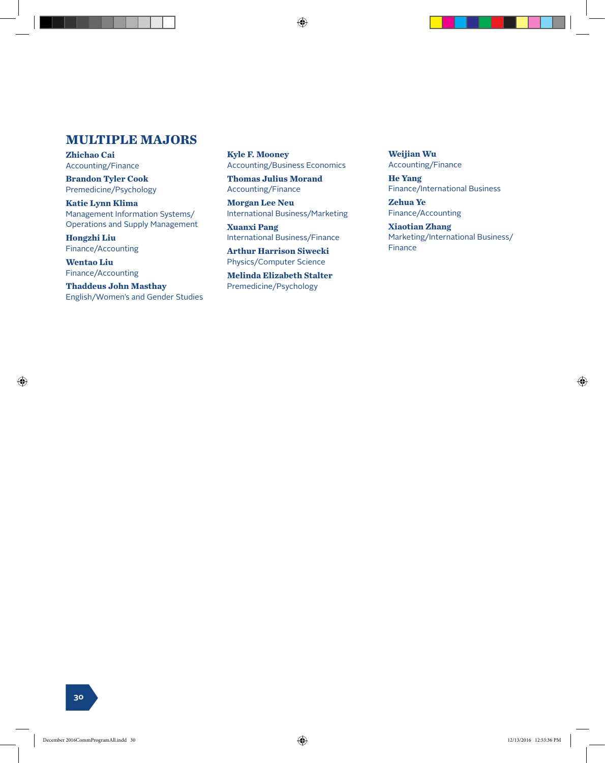## MULTIPLE MAJORS

**Zhichao Cai**
Accounting/Finance

**Brandon Tyler Cook**
Premedicine/Psychology

**Katie Lynn Klima**
Management Information Systems/
Operations and Supply Management

**Hongzhi Liu**
Finance/Accounting

**Wentao Liu**
Finance/Accounting

**Thaddeus John Masthay**
English/Women's and Gender Studies

**Kyle F. Mooney**
Accounting/Business Economics

**Thomas Julius Morand**
Accounting/Finance

**Morgan Lee Neu**
International Business/Marketing

**Xuanxi Pang**
International Business/Finance

**Arthur Harrison Siwecki**
Physics/Computer Science

**Melinda Elizabeth Stalter**
Premedicine/Psychology

**Weijian Wu**
Accounting/Finance

**He Yang**
Finance/International Business

**Zehua Ye**
Finance/Accounting

**Xiaotian Zhang**
Marketing/International Business/
Finance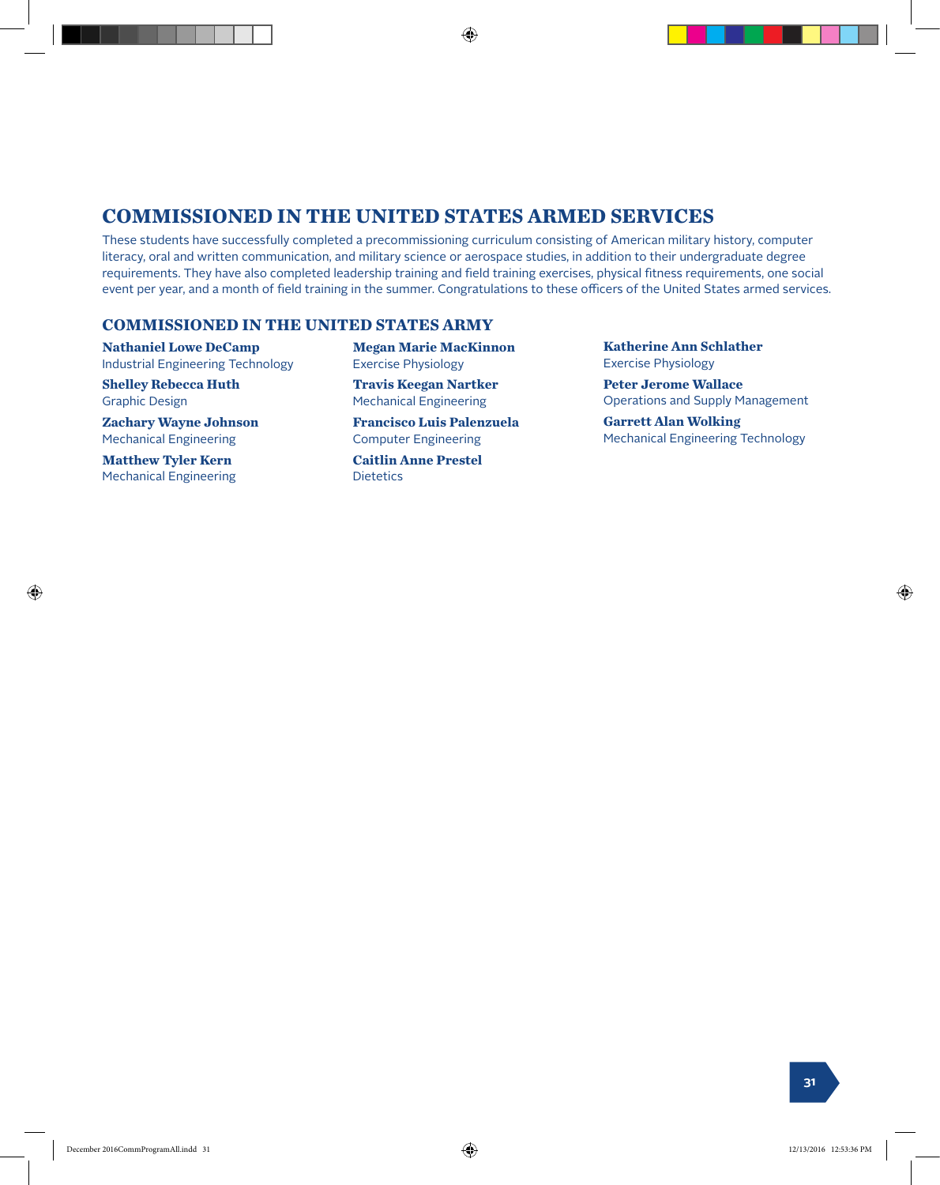## COMMISSIONED IN THE UNITED STATES ARMED SERVICES

These students have successfully completed a precommissioning curriculum consisting of American military history, computer literacy, oral and written communication, and military science or aerospace studies, in addition to their undergraduate degree requirements. They have also completed leadership training and field training exercises, physical fitness requirements, one social event per year, and a month of field training in the summer. Congratulations to these officers of the United States armed services.

### COMMISSIONED IN THE UNITED STATES ARMY

**Nathaniel Lowe DeCamp**
Industrial Engineering Technology

**Shelley Rebecca Huth**
Graphic Design

**Zachary Wayne Johnson**
Mechanical Engineering

**Matthew Tyler Kern**
Mechanical Engineering

**Megan Marie MacKinnon**
Exercise Physiology

**Travis Keegan Nartker**
Mechanical Engineering

**Francisco Luis Palenzuela**
Computer Engineering

**Caitlin Anne Prestel**
Dietetics

**Katherine Ann Schlather**
Exercise Physiology

**Peter Jerome Wallace**
Operations and Supply Management

**Garrett Alan Wolking**
Mechanical Engineering Technology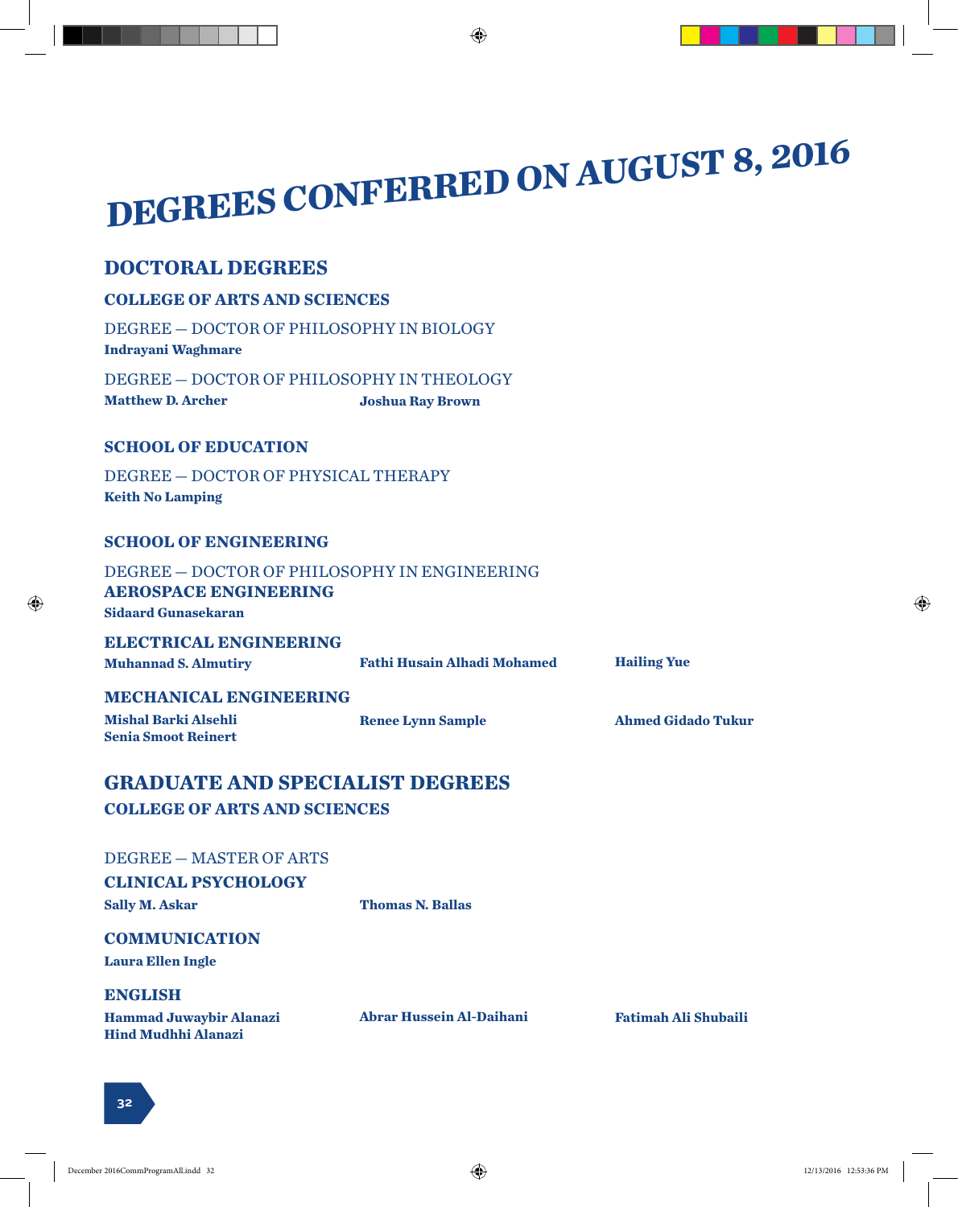# DEGREES CONFERRED ON AUGUST 8, 2016

## DOCTORAL DEGREES

### COLLEGE OF ARTS AND SCIENCES

DEGREE — DOCTOR OF PHILOSOPHY IN BIOLOGY

**Indrayani Waghmare**

DEGREE — DOCTOR OF PHILOSOPHY IN THEOLOGY

**Matthew D. Archer**
**Joshua Ray Brown**

### SCHOOL OF EDUCATION

DEGREE — DOCTOR OF PHYSICAL THERAPY

**Keith No Lamping**

### SCHOOL OF ENGINEERING

DEGREE — DOCTOR OF PHILOSOPHY IN ENGINEERING

#### AEROSPACE ENGINEERING

**Sidaard Gunasekaran**

#### ELECTRICAL ENGINEERING

**Muhannad S. Almutiry**
**Fathi Husain Alhadi Mohamed**
**Hailing Yue**

#### MECHANICAL ENGINEERING

**Mishal Barki Alsehli**
**Senia Smoot Reinert**
**Renee Lynn Sample**
**Ahmed Gidado Tukur**

## GRADUATE AND SPECIALIST DEGREES

### COLLEGE OF ARTS AND SCIENCES

DEGREE — MASTER OF ARTS

#### CLINICAL PSYCHOLOGY

**Sally M. Askar**
**Thomas N. Ballas**

#### COMMUNICATION

**Laura Ellen Ingle**

#### ENGLISH

**Hammad Juwaybir Alanazi**
**Hind Mudhhi Alanazi**
**Abrar Hussein Al-Daihani**
**Fatimah Ali Shubaili**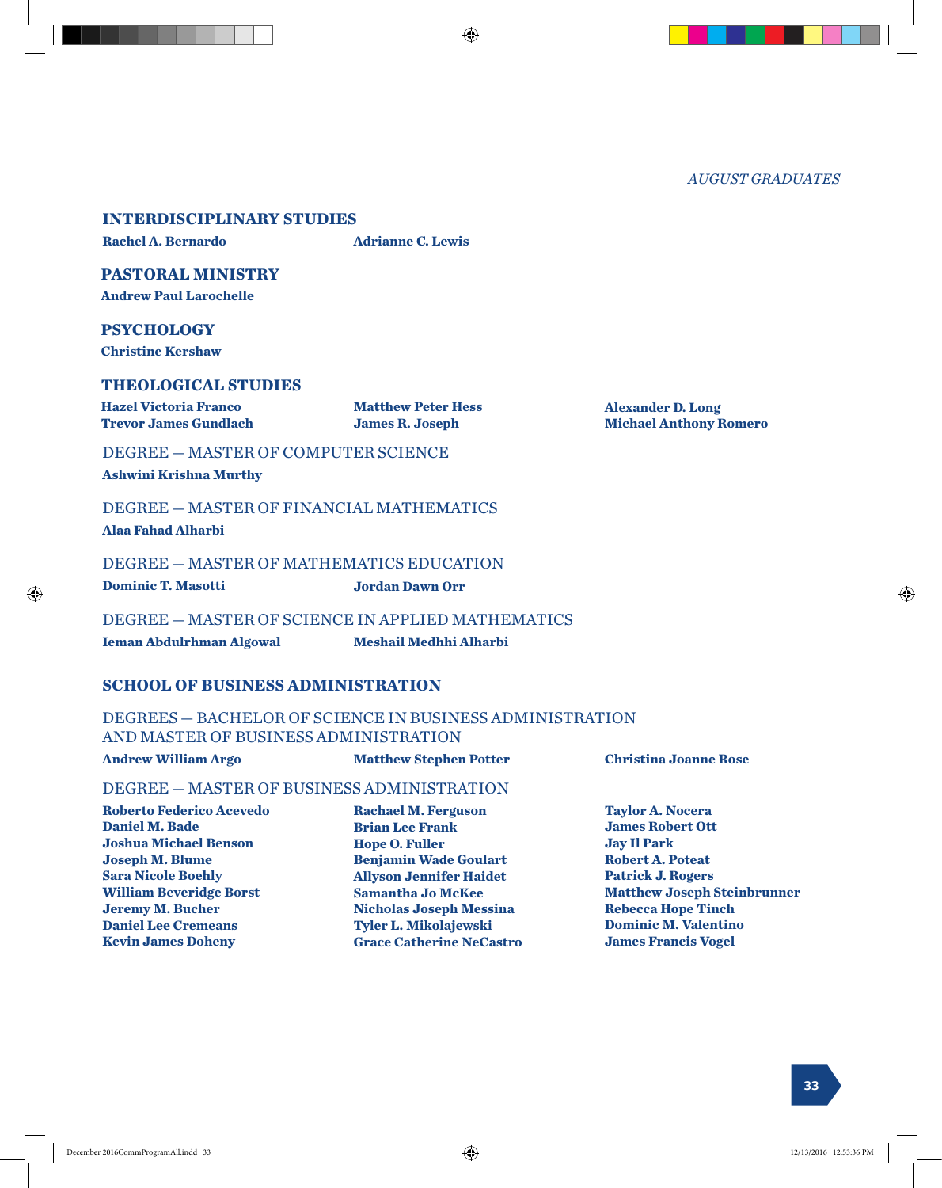*AUGUST GRADUATES*

### INTERDISCIPLINARY STUDIES

**Rachel A. Bernardo**
**Adrianne C. Lewis**

### PASTORAL MINISTRY

**Andrew Paul Larochelle**

### PSYCHOLOGY

**Christine Kershaw**

### THEOLOGICAL STUDIES

**Hazel Victoria Franco**
**Trevor James Gundlach**
**Matthew Peter Hess**
**James R. Joseph**
**Alexander D. Long**
**Michael Anthony Romero**

#### DEGREE — MASTER OF COMPUTER SCIENCE

**Ashwini Krishna Murthy**

#### DEGREE — MASTER OF FINANCIAL MATHEMATICS

**Alaa Fahad Alharbi**

#### DEGREE — MASTER OF MATHEMATICS EDUCATION

**Dominic T. Masotti**
**Jordan Dawn Orr**

#### DEGREE — MASTER OF SCIENCE IN APPLIED MATHEMATICS

**Ieman Abdulrhman Algowal**
**Meshail Medhhi Alharbi**

## SCHOOL OF BUSINESS ADMINISTRATION

#### DEGREES — BACHELOR OF SCIENCE IN BUSINESS ADMINISTRATION AND MASTER OF BUSINESS ADMINISTRATION

**Andrew William Argo**
**Matthew Stephen Potter**
**Christina Joanne Rose**

#### DEGREE — MASTER OF BUSINESS ADMINISTRATION

**Roberto Federico Acevedo**
**Daniel M. Bade**
**Joshua Michael Benson**
**Joseph M. Blume**
**Sara Nicole Boehly**
**William Beveridge Borst**
**Jeremy M. Bucher**
**Daniel Lee Cremeans**
**Kevin James Doheny**
**Rachael M. Ferguson**
**Brian Lee Frank**
**Hope O. Fuller**
**Benjamin Wade Goulart**
**Allyson Jennifer Haidet**
**Samantha Jo McKee**
**Nicholas Joseph Messina**
**Tyler L. Mikolajewski**
**Grace Catherine NeCastro**
**Taylor A. Nocera**
**James Robert Ott**
**Jay Il Park**
**Robert A. Poteat**
**Patrick J. Rogers**
**Matthew Joseph Steinbrunner**
**Rebecca Hope Tinch**
**Dominic M. Valentino**
**James Francis Vogel**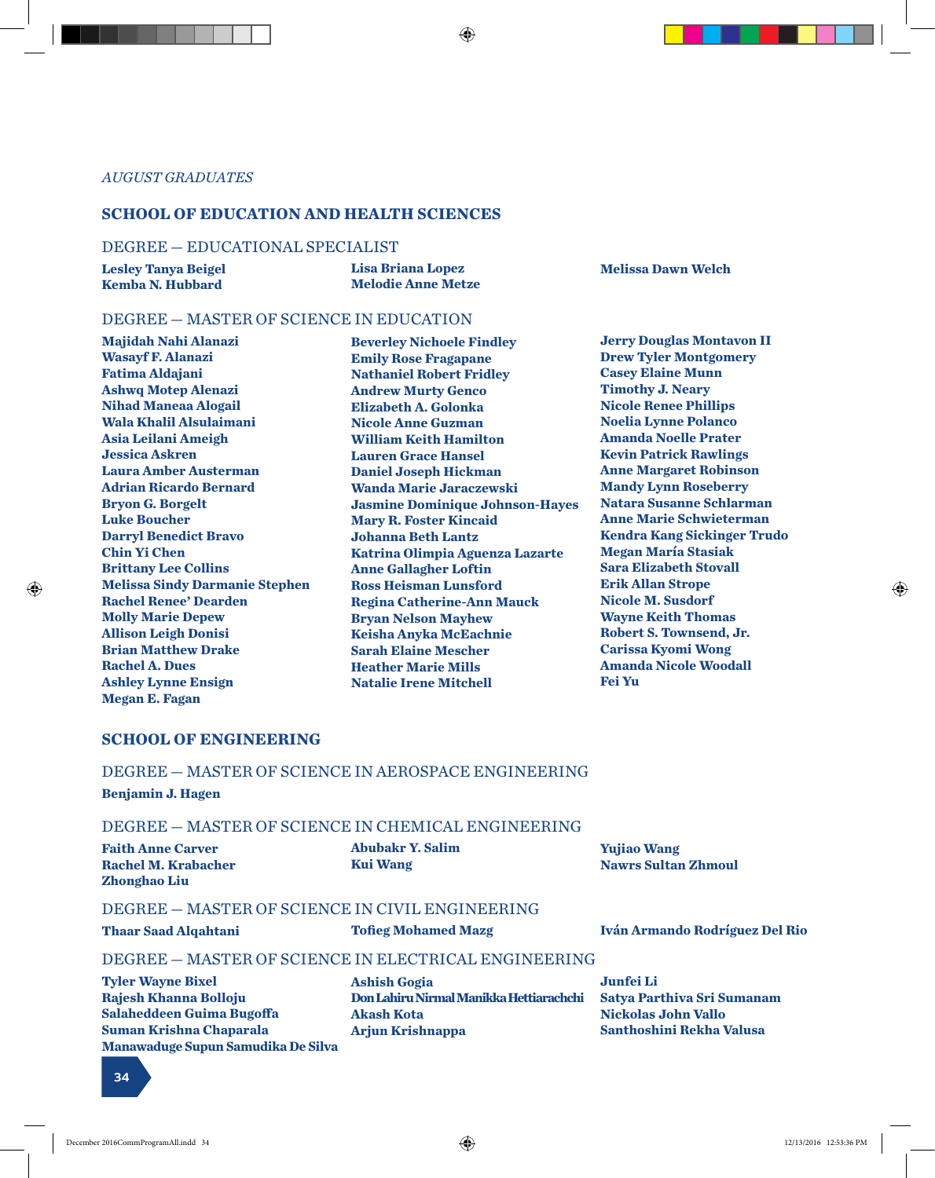*AUGUST GRADUATES*

## SCHOOL OF EDUCATION AND HEALTH SCIENCES

### DEGREE — EDUCATIONAL SPECIALIST

**Lesley Tanya Beigel**
**Kemba N. Hubbard**
**Lisa Briana Lopez**
**Melodie Anne Metze**
**Melissa Dawn Welch**

### DEGREE — MASTER OF SCIENCE IN EDUCATION

**Majidah Nahi Alanazi**
**Wasayf F. Alanazi**
**Fatima Aldajani**
**Ashwq Motep Alenazi**
**Nihad Maneaa Alogail**
**Wala Khalil Alsulaimani**
**Asia Leilani Ameigh**
**Jessica Askren**
**Laura Amber Austerman**
**Adrian Ricardo Bernard**
**Bryon G. Borgelt**
**Luke Boucher**
**Darryl Benedict Bravo**
**Chin Yi Chen**
**Brittany Lee Collins**
**Melissa Sindy Darmanie Stephen**
**Rachel Renee' Dearden**
**Molly Marie Depew**
**Allison Leigh Donisi**
**Brian Matthew Drake**
**Rachel A. Dues**
**Ashley Lynne Ensign**
**Megan E. Fagan**
**Beverley Nichoele Findley**
**Emily Rose Fragapane**
**Nathaniel Robert Fridley**
**Andrew Murty Genco**
**Elizabeth A. Golonka**
**Nicole Anne Guzman**
**William Keith Hamilton**
**Lauren Grace Hansel**
**Daniel Joseph Hickman**
**Wanda Marie Jaraczewski**
**Jasmine Dominique Johnson-Hayes**
**Mary R. Foster Kincaid**
**Johanna Beth Lantz**
**Katrina Olimpia Aguenza Lazarte**
**Anne Gallagher Loftin**
**Ross Heisman Lunsford**
**Regina Catherine-Ann Mauck**
**Bryan Nelson Mayhew**
**Keisha Anyka McEachnie**
**Sarah Elaine Mescher**
**Heather Marie Mills**
**Natalie Irene Mitchell**
**Jerry Douglas Montavon II**
**Drew Tyler Montgomery**
**Casey Elaine Munn**
**Timothy J. Neary**
**Nicole Renee Phillips**
**Noelia Lynne Polanco**
**Amanda Noelle Prater**
**Kevin Patrick Rawlings**
**Anne Margaret Robinson**
**Mandy Lynn Roseberry**
**Natara Susanne Schlarman**
**Anne Marie Schwieterman**
**Kendra Kang Sickinger Trudo**
**Megan María Stasiak**
**Sara Elizabeth Stovall**
**Erik Allan Strope**
**Nicole M. Susdorf**
**Wayne Keith Thomas**
**Robert S. Townsend, Jr.**
**Carissa Kyomi Wong**
**Amanda Nicole Woodall**
**Fei Yu**

## SCHOOL OF ENGINEERING

### DEGREE — MASTER OF SCIENCE IN AEROSPACE ENGINEERING

**Benjamin J. Hagen**

### DEGREE — MASTER OF SCIENCE IN CHEMICAL ENGINEERING

**Faith Anne Carver**
**Rachel M. Krabacher**
**Zhonghao Liu**
**Abubakr Y. Salim**
**Kui Wang**
**Yujiao Wang**
**Nawrs Sultan Zhmoul**

### DEGREE — MASTER OF SCIENCE IN CIVIL ENGINEERING

**Thaar Saad Alqahtani**
**Tofieg Mohamed Mazg**
**Iván Armando Rodríguez Del Rio**

### DEGREE — MASTER OF SCIENCE IN ELECTRICAL ENGINEERING

**Tyler Wayne Bixel**
**Rajesh Khanna Bolloju**
**Salaheddeen Guima Bugoffa**
**Suman Krishna Chaparala**
**Manawaduge Supun Samudika De Silva**
**Ashish Gogia**
**Don Lahiru Nirmal Manikka Hettiarachchi**
**Akash Kota**
**Arjun Krishnappa**
**Junfei Li**
**Satya Parthiva Sri Sumanam**
**Nickolas John Vallo**
**Santhoshini Rekha Valusa**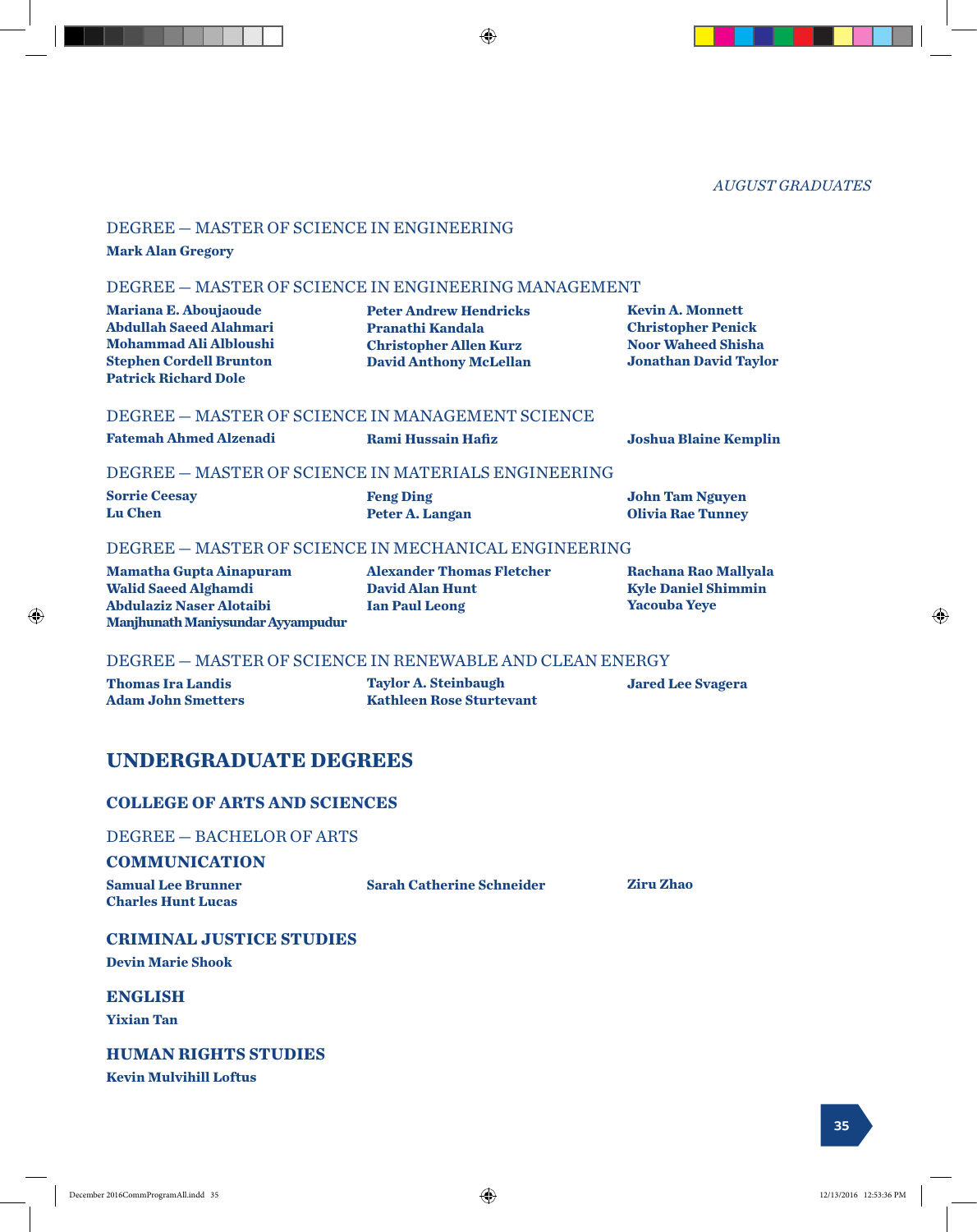*AUGUST GRADUATES*

DEGREE — MASTER OF SCIENCE IN ENGINEERING

**Mark Alan Gregory**

DEGREE — MASTER OF SCIENCE IN ENGINEERING MANAGEMENT

**Mariana E. Aboujaoude**
**Abdullah Saeed Alahmari**
**Mohammad Ali Albloushi**
**Stephen Cordell Brunton**
**Patrick Richard Dole**
**Peter Andrew Hendricks**
**Pranathi Kandala**
**Christopher Allen Kurz**
**David Anthony McLellan**
**Kevin A. Monnett**
**Christopher Penick**
**Noor Waheed Shisha**
**Jonathan David Taylor**

DEGREE — MASTER OF SCIENCE IN MANAGEMENT SCIENCE

**Fatemah Ahmed Alzenadi**
**Rami Hussain Hafiz**
**Joshua Blaine Kemplin**

DEGREE — MASTER OF SCIENCE IN MATERIALS ENGINEERING

**Sorrie Ceesay**
**Lu Chen**
**Feng Ding**
**Peter A. Langan**
**John Tam Nguyen**
**Olivia Rae Tunney**

DEGREE — MASTER OF SCIENCE IN MECHANICAL ENGINEERING

**Mamatha Gupta Ainapuram**
**Walid Saeed Alghamdi**
**Abdulaziz Naser Alotaibi**
**Manjhunath Maniysundar Ayyampudur**
**Alexander Thomas Fletcher**
**David Alan Hunt**
**Ian Paul Leong**
**Rachana Rao Mallyala**
**Kyle Daniel Shimmin**
**Yacouba Yeye**

DEGREE — MASTER OF SCIENCE IN RENEWABLE AND CLEAN ENERGY

**Thomas Ira Landis**
**Adam John Smetters**
**Taylor A. Steinbaugh**
**Kathleen Rose Sturtevant**
**Jared Lee Svagera**

# UNDERGRADUATE DEGREES

## COLLEGE OF ARTS AND SCIENCES

DEGREE — BACHELOR OF ARTS

### COMMUNICATION

**Samual Lee Brunner**
**Charles Hunt Lucas**
**Sarah Catherine Schneider**
**Ziru Zhao**

### CRIMINAL JUSTICE STUDIES

**Devin Marie Shook**

### ENGLISH

**Yixian Tan**

### HUMAN RIGHTS STUDIES

**Kevin Mulvihill Loftus**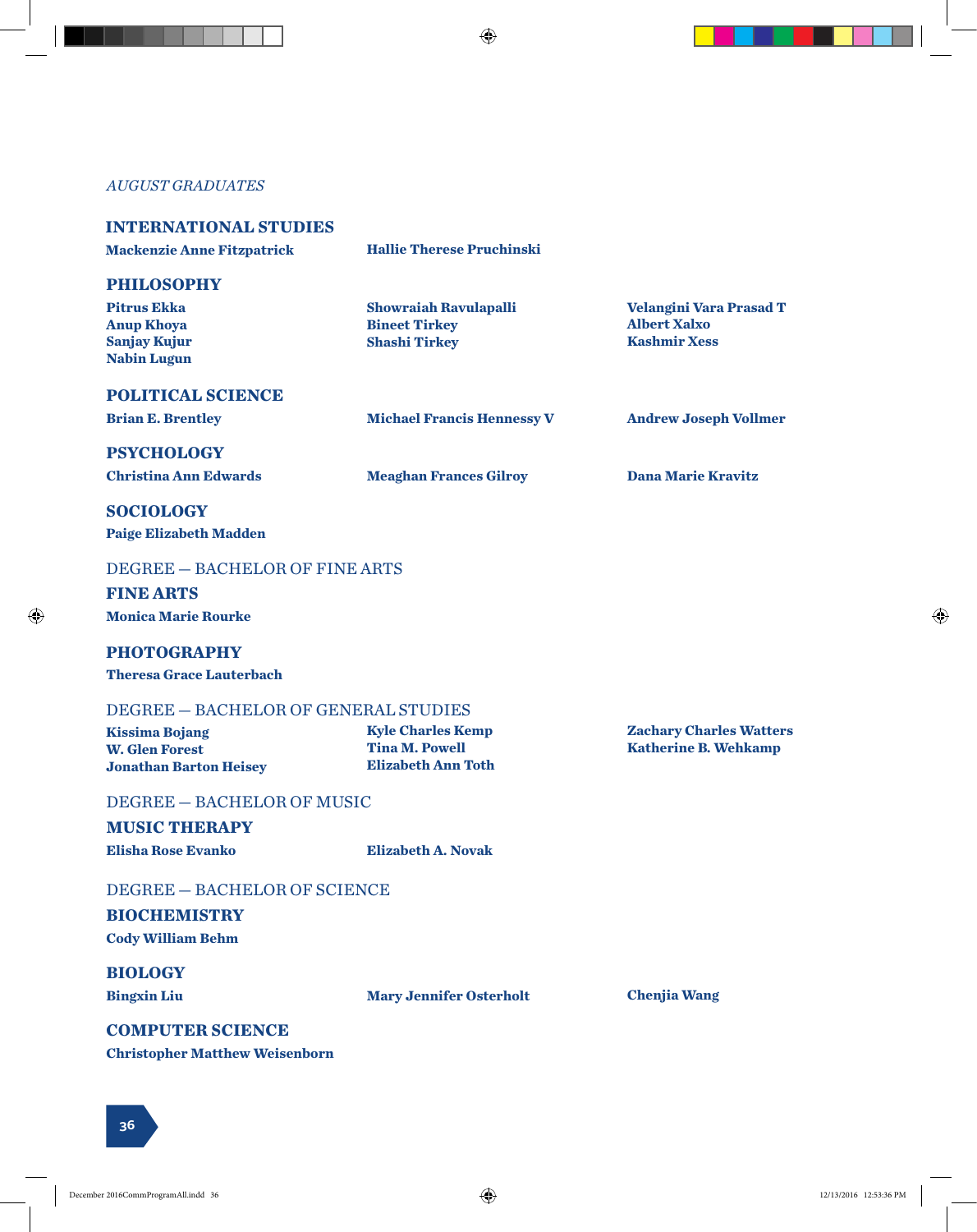*AUGUST GRADUATES*

### INTERNATIONAL STUDIES

**Mackenzie Anne Fitzpatrick**
**Hallie Therese Pruchinski**

### PHILOSOPHY

**Pitrus Ekka**
**Anup Khoya**
**Sanjay Kujur**
**Nabin Lugun**
**Showraiah Ravulapalli**
**Bineet Tirkey**
**Shashi Tirkey**
**Velangini Vara Prasad T**
**Albert Xalxo**
**Kashmir Xess**

### POLITICAL SCIENCE

**Brian E. Brentley**
**Michael Francis Hennessy V**
**Andrew Joseph Vollmer**

### PSYCHOLOGY

**Christina Ann Edwards**
**Meaghan Frances Gilroy**
**Dana Marie Kravitz**

### SOCIOLOGY

**Paige Elizabeth Madden**

## DEGREE — BACHELOR OF FINE ARTS

### FINE ARTS

**Monica Marie Rourke**

### PHOTOGRAPHY

**Theresa Grace Lauterbach**

## DEGREE — BACHELOR OF GENERAL STUDIES

**Kissima Bojang**
**W. Glen Forest**
**Jonathan Barton Heisey**
**Kyle Charles Kemp**
**Tina M. Powell**
**Elizabeth Ann Toth**
**Zachary Charles Watters**
**Katherine B. Wehkamp**

## DEGREE — BACHELOR OF MUSIC

### MUSIC THERAPY

**Elisha Rose Evanko**
**Elizabeth A. Novak**

## DEGREE — BACHELOR OF SCIENCE

### BIOCHEMISTRY

**Cody William Behm**

### BIOLOGY

**Bingxin Liu**
**Mary Jennifer Osterholt**
**Chenjia Wang**

### COMPUTER SCIENCE

**Christopher Matthew Weisenborn**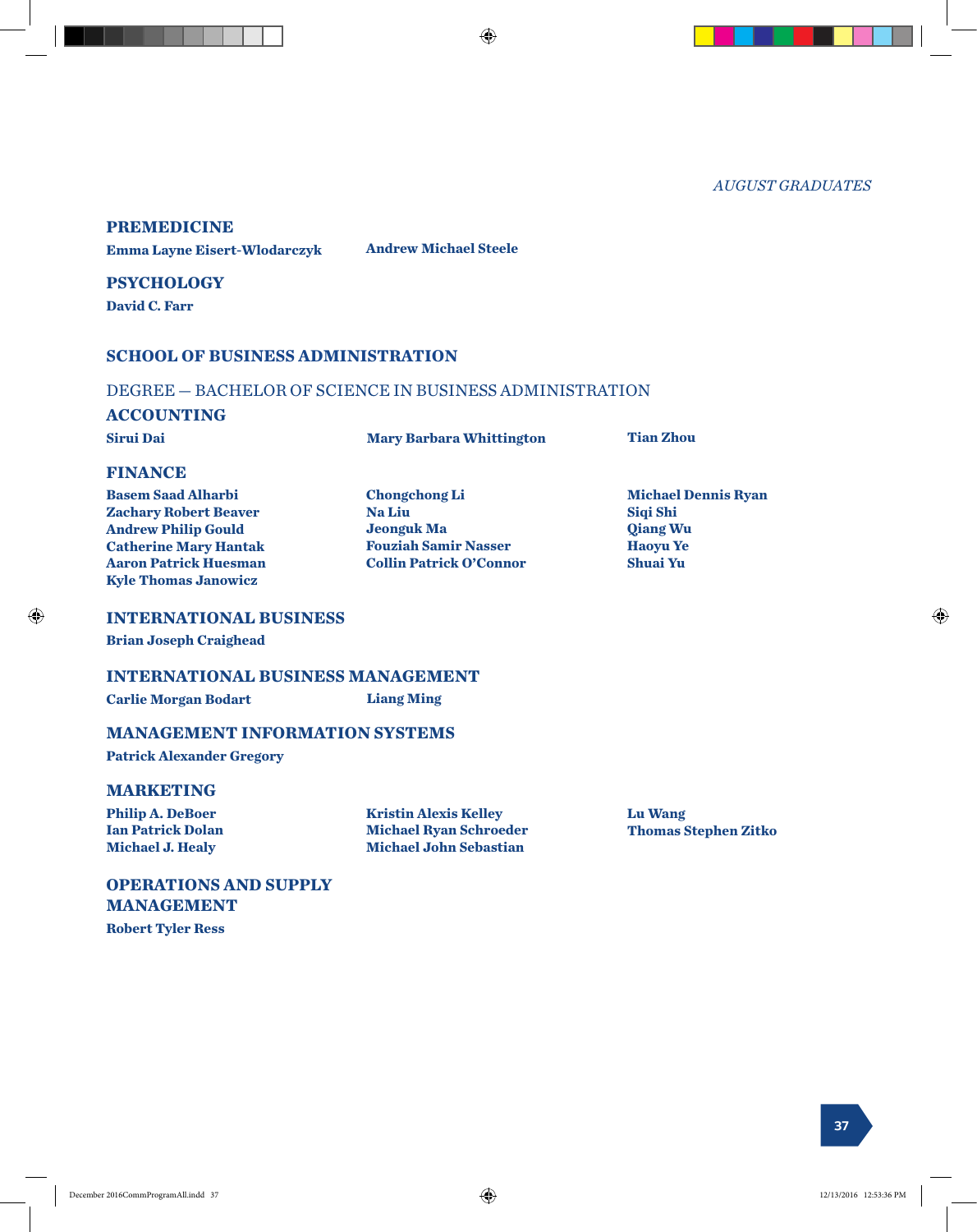## PREMEDICINE

**Emma Layne Eisert-Wlodarczyk**
**Andrew Michael Steele**

## PSYCHOLOGY

**David C. Farr**

# SCHOOL OF BUSINESS ADMINISTRATION

DEGREE — BACHELOR OF SCIENCE IN BUSINESS ADMINISTRATION

## ACCOUNTING

**Sirui Dai**
**Mary Barbara Whittington**
**Tian Zhou**

## FINANCE

**Basem Saad Alharbi**
**Zachary Robert Beaver**
**Andrew Philip Gould**
**Catherine Mary Hantak**
**Aaron Patrick Huesman**
**Kyle Thomas Janowicz**
**Chongchong Li**
**Na Liu**
**Jeonguk Ma**
**Fouziah Samir Nasser**
**Collin Patrick O'Connor**
**Michael Dennis Ryan**
**Siqi Shi**
**Qiang Wu**
**Haoyu Ye**
**Shuai Yu**

## INTERNATIONAL BUSINESS

**Brian Joseph Craighead**

## INTERNATIONAL BUSINESS MANAGEMENT

**Carlie Morgan Bodart**
**Liang Ming**

## MANAGEMENT INFORMATION SYSTEMS

**Patrick Alexander Gregory**

## MARKETING

**Philip A. DeBoer**
**Ian Patrick Dolan**
**Michael J. Healy**
**Kristin Alexis Kelley**
**Michael Ryan Schroeder**
**Michael John Sebastian**
**Lu Wang**
**Thomas Stephen Zitko**

## OPERATIONS AND SUPPLY MANAGEMENT

**Robert Tyler Ress**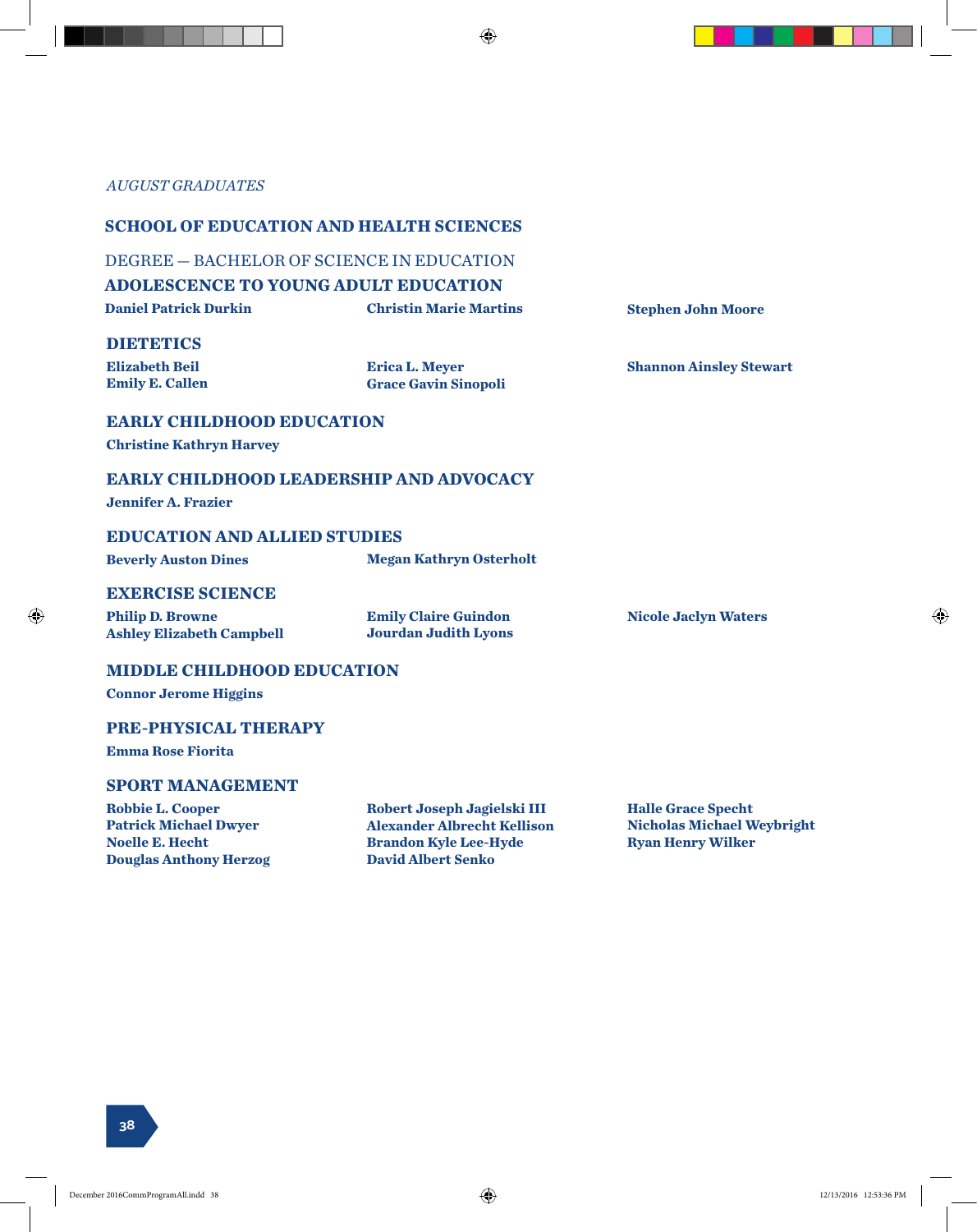*AUGUST GRADUATES*

## SCHOOL OF EDUCATION AND HEALTH SCIENCES

DEGREE — BACHELOR OF SCIENCE IN EDUCATION

### ADOLESCENCE TO YOUNG ADULT EDUCATION

**Daniel Patrick Durkin**
**Christin Marie Martins**
**Stephen John Moore**

### DIETETICS

**Elizabeth Beil**
**Emily E. Callen**
**Erica L. Meyer**
**Grace Gavin Sinopoli**
**Shannon Ainsley Stewart**

### EARLY CHILDHOOD EDUCATION

**Christine Kathryn Harvey**

### EARLY CHILDHOOD LEADERSHIP AND ADVOCACY

**Jennifer A. Frazier**

### EDUCATION AND ALLIED STUDIES

**Beverly Auston Dines**
**Megan Kathryn Osterholt**

### EXERCISE SCIENCE

**Philip D. Browne**
**Ashley Elizabeth Campbell**
**Emily Claire Guindon**
**Jourdan Judith Lyons**
**Nicole Jaclyn Waters**

### MIDDLE CHILDHOOD EDUCATION

**Connor Jerome Higgins**

### PRE-PHYSICAL THERAPY

**Emma Rose Fiorita**

### SPORT MANAGEMENT

**Robbie L. Cooper**
**Patrick Michael Dwyer**
**Noelle E. Hecht**
**Douglas Anthony Herzog**
**Robert Joseph Jagielski III**
**Alexander Albrecht Kellison**
**Brandon Kyle Lee-Hyde**
**David Albert Senko**
**Halle Grace Specht**
**Nicholas Michael Weybright**
**Ryan Henry Wilker**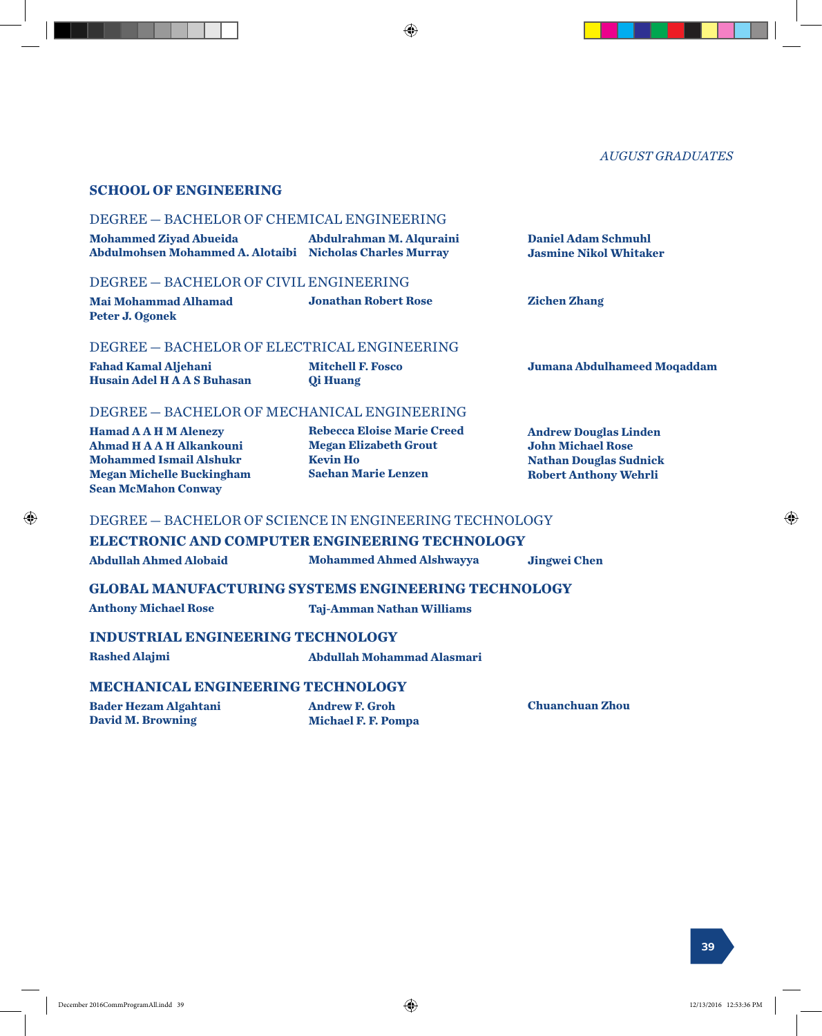*AUGUST GRADUATES*

## SCHOOL OF ENGINEERING

### DEGREE — BACHELOR OF CHEMICAL ENGINEERING

**Mohammed Ziyad Abueida**
**Abdulmohsen Mohammed A. Alotaibi**
**Abdulrahman M. Alquraini**
**Nicholas Charles Murray**
**Daniel Adam Schmuhl**
**Jasmine Nikol Whitaker**

### DEGREE — BACHELOR OF CIVIL ENGINEERING

**Mai Mohammad Alhamad**
**Peter J. Ogonek**
**Jonathan Robert Rose**
**Zichen Zhang**

### DEGREE — BACHELOR OF ELECTRICAL ENGINEERING

**Fahad Kamal Aljehani**
**Husain Adel H A A S Buhasan**
**Mitchell F. Fosco**
**Qi Huang**
**Jumana Abdulhameed Moqaddam**

### DEGREE — BACHELOR OF MECHANICAL ENGINEERING

**Hamad A A H M Alenezy**
**Ahmad H A A H Alkankouni**
**Mohammed Ismail Alshukr**
**Megan Michelle Buckingham**
**Sean McMahon Conway**
**Rebecca Eloise Marie Creed**
**Megan Elizabeth Grout**
**Kevin Ho**
**Saehan Marie Lenzen**
**Andrew Douglas Linden**
**John Michael Rose**
**Nathan Douglas Sudnick**
**Robert Anthony Wehrli**

### DEGREE — BACHELOR OF SCIENCE IN ENGINEERING TECHNOLOGY

#### ELECTRONIC AND COMPUTER ENGINEERING TECHNOLOGY

**Abdullah Ahmed Alobaid**
**Mohammed Ahmed Alshwayya**
**Jingwei Chen**

#### GLOBAL MANUFACTURING SYSTEMS ENGINEERING TECHNOLOGY

**Anthony Michael Rose**
**Taj-Amman Nathan Williams**

#### INDUSTRIAL ENGINEERING TECHNOLOGY

**Rashed Alajmi**
**Abdullah Mohammad Alasmari**

#### MECHANICAL ENGINEERING TECHNOLOGY

**Bader Hezam Algahtani**
**David M. Browning**
**Andrew F. Groh**
**Michael F. F. Pompa**
**Chuanchuan Zhou**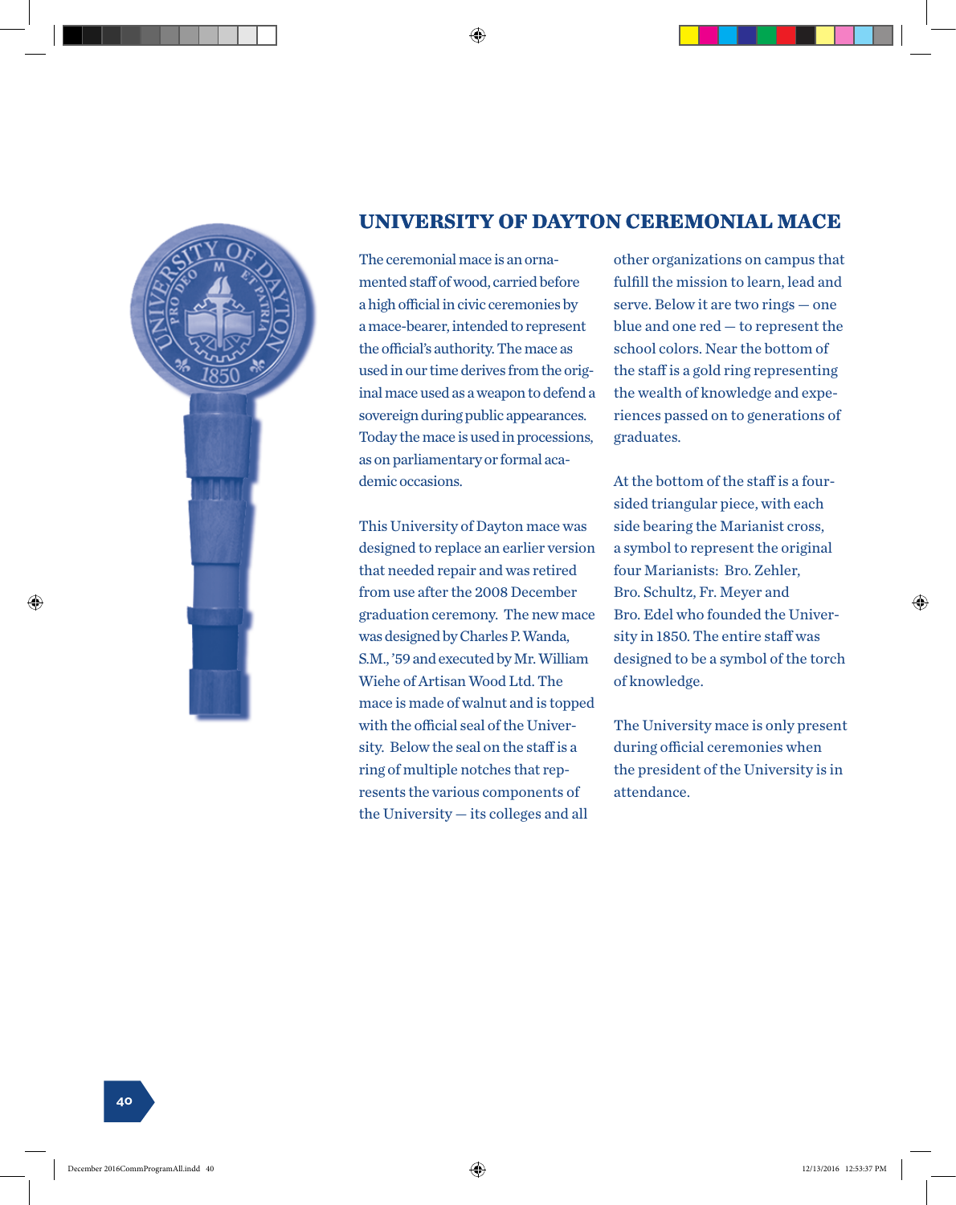## UNIVERSITY OF DAYTON CEREMONIAL MACE

The ceremonial mace is an ornamented staff of wood, carried before a high official in civic ceremonies by a mace-bearer, intended to represent the official's authority. The mace as used in our time derives from the original mace used as a weapon to defend a sovereign during public appearances. Today the mace is used in processions, as on parliamentary or formal academic occasions.

This University of Dayton mace was designed to replace an earlier version that needed repair and was retired from use after the 2008 December graduation ceremony. The new mace was designed by Charles P. Wanda, S.M., '59 and executed by Mr. William Wiehe of Artisan Wood Ltd. The mace is made of walnut and is topped with the official seal of the University. Below the seal on the staff is a ring of multiple notches that represents the various components of the University — its colleges and all other organizations on campus that fulfill the mission to learn, lead and serve. Below it are two rings — one blue and one red — to represent the school colors. Near the bottom of the staff is a gold ring representing the wealth of knowledge and experiences passed on to generations of graduates.

At the bottom of the staff is a four-sided triangular piece, with each side bearing the Marianist cross, a symbol to represent the original four Marianists: Bro. Zehler, Bro. Schultz, Fr. Meyer and Bro. Edel who founded the University in 1850. The entire staff was designed to be a symbol of the torch of knowledge.

The University mace is only present during official ceremonies when the president of the University is in attendance.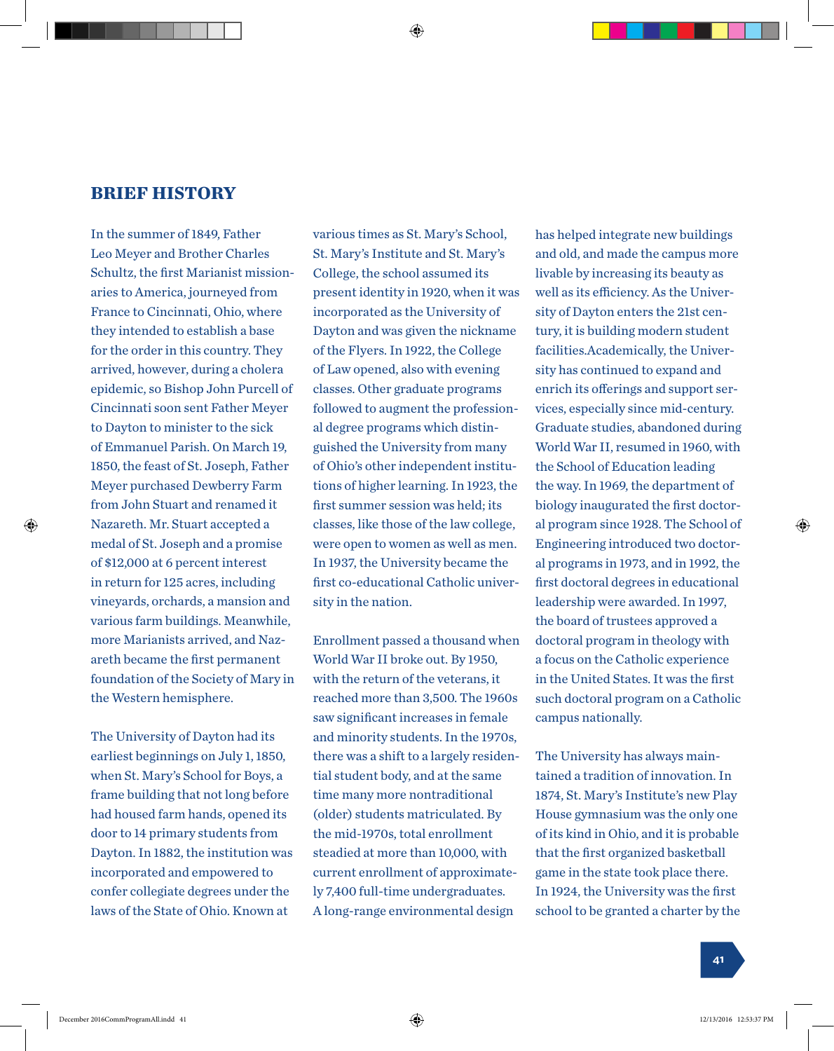## BRIEF HISTORY

In the summer of 1849, Father Leo Meyer and Brother Charles Schultz, the first Marianist missionaries to America, journeyed from France to Cincinnati, Ohio, where they intended to establish a base for the order in this country. They arrived, however, during a cholera epidemic, so Bishop John Purcell of Cincinnati soon sent Father Meyer to Dayton to minister to the sick of Emmanuel Parish. On March 19, 1850, the feast of St. Joseph, Father Meyer purchased Dewberry Farm from John Stuart and renamed it Nazareth. Mr. Stuart accepted a medal of St. Joseph and a promise of $12,000 at 6 percent interest in return for 125 acres, including vineyards, orchards, a mansion and various farm buildings. Meanwhile, more Marianists arrived, and Nazareth became the first permanent foundation of the Society of Mary in the Western hemisphere.

The University of Dayton had its earliest beginnings on July 1, 1850, when St. Mary's School for Boys, a frame building that not long before had housed farm hands, opened its door to 14 primary students from Dayton. In 1882, the institution was incorporated and empowered to confer collegiate degrees under the laws of the State of Ohio. Known at various times as St. Mary's School, St. Mary's Institute and St. Mary's College, the school assumed its present identity in 1920, when it was incorporated as the University of Dayton and was given the nickname of the Flyers. In 1922, the College of Law opened, also with evening classes. Other graduate programs followed to augment the professional degree programs which distinguished the University from many of Ohio's other independent institutions of higher learning. In 1923, the first summer session was held; its classes, like those of the law college, were open to women as well as men. In 1937, the University became the first co-educational Catholic university in the nation.

Enrollment passed a thousand when World War II broke out. By 1950, with the return of the veterans, it reached more than 3,500. The 1960s saw significant increases in female and minority students. In the 1970s, there was a shift to a largely residential student body, and at the same time many more nontraditional (older) students matriculated. By the mid-1970s, total enrollment steadied at more than 10,000, with current enrollment of approximately 7,400 full-time undergraduates. A long-range environmental design has helped integrate new buildings and old, and made the campus more livable by increasing its beauty as well as its efficiency. As the University of Dayton enters the 21st century, it is building modern student facilities.Academically, the University has continued to expand and enrich its offerings and support services, especially since mid-century. Graduate studies, abandoned during World War II, resumed in 1960, with the School of Education leading the way. In 1969, the department of biology inaugurated the first doctoral program since 1928. The School of Engineering introduced two doctoral programs in 1973, and in 1992, the first doctoral degrees in educational leadership were awarded. In 1997, the board of trustees approved a doctoral program in theology with a focus on the Catholic experience in the United States. It was the first such doctoral program on a Catholic campus nationally.

The University has always maintained a tradition of innovation. In 1874, St. Mary's Institute's new Play House gymnasium was the only one of its kind in Ohio, and it is probable that the first organized basketball game in the state took place there. In 1924, the University was the first school to be granted a charter by the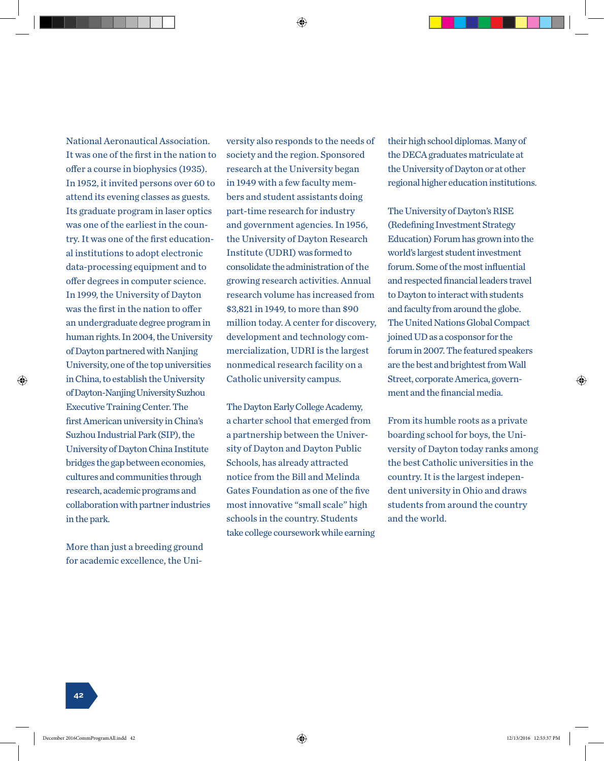National Aeronautical Association. It was one of the first in the nation to offer a course in biophysics (1935). In 1952, it invited persons over 60 to attend its evening classes as guests. Its graduate program in laser optics was one of the earliest in the country. It was one of the first educational institutions to adopt electronic data-processing equipment and to offer degrees in computer science. In 1999, the University of Dayton was the first in the nation to offer an undergraduate degree program in human rights. In 2004, the University of Dayton partnered with Nanjing University, one of the top universities in China, to establish the University of Dayton-Nanjing University Suzhou Executive Training Center. The first American university in China's Suzhou Industrial Park (SIP), the University of Dayton China Institute bridges the gap between economies, cultures and communities through research, academic programs and collaboration with partner industries in the park.

More than just a breeding ground for academic excellence, the University also responds to the needs of society and the region. Sponsored research at the University began in 1949 with a few faculty members and student assistants doing part-time research for industry and government agencies. In 1956, the University of Dayton Research Institute (UDRI) was formed to consolidate the administration of the growing research activities. Annual research volume has increased from $3,821 in 1949, to more than $90 million today. A center for discovery, development and technology commercialization, UDRI is the largest nonmedical research facility on a Catholic university campus.

The Dayton Early College Academy, a charter school that emerged from a partnership between the University of Dayton and Dayton Public Schools, has already attracted notice from the Bill and Melinda Gates Foundation as one of the five most innovative "small scale" high schools in the country. Students take college coursework while earning their high school diplomas. Many of the DECA graduates matriculate at the University of Dayton or at other regional higher education institutions.

The University of Dayton's RISE (Redefining Investment Strategy Education) Forum has grown into the world's largest student investment forum. Some of the most influential and respected financial leaders travel to Dayton to interact with students and faculty from around the globe. The United Nations Global Compact joined UD as a cosponsor for the forum in 2007. The featured speakers are the best and brightest from Wall Street, corporate America, government and the financial media.

From its humble roots as a private boarding school for boys, the University of Dayton today ranks among the best Catholic universities in the country. It is the largest independent university in Ohio and draws students from around the country and the world.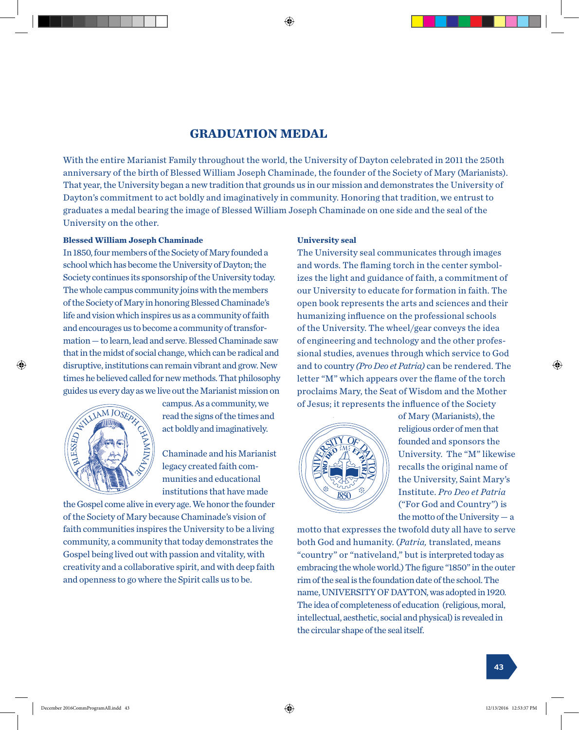## GRADUATION MEDAL

With the entire Marianist Family throughout the world, the University of Dayton celebrated in 2011 the 250th anniversary of the birth of Blessed William Joseph Chaminade, the founder of the Society of Mary (Marianists). That year, the University began a new tradition that grounds us in our mission and demonstrates the University of Dayton's commitment to act boldly and imaginatively in community. Honoring that tradition, we entrust to graduates a medal bearing the image of Blessed William Joseph Chaminade on one side and the seal of the University on the other.

**Blessed William Joseph Chaminade**

In 1850, four members of the Society of Mary founded a school which has become the University of Dayton; the Society continues its sponsorship of the University today. The whole campus community joins with the members of the Society of Mary in honoring Blessed Chaminade's life and vision which inspires us as a community of faith and encourages us to become a community of transformation — to learn, lead and serve. Blessed Chaminade saw that in the midst of social change, which can be radical and disruptive, institutions can remain vibrant and grow. New times he believed called for new methods. That philosophy guides us every day as we live out the Marianist mission on campus. As a community, we read the signs of the times and act boldly and imaginatively.

Chaminade and his Marianist legacy created faith communities and educational institutions that have made the Gospel come alive in every age. We honor the founder of the Society of Mary because Chaminade's vision of faith communities inspires the University to be a living community, a community that today demonstrates the Gospel being lived out with passion and vitality, with creativity and a collaborative spirit, and with deep faith and openness to go where the Spirit calls us to be.

**University seal**

The University seal communicates through images and words. The flaming torch in the center symbolizes the light and guidance of faith, a commitment of our University to educate for formation in faith. The open book represents the arts and sciences and their humanizing influence on the professional schools of the University. The wheel/gear conveys the idea of engineering and technology and the other professional studies, avenues through which service to God and to country *(Pro Deo et Patria)* can be rendered. The letter "M" which appears over the flame of the torch proclaims Mary, the Seat of Wisdom and the Mother of Jesus; it represents the influence of the Society of Mary (Marianists), the religious order of men that founded and sponsors the University. The "M" likewise recalls the original name of the University, Saint Mary's Institute. *Pro Deo et Patria* ("For God and Country") is the motto of the University — a motto that expresses the twofold duty all have to serve both God and humanity. (*Patria,* translated, means "country" or "nativeland," but is interpreted today as embracing the whole world.) The figure "1850" in the outer rim of the seal is the foundation date of the school. The name, UNIVERSITY OF DAYTON, was adopted in 1920. The idea of completeness of education (religious, moral, intellectual, aesthetic, social and physical) is revealed in the circular shape of the seal itself.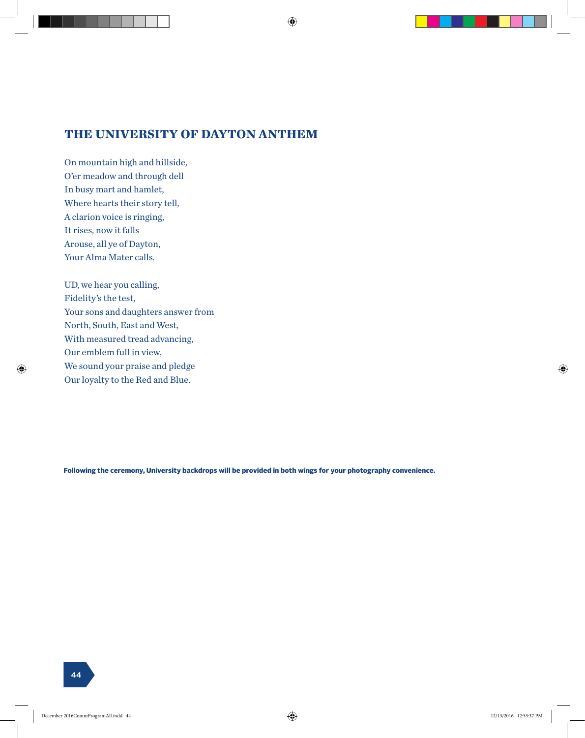# THE UNIVERSITY OF DAYTON ANTHEM

On mountain high and hillside,
O'er meadow and through dell
In busy mart and hamlet,
Where hearts their story tell,
A clarion voice is ringing,
It rises, now it falls
Arouse, all ye of Dayton,
Your Alma Mater calls.

UD, we hear you calling,
Fidelity's the test,
Your sons and daughters answer from
North, South, East and West,
With measured tread advancing,
Our emblem full in view,
We sound your praise and pledge
Our loyalty to the Red and Blue.

**Following the ceremony, University backdrops will be provided in both wings for your photography convenience.**